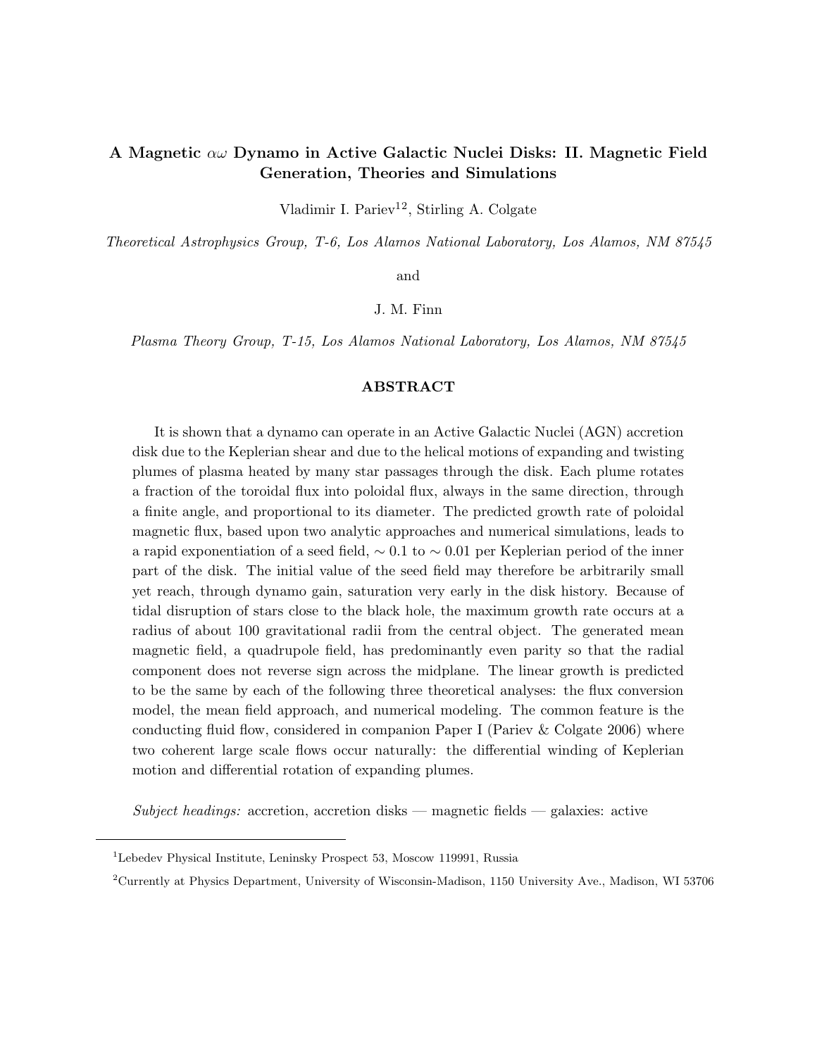# A Magnetic $\alpha\omega$ Dynamo in Active Galactic Nuclei Disks: II. Magnetic Field Generation, Theories and Simulations

Vladimir I. Pariev[1,2], Stirling A. Colgate

*Theoretical Astrophysics Group, T-6, Los Alamos National Laboratory, Los Alamos, NM 87545*

and

J. M. Finn

*Plasma Theory Group, T-15, Los Alamos National Laboratory, Los Alamos, NM 87545*

## ABSTRACT

It is shown that a dynamo can operate in an Active Galactic Nuclei (AGN) accretion disk due to the Keplerian shear and due to the helical motions of expanding and twisting plumes of plasma heated by many star passages through the disk. Each plume rotates a fraction of the toroidal flux into poloidal flux, always in the same direction, through a finite angle, and proportional to its diameter. The predicted growth rate of poloidal magnetic flux, based upon two analytic approaches and numerical simulations, leads to a rapid exponentiation of a seed field, $\sim 0.1$ to $\sim 0.01$ per Keplerian period of the inner part of the disk. The initial value of the seed field may therefore be arbitrarily small yet reach, through dynamo gain, saturation very early in the disk history. Because of tidal disruption of stars close to the black hole, the maximum growth rate occurs at a radius of about 100 gravitational radii from the central object. The generated mean magnetic field, a quadrupole field, has predominantly even parity so that the radial component does not reverse sign across the midplane. The linear growth is predicted to be the same by each of the following three theoretical analyses: the flux conversion model, the mean field approach, and numerical modeling. The common feature is the conducting fluid flow, considered in companion Paper I (Pariev & Colgate 2006) where two coherent large scale flows occur naturally: the differential winding of Keplerian motion and differential rotation of expanding plumes.

*Subject headings:* accretion, accretion disks — magnetic fields — galaxies: active

---

[1]Lebedev Physical Institute, Leninsky Prospect 53, Moscow 119991, Russia

[2]Currently at Physics Department, University of Wisconsin-Madison, 1150 University Ave., Madison, WI 53706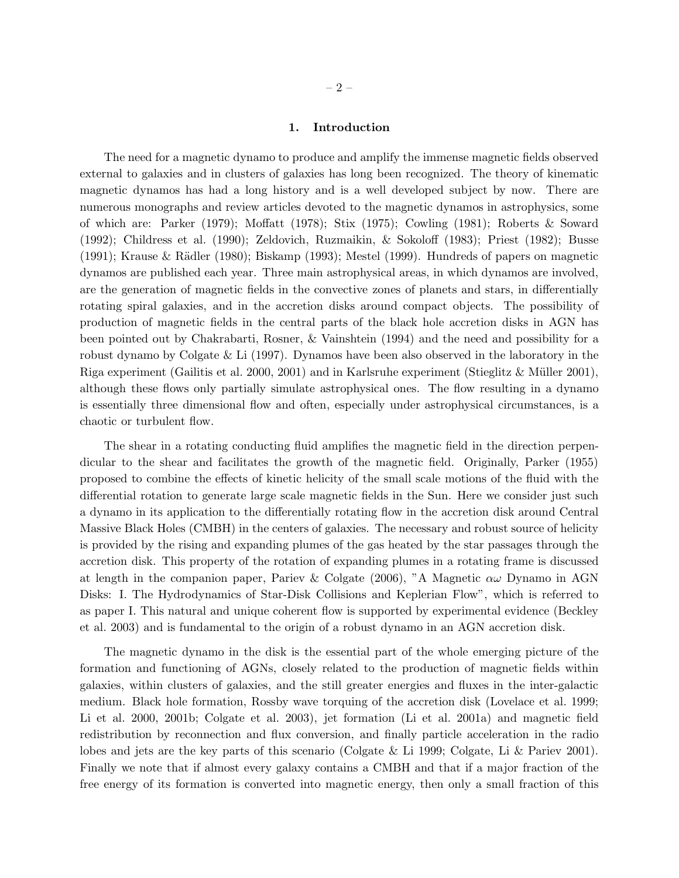## 1. Introduction

The need for a magnetic dynamo to produce and amplify the immense magnetic fields observed external to galaxies and in clusters of galaxies has long been recognized. The theory of kinematic magnetic dynamos has had a long history and is a well developed subject by now. There are numerous monographs and review articles devoted to the magnetic dynamos in astrophysics, some of which are: Parker (1979); Moffatt (1978); Stix (1975); Cowling (1981); Roberts & Soward (1992); Childress et al. (1990); Zeldovich, Ruzmaikin, & Sokoloff (1983); Priest (1982); Busse (1991); Krause & Rädler (1980); Biskamp (1993); Mestel (1999). Hundreds of papers on magnetic dynamos are published each year. Three main astrophysical areas, in which dynamos are involved, are the generation of magnetic fields in the convective zones of planets and stars, in differentially rotating spiral galaxies, and in the accretion disks around compact objects. The possibility of production of magnetic fields in the central parts of the black hole accretion disks in AGN has been pointed out by Chakrabarti, Rosner, & Vainshtein (1994) and the need and possibility for a robust dynamo by Colgate & Li (1997). Dynamos have been also observed in the laboratory in the Riga experiment (Gailitis et al. 2000, 2001) and in Karlsruhe experiment (Stieglitz & Müller 2001), although these flows only partially simulate astrophysical ones. The flow resulting in a dynamo is essentially three dimensional flow and often, especially under astrophysical circumstances, is a chaotic or turbulent flow.

The shear in a rotating conducting fluid amplifies the magnetic field in the direction perpendicular to the shear and facilitates the growth of the magnetic field. Originally, Parker (1955) proposed to combine the effects of kinetic helicity of the small scale motions of the fluid with the differential rotation to generate large scale magnetic fields in the Sun. Here we consider just such a dynamo in its application to the differentially rotating flow in the accretion disk around Central Massive Black Holes (CMBH) in the centers of galaxies. The necessary and robust source of helicity is provided by the rising and expanding plumes of the gas heated by the star passages through the accretion disk. This property of the rotation of expanding plumes in a rotating frame is discussed at length in the companion paper, Pariev & Colgate (2006), "A Magnetic $\alpha\omega$ Dynamo in AGN Disks: I. The Hydrodynamics of Star-Disk Collisions and Keplerian Flow", which is referred to as paper I. This natural and unique coherent flow is supported by experimental evidence (Beckley et al. 2003) and is fundamental to the origin of a robust dynamo in an AGN accretion disk.

The magnetic dynamo in the disk is the essential part of the whole emerging picture of the formation and functioning of AGNs, closely related to the production of magnetic fields within galaxies, within clusters of galaxies, and the still greater energies and fluxes in the inter-galactic medium. Black hole formation, Rossby wave torquing of the accretion disk (Lovelace et al. 1999; Li et al. 2000, 2001b; Colgate et al. 2003), jet formation (Li et al. 2001a) and magnetic field redistribution by reconnection and flux conversion, and finally particle acceleration in the radio lobes and jets are the key parts of this scenario (Colgate & Li 1999; Colgate, Li & Pariev 2001). Finally we note that if almost every galaxy contains a CMBH and that if a major fraction of the free energy of its formation is converted into magnetic energy, then only a small fraction of this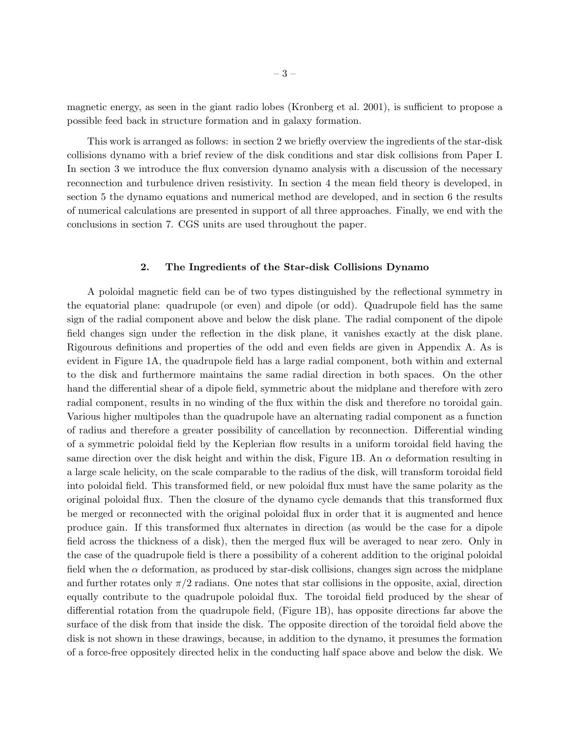magnetic energy, as seen in the giant radio lobes (Kronberg et al. 2001), is sufficient to propose a possible feed back in structure formation and in galaxy formation.

This work is arranged as follows: in section 2 we briefly overview the ingredients of the star-disk collisions dynamo with a brief review of the disk conditions and star disk collisions from Paper I. In section 3 we introduce the flux conversion dynamo analysis with a discussion of the necessary reconnection and turbulence driven resistivity. In section 4 the mean field theory is developed, in section 5 the dynamo equations and numerical method are developed, and in section 6 the results of numerical calculations are presented in support of all three approaches. Finally, we end with the conclusions in section 7. CGS units are used throughout the paper.

## 2. The Ingredients of the Star-disk Collisions Dynamo

A poloidal magnetic field can be of two types distinguished by the reflectional symmetry in the equatorial plane: quadrupole (or even) and dipole (or odd). Quadrupole field has the same sign of the radial component above and below the disk plane. The radial component of the dipole field changes sign under the reflection in the disk plane, it vanishes exactly at the disk plane. Rigourous definitions and properties of the odd and even fields are given in Appendix A. As is evident in Figure 1A, the quadrupole field has a large radial component, both within and external to the disk and furthermore maintains the same radial direction in both spaces. On the other hand the differential shear of a dipole field, symmetric about the midplane and therefore with zero radial component, results in no winding of the flux within the disk and therefore no toroidal gain. Various higher multipoles than the quadrupole have an alternating radial component as a function of radius and therefore a greater possibility of cancellation by reconnection. Differential winding of a symmetric poloidal field by the Keplerian flow results in a uniform toroidal field having the same direction over the disk height and within the disk, Figure 1B. An $\alpha$ deformation resulting in a large scale helicity, on the scale comparable to the radius of the disk, will transform toroidal field into poloidal field. This transformed field, or new poloidal flux must have the same polarity as the original poloidal flux. Then the closure of the dynamo cycle demands that this transformed flux be merged or reconnected with the original poloidal flux in order that it is augmented and hence produce gain. If this transformed flux alternates in direction (as would be the case for a dipole field across the thickness of a disk), then the merged flux will be averaged to near zero. Only in the case of the quadrupole field is there a possibility of a coherent addition to the original poloidal field when the $\alpha$ deformation, as produced by star-disk collisions, changes sign across the midplane and further rotates only $\pi/2$ radians. One notes that star collisions in the opposite, axial, direction equally contribute to the quadrupole poloidal flux. The toroidal field produced by the shear of differential rotation from the quadrupole field, (Figure 1B), has opposite directions far above the surface of the disk from that inside the disk. The opposite direction of the toroidal field above the disk is not shown in these drawings, because, in addition to the dynamo, it presumes the formation of a force-free oppositely directed helix in the conducting half space above and below the disk. We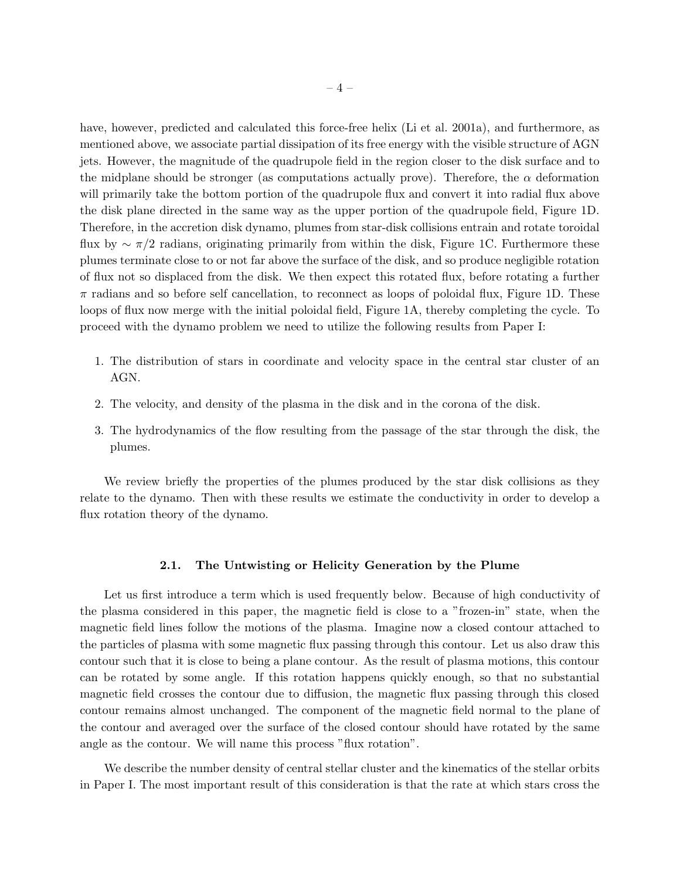have, however, predicted and calculated this force-free helix (Li et al. 2001a), and furthermore, as mentioned above, we associate partial dissipation of its free energy with the visible structure of AGN jets. However, the magnitude of the quadrupole field in the region closer to the disk surface and to the midplane should be stronger (as computations actually prove). Therefore, the $\alpha$ deformation will primarily take the bottom portion of the quadrupole flux and convert it into radial flux above the disk plane directed in the same way as the upper portion of the quadrupole field, Figure 1D. Therefore, in the accretion disk dynamo, plumes from star-disk collisions entrain and rotate toroidal flux by $\sim \pi/2$ radians, originating primarily from within the disk, Figure 1C. Furthermore these plumes terminate close to or not far above the surface of the disk, and so produce negligible rotation of flux not so displaced from the disk. We then expect this rotated flux, before rotating a further $\pi$ radians and so before self cancellation, to reconnect as loops of poloidal flux, Figure 1D. These loops of flux now merge with the initial poloidal field, Figure 1A, thereby completing the cycle. To proceed with the dynamo problem we need to utilize the following results from Paper I:

1. The distribution of stars in coordinate and velocity space in the central star cluster of an AGN.
2. The velocity, and density of the plasma in the disk and in the corona of the disk.
3. The hydrodynamics of the flow resulting from the passage of the star through the disk, the plumes.

We review briefly the properties of the plumes produced by the star disk collisions as they relate to the dynamo. Then with these results we estimate the conductivity in order to develop a flux rotation theory of the dynamo.

### 2.1. The Untwisting or Helicity Generation by the Plume

Let us first introduce a term which is used frequently below. Because of high conductivity of the plasma considered in this paper, the magnetic field is close to a "frozen-in" state, when the magnetic field lines follow the motions of the plasma. Imagine now a closed contour attached to the particles of plasma with some magnetic flux passing through this contour. Let us also draw this contour such that it is close to being a plane contour. As the result of plasma motions, this contour can be rotated by some angle. If this rotation happens quickly enough, so that no substantial magnetic field crosses the contour due to diffusion, the magnetic flux passing through this closed contour remains almost unchanged. The component of the magnetic field normal to the plane of the contour and averaged over the surface of the closed contour should have rotated by the same angle as the contour. We will name this process "flux rotation".

We describe the number density of central stellar cluster and the kinematics of the stellar orbits in Paper I. The most important result of this consideration is that the rate at which stars cross the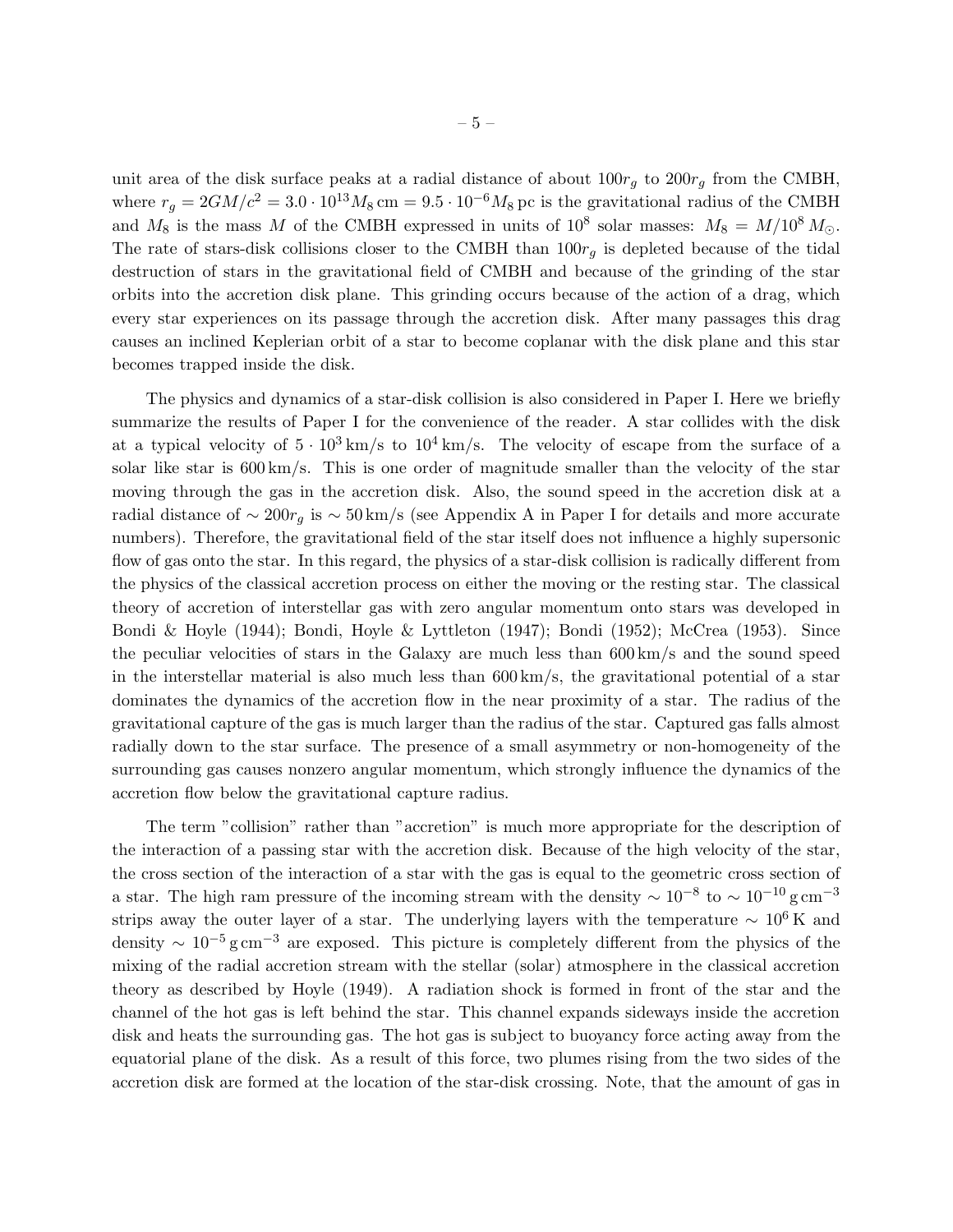unit area of the disk surface peaks at a radial distance of about $100r_g$ to $200r_g$ from the CMBH, where $r_g = 2GM/c^2 = 3.0 \cdot 10^{13} M_8\,\mathrm{cm} = 9.5 \cdot 10^{-6} M_8\,\mathrm{pc}$ is the gravitational radius of the CMBH and $M_8$ is the mass $M$ of the CMBH expressed in units of $10^8$ solar masses: $M_8 = M/10^8\,M_\odot$. The rate of stars-disk collisions closer to the CMBH than $100r_g$ is depleted because of the tidal destruction of stars in the gravitational field of CMBH and because of the grinding of the star orbits into the accretion disk plane. This grinding occurs because of the action of a drag, which every star experiences on its passage through the accretion disk. After many passages this drag causes an inclined Keplerian orbit of a star to become coplanar with the disk plane and this star becomes trapped inside the disk.

The physics and dynamics of a star-disk collision is also considered in Paper I. Here we briefly summarize the results of Paper I for the convenience of the reader. A star collides with the disk at a typical velocity of $5 \cdot 10^3\,\mathrm{km/s}$ to $10^4\,\mathrm{km/s}$. The velocity of escape from the surface of a solar like star is $600\,\mathrm{km/s}$. This is one order of magnitude smaller than the velocity of the star moving through the gas in the accretion disk. Also, the sound speed in the accretion disk at a radial distance of $\sim 200r_g$ is $\sim 50\,\mathrm{km/s}$ (see Appendix A in Paper I for details and more accurate numbers). Therefore, the gravitational field of the star itself does not influence a highly supersonic flow of gas onto the star. In this regard, the physics of a star-disk collision is radically different from the physics of the classical accretion process on either the moving or the resting star. The classical theory of accretion of interstellar gas with zero angular momentum onto stars was developed in Bondi & Hoyle (1944); Bondi, Hoyle & Lyttleton (1947); Bondi (1952); McCrea (1953). Since the peculiar velocities of stars in the Galaxy are much less than $600\,\mathrm{km/s}$ and the sound speed in the interstellar material is also much less than $600\,\mathrm{km/s}$, the gravitational potential of a star dominates the dynamics of the accretion flow in the near proximity of a star. The radius of the gravitational capture of the gas is much larger than the radius of the star. Captured gas falls almost radially down to the star surface. The presence of a small asymmetry or non-homogeneity of the surrounding gas causes nonzero angular momentum, which strongly influence the dynamics of the accretion flow below the gravitational capture radius.

The term "collision" rather than "accretion" is much more appropriate for the description of the interaction of a passing star with the accretion disk. Because of the high velocity of the star, the cross section of the interaction of a star with the gas is equal to the geometric cross section of a star. The high ram pressure of the incoming stream with the density $\sim 10^{-8}$ to $\sim 10^{-10}\,\mathrm{g\,cm^{-3}}$ strips away the outer layer of a star. The underlying layers with the temperature $\sim 10^6\,\mathrm{K}$ and density $\sim 10^{-5}\,\mathrm{g\,cm^{-3}}$ are exposed. This picture is completely different from the physics of the mixing of the radial accretion stream with the stellar (solar) atmosphere in the classical accretion theory as described by Hoyle (1949). A radiation shock is formed in front of the star and the channel of the hot gas is left behind the star. This channel expands sideways inside the accretion disk and heats the surrounding gas. The hot gas is subject to buoyancy force acting away from the equatorial plane of the disk. As a result of this force, two plumes rising from the two sides of the accretion disk are formed at the location of the star-disk crossing. Note, that the amount of gas in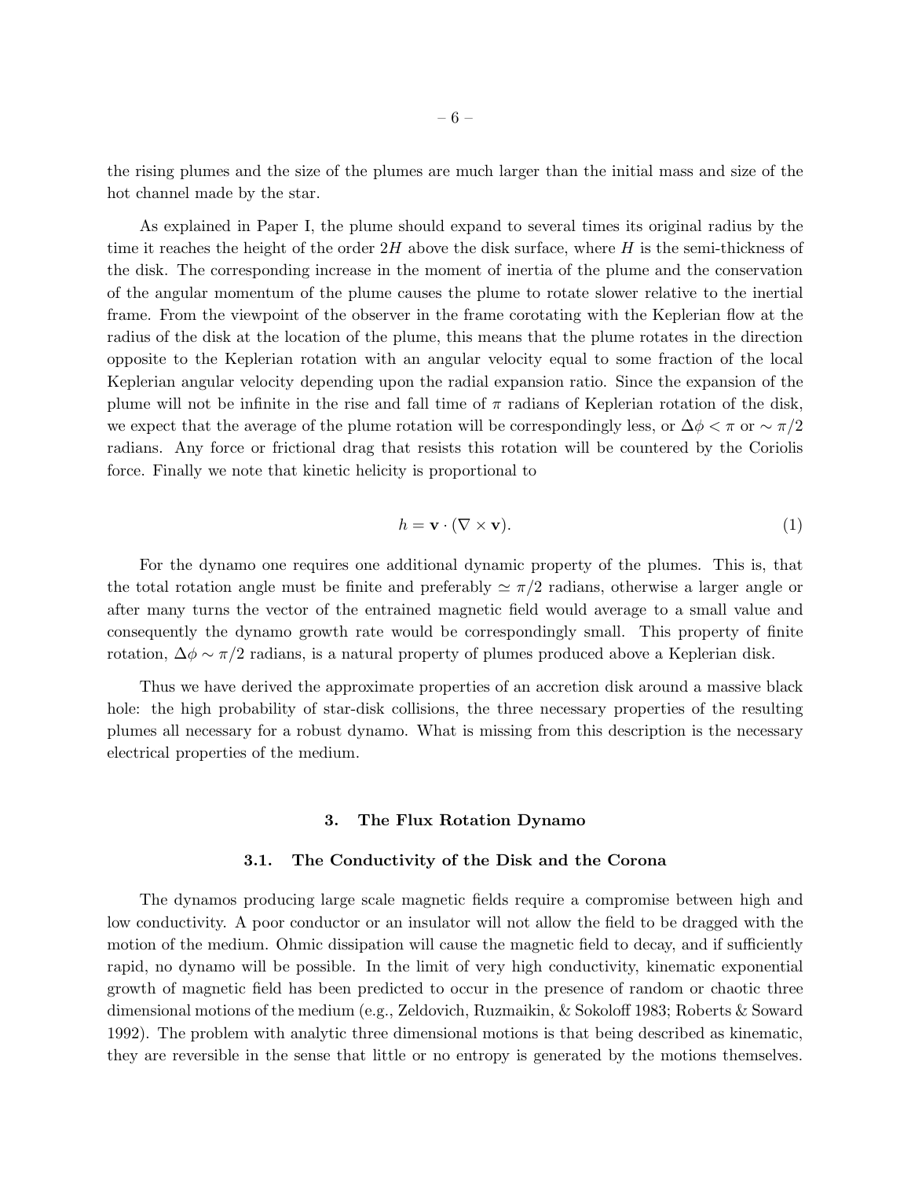the rising plumes and the size of the plumes are much larger than the initial mass and size of the hot channel made by the star.

As explained in Paper I, the plume should expand to several times its original radius by the time it reaches the height of the order $2H$ above the disk surface, where $H$ is the semi-thickness of the disk. The corresponding increase in the moment of inertia of the plume and the conservation of the angular momentum of the plume causes the plume to rotate slower relative to the inertial frame. From the viewpoint of the observer in the frame corotating with the Keplerian flow at the radius of the disk at the location of the plume, this means that the plume rotates in the direction opposite to the Keplerian rotation with an angular velocity equal to some fraction of the local Keplerian angular velocity depending upon the radial expansion ratio. Since the expansion of the plume will not be infinite in the rise and fall time of $\pi$ radians of Keplerian rotation of the disk, we expect that the average of the plume rotation will be correspondingly less, or $\Delta\phi < \pi$ or $\sim \pi/2$ radians. Any force or frictional drag that resists this rotation will be countered by the Coriolis force. Finally we note that kinetic helicity is proportional to

$$h = \mathbf{v} \cdot (\nabla \times \mathbf{v}). \tag{1}$$

For the dynamo one requires one additional dynamic property of the plumes. This is, that the total rotation angle must be finite and preferably $\simeq \pi/2$ radians, otherwise a larger angle or after many turns the vector of the entrained magnetic field would average to a small value and consequently the dynamo growth rate would be correspondingly small. This property of finite rotation, $\Delta\phi \sim \pi/2$ radians, is a natural property of plumes produced above a Keplerian disk.

Thus we have derived the approximate properties of an accretion disk around a massive black hole: the high probability of star-disk collisions, the three necessary properties of the resulting plumes all necessary for a robust dynamo. What is missing from this description is the necessary electrical properties of the medium.

## 3. The Flux Rotation Dynamo

### 3.1. The Conductivity of the Disk and the Corona

The dynamos producing large scale magnetic fields require a compromise between high and low conductivity. A poor conductor or an insulator will not allow the field to be dragged with the motion of the medium. Ohmic dissipation will cause the magnetic field to decay, and if sufficiently rapid, no dynamo will be possible. In the limit of very high conductivity, kinematic exponential growth of magnetic field has been predicted to occur in the presence of random or chaotic three dimensional motions of the medium (e.g., Zeldovich, Ruzmaikin, & Sokoloff 1983; Roberts & Soward 1992). The problem with analytic three dimensional motions is that being described as kinematic, they are reversible in the sense that little or no entropy is generated by the motions themselves.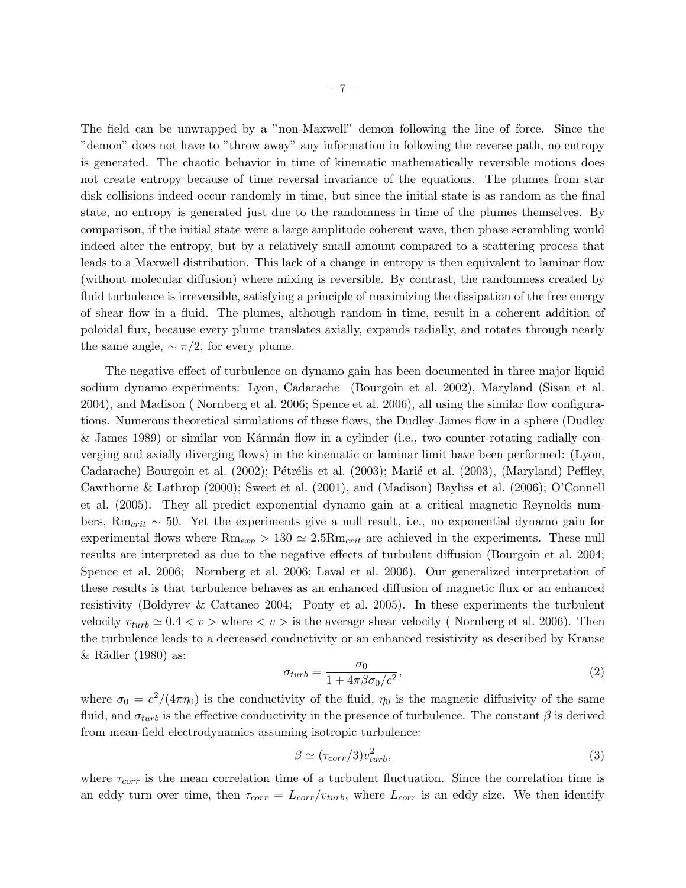The field can be unwrapped by a "non-Maxwell" demon following the line of force. Since the "demon" does not have to "throw away" any information in following the reverse path, no entropy is generated. The chaotic behavior in time of kinematic mathematically reversible motions does not create entropy because of time reversal invariance of the equations. The plumes from star disk collisions indeed occur randomly in time, but since the initial state is as random as the final state, no entropy is generated just due to the randomness in time of the plumes themselves. By comparison, if the initial state were a large amplitude coherent wave, then phase scrambling would indeed alter the entropy, but by a relatively small amount compared to a scattering process that leads to a Maxwell distribution. This lack of a change in entropy is then equivalent to laminar flow (without molecular diffusion) where mixing is reversible. By contrast, the randomness created by fluid turbulence is irreversible, satisfying a principle of maximizing the dissipation of the free energy of shear flow in a fluid. The plumes, although random in time, result in a coherent addition of poloidal flux, because every plume translates axially, expands radially, and rotates through nearly the same angle, $\sim \pi/2$, for every plume.

The negative effect of turbulence on dynamo gain has been documented in three major liquid sodium dynamo experiments: Lyon, Cadarache (Bourgoin et al. 2002), Maryland (Sisan et al. 2004), and Madison ( Nornberg et al. 2006; Spence et al. 2006), all using the similar flow configurations. Numerous theoretical simulations of these flows, the Dudley-James flow in a sphere (Dudley & James 1989) or similar von Kármán flow in a cylinder (i.e., two counter-rotating radially converging and axially diverging flows) in the kinematic or laminar limit have been performed: (Lyon, Cadarache) Bourgoin et al. (2002); Pétrélis et al. (2003); Marié et al. (2003), (Maryland) Peffley, Cawthorne & Lathrop (2000); Sweet et al. (2001), and (Madison) Bayliss et al. (2006); O'Connell et al. (2005). They all predict exponential dynamo gain at a critical magnetic Reynolds numbers, $\mathrm{Rm}_{crit} \sim 50$. Yet the experiments give a null result, i.e., no exponential dynamo gain for experimental flows where $\mathrm{Rm}_{exp} > 130 \simeq 2.5\mathrm{Rm}_{crit}$ are achieved in the experiments. These null results are interpreted as due to the negative effects of turbulent diffusion (Bourgoin et al. 2004; Spence et al. 2006; Nornberg et al. 2006; Laval et al. 2006). Our generalized interpretation of these results is that turbulence behaves as an enhanced diffusion of magnetic flux or an enhanced resistivity (Boldyrev & Cattaneo 2004; Ponty et al. 2005). In these experiments the turbulent velocity $v_{turb} \simeq 0.4 < v >$ where $< v >$ is the average shear velocity ( Nornberg et al. 2006). Then the turbulence leads to a decreased conductivity or an enhanced resistivity as described by Krause & Rädler (1980) as:

$$\sigma_{turb} = \frac{\sigma_0}{1 + 4\pi\beta\sigma_0/c^2}, \tag{2}$$

where $\sigma_0 = c^2/(4\pi\eta_0)$ is the conductivity of the fluid, $\eta_0$ is the magnetic diffusivity of the same fluid, and $\sigma_{turb}$ is the effective conductivity in the presence of turbulence. The constant $\beta$ is derived from mean-field electrodynamics assuming isotropic turbulence:

$$\beta \simeq (\tau_{corr}/3)v_{turb}^2, \tag{3}$$

where $\tau_{corr}$ is the mean correlation time of a turbulent fluctuation. Since the correlation time is an eddy turn over time, then $\tau_{corr} = L_{corr}/v_{turb}$, where $L_{corr}$ is an eddy size. We then identify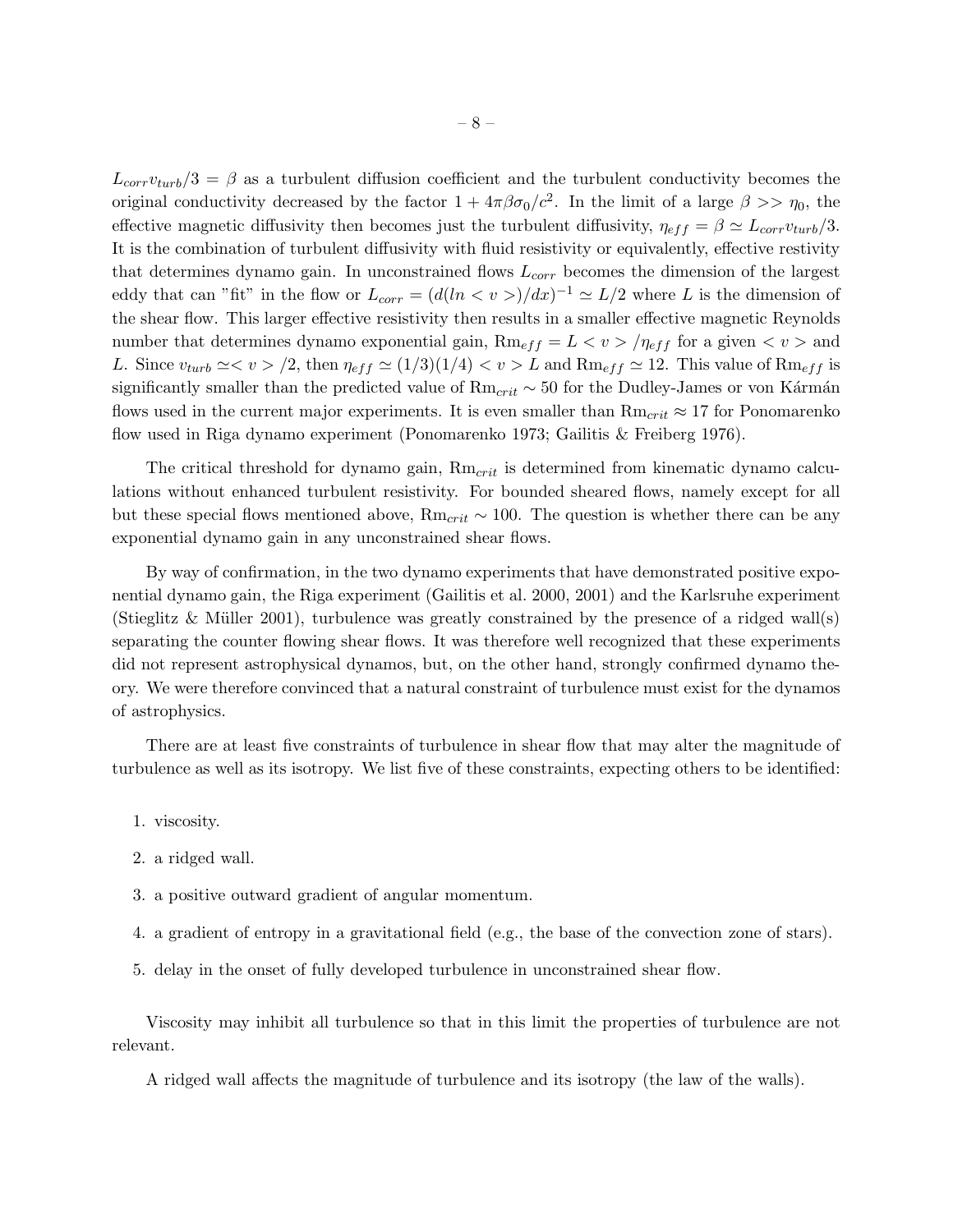$L_{corr} v_{turb}/3 = \beta$ as a turbulent diffusion coefficient and the turbulent conductivity becomes the original conductivity decreased by the factor $1 + 4\pi\beta\sigma_0/c^2$. In the limit of a large $\beta >> \eta_0$, the effective magnetic diffusivity then becomes just the turbulent diffusivity, $\eta_{eff} = \beta \simeq L_{corr} v_{turb}/3$. It is the combination of turbulent diffusivity with fluid resistivity or equivalently, effective restivity that determines dynamo gain. In unconstrained flows $L_{corr}$ becomes the dimension of the largest eddy that can "fit" in the flow or $L_{corr} = (d(ln < v >)/dx)^{-1} \simeq L/2$ where $L$ is the dimension of the shear flow. This larger effective resistivity then results in a smaller effective magnetic Reynolds number that determines dynamo exponential gain, $\mathrm{Rm}_{eff} = L < v > /\eta_{eff}$ for a given $< v >$ and $L$. Since $v_{turb} \simeq < v > /2$, then $\eta_{eff} \simeq (1/3)(1/4) < v > L$ and $\mathrm{Rm}_{eff} \simeq 12$. This value of $\mathrm{Rm}_{eff}$ is significantly smaller than the predicted value of $\mathrm{Rm}_{crit} \sim 50$ for the Dudley-James or von Kármán flows used in the current major experiments. It is even smaller than $\mathrm{Rm}_{crit} \approx 17$ for Ponomarenko flow used in Riga dynamo experiment (Ponomarenko 1973; Gailitis & Freiberg 1976).

The critical threshold for dynamo gain, $\mathrm{Rm}_{crit}$ is determined from kinematic dynamo calculations without enhanced turbulent resistivity. For bounded sheared flows, namely except for all but these special flows mentioned above, $\mathrm{Rm}_{crit} \sim 100$. The question is whether there can be any exponential dynamo gain in any unconstrained shear flows.

By way of confirmation, in the two dynamo experiments that have demonstrated positive exponential dynamo gain, the Riga experiment (Gailitis et al. 2000, 2001) and the Karlsruhe experiment (Stieglitz & Müller 2001), turbulence was greatly constrained by the presence of a ridged wall(s) separating the counter flowing shear flows. It was therefore well recognized that these experiments did not represent astrophysical dynamos, but, on the other hand, strongly confirmed dynamo theory. We were therefore convinced that a natural constraint of turbulence must exist for the dynamos of astrophysics.

There are at least five constraints of turbulence in shear flow that may alter the magnitude of turbulence as well as its isotropy. We list five of these constraints, expecting others to be identified:

1. viscosity.
2. a ridged wall.
3. a positive outward gradient of angular momentum.
4. a gradient of entropy in a gravitational field (e.g., the base of the convection zone of stars).
5. delay in the onset of fully developed turbulence in unconstrained shear flow.

Viscosity may inhibit all turbulence so that in this limit the properties of turbulence are not relevant.

A ridged wall affects the magnitude of turbulence and its isotropy (the law of the walls).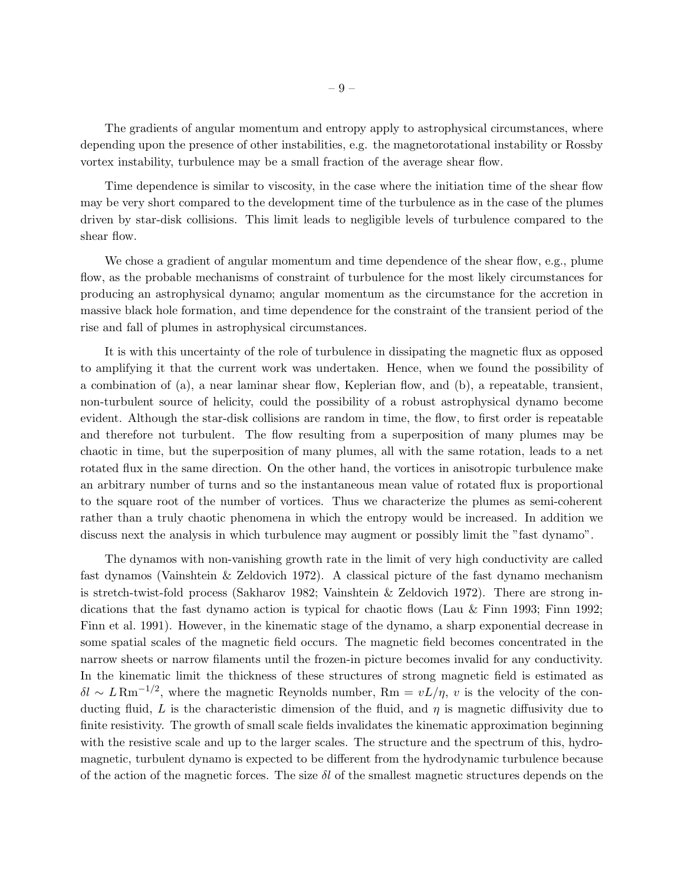The gradients of angular momentum and entropy apply to astrophysical circumstances, where depending upon the presence of other instabilities, e.g. the magnetorotational instability or Rossby vortex instability, turbulence may be a small fraction of the average shear flow.

Time dependence is similar to viscosity, in the case where the initiation time of the shear flow may be very short compared to the development time of the turbulence as in the case of the plumes driven by star-disk collisions. This limit leads to negligible levels of turbulence compared to the shear flow.

We chose a gradient of angular momentum and time dependence of the shear flow, e.g., plume flow, as the probable mechanisms of constraint of turbulence for the most likely circumstances for producing an astrophysical dynamo; angular momentum as the circumstance for the accretion in massive black hole formation, and time dependence for the constraint of the transient period of the rise and fall of plumes in astrophysical circumstances.

It is with this uncertainty of the role of turbulence in dissipating the magnetic flux as opposed to amplifying it that the current work was undertaken. Hence, when we found the possibility of a combination of (a), a near laminar shear flow, Keplerian flow, and (b), a repeatable, transient, non-turbulent source of helicity, could the possibility of a robust astrophysical dynamo become evident. Although the star-disk collisions are random in time, the flow, to first order is repeatable and therefore not turbulent. The flow resulting from a superposition of many plumes may be chaotic in time, but the superposition of many plumes, all with the same rotation, leads to a net rotated flux in the same direction. On the other hand, the vortices in anisotropic turbulence make an arbitrary number of turns and so the instantaneous mean value of rotated flux is proportional to the square root of the number of vortices. Thus we characterize the plumes as semi-coherent rather than a truly chaotic phenomena in which the entropy would be increased. In addition we discuss next the analysis in which turbulence may augment or possibly limit the "fast dynamo".

The dynamos with non-vanishing growth rate in the limit of very high conductivity are called fast dynamos (Vainshtein & Zeldovich 1972). A classical picture of the fast dynamo mechanism is stretch-twist-fold process (Sakharov 1982; Vainshtein & Zeldovich 1972). There are strong indications that the fast dynamo action is typical for chaotic flows (Lau & Finn 1993; Finn 1992; Finn et al. 1991). However, in the kinematic stage of the dynamo, a sharp exponential decrease in some spatial scales of the magnetic field occurs. The magnetic field becomes concentrated in the narrow sheets or narrow filaments until the frozen-in picture becomes invalid for any conductivity. In the kinematic limit the thickness of these structures of strong magnetic field is estimated as $\delta l \sim L\,\mathrm{Rm}^{-1/2}$, where the magnetic Reynolds number, $\mathrm{Rm} = vL/\eta$, $v$ is the velocity of the conducting fluid, $L$ is the characteristic dimension of the fluid, and $\eta$ is magnetic diffusivity due to finite resistivity. The growth of small scale fields invalidates the kinematic approximation beginning with the resistive scale and up to the larger scales. The structure and the spectrum of this, hydromagnetic, turbulent dynamo is expected to be different from the hydrodynamic turbulence because of the action of the magnetic forces. The size $\delta l$ of the smallest magnetic structures depends on the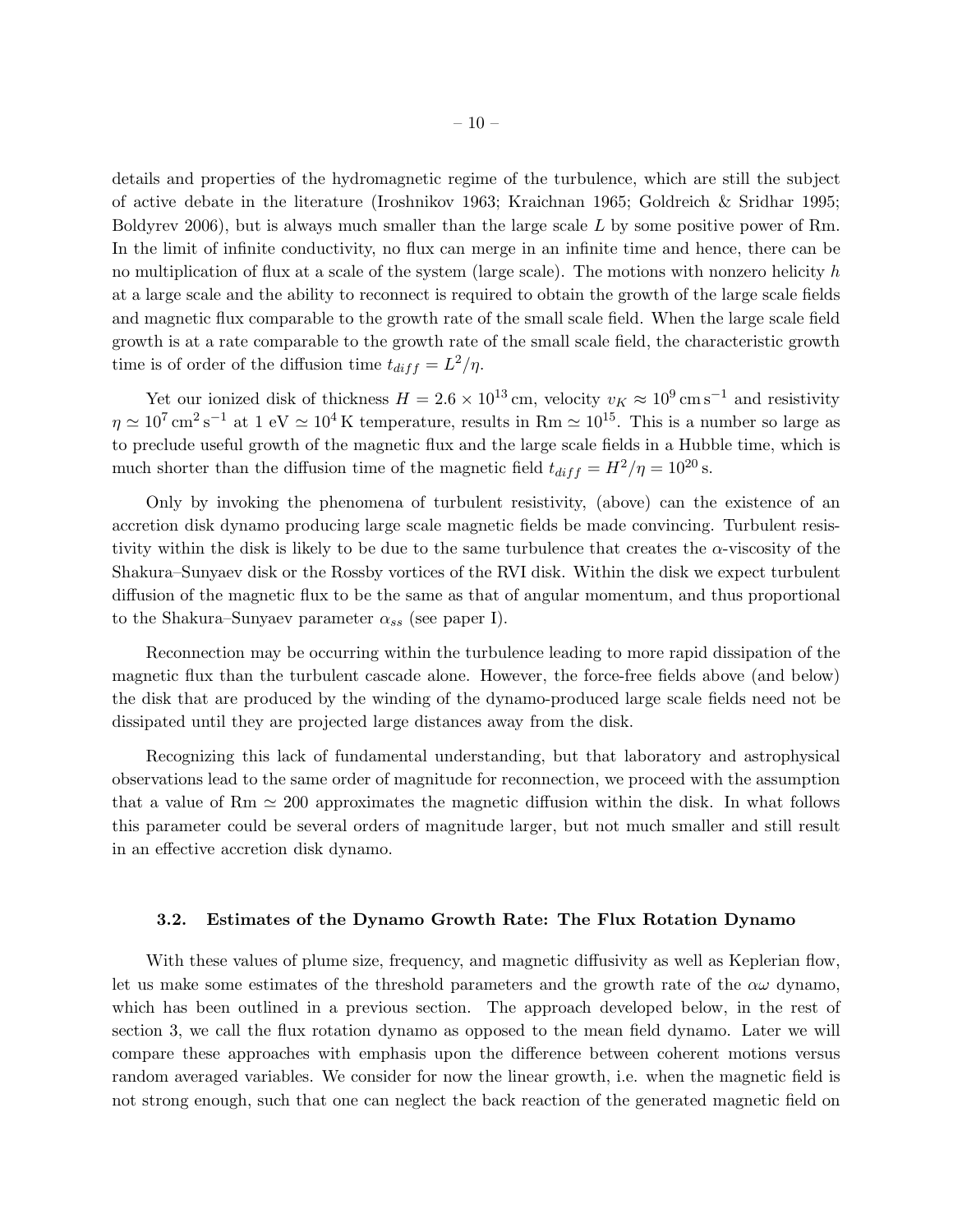details and properties of the hydromagnetic regime of the turbulence, which are still the subject of active debate in the literature (Iroshnikov 1963; Kraichnan 1965; Goldreich & Sridhar 1995; Boldyrev 2006), but is always much smaller than the large scale $L$ by some positive power of Rm. In the limit of infinite conductivity, no flux can merge in an infinite time and hence, there can be no multiplication of flux at a scale of the system (large scale). The motions with nonzero helicity $h$ at a large scale and the ability to reconnect is required to obtain the growth of the large scale fields and magnetic flux comparable to the growth rate of the small scale field. When the large scale field growth is at a rate comparable to the growth rate of the small scale field, the characteristic growth time is of order of the diffusion time $t_{diff} = L^2/\eta$.

Yet our ionized disk of thickness $H = 2.6 \times 10^{13}\,\text{cm}$, velocity $v_K \approx 10^9\,\text{cm}\,\text{s}^{-1}$ and resistivity $\eta \simeq 10^7\,\text{cm}^2\,\text{s}^{-1}$ at 1 eV $\simeq 10^4\,\text{K}$ temperature, results in Rm $\simeq 10^{15}$. This is a number so large as to preclude useful growth of the magnetic flux and the large scale fields in a Hubble time, which is much shorter than the diffusion time of the magnetic field $t_{diff} = H^2/\eta = 10^{20}\,\text{s}$.

Only by invoking the phenomena of turbulent resistivity, (above) can the existence of an accretion disk dynamo producing large scale magnetic fields be made convincing. Turbulent resistivity within the disk is likely to be due to the same turbulence that creates the $\alpha$-viscosity of the Shakura–Sunyaev disk or the Rossby vortices of the RVI disk. Within the disk we expect turbulent diffusion of the magnetic flux to be the same as that of angular momentum, and thus proportional to the Shakura–Sunyaev parameter $\alpha_{ss}$ (see paper I).

Reconnection may be occurring within the turbulence leading to more rapid dissipation of the magnetic flux than the turbulent cascade alone. However, the force-free fields above (and below) the disk that are produced by the winding of the dynamo-produced large scale fields need not be dissipated until they are projected large distances away from the disk.

Recognizing this lack of fundamental understanding, but that laboratory and astrophysical observations lead to the same order of magnitude for reconnection, we proceed with the assumption that a value of Rm $\simeq 200$ approximates the magnetic diffusion within the disk. In what follows this parameter could be several orders of magnitude larger, but not much smaller and still result in an effective accretion disk dynamo.

### 3.2. Estimates of the Dynamo Growth Rate: The Flux Rotation Dynamo

With these values of plume size, frequency, and magnetic diffusivity as well as Keplerian flow, let us make some estimates of the threshold parameters and the growth rate of the $\alpha\omega$ dynamo, which has been outlined in a previous section. The approach developed below, in the rest of section 3, we call the flux rotation dynamo as opposed to the mean field dynamo. Later we will compare these approaches with emphasis upon the difference between coherent motions versus random averaged variables. We consider for now the linear growth, i.e. when the magnetic field is not strong enough, such that one can neglect the back reaction of the generated magnetic field on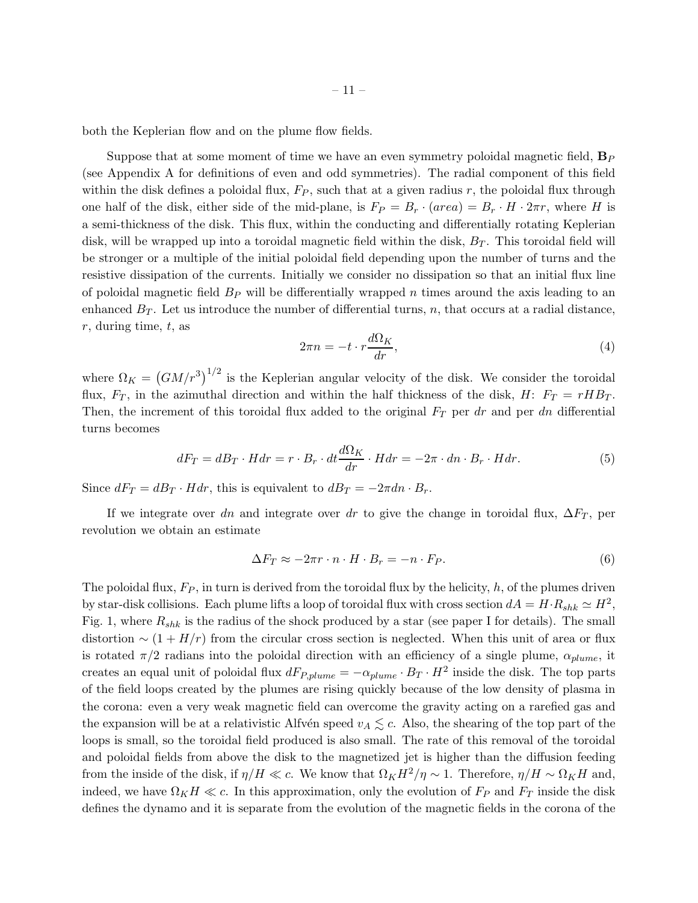both the Keplerian flow and on the plume flow fields.

Suppose that at some moment of time we have an even symmetry poloidal magnetic field, $\mathbf{B}_P$ (see Appendix A for definitions of even and odd symmetries). The radial component of this field within the disk defines a poloidal flux, $F_P$, such that at a given radius $r$, the poloidal flux through one half of the disk, either side of the mid-plane, is $F_P = B_r \cdot (area) = B_r \cdot H \cdot 2\pi r$, where $H$ is a semi-thickness of the disk. This flux, within the conducting and differentially rotating Keplerian disk, will be wrapped up into a toroidal magnetic field within the disk, $B_T$. This toroidal field will be stronger or a multiple of the initial poloidal field depending upon the number of turns and the resistive dissipation of the currents. Initially we consider no dissipation so that an initial flux line of poloidal magnetic field $B_P$ will be differentially wrapped $n$ times around the axis leading to an enhanced $B_T$. Let us introduce the number of differential turns, $n$, that occurs at a radial distance, $r$, during time, $t$, as

$$2\pi n = -t \cdot r \frac{d\Omega_K}{dr}, \tag{4}$$

where $\Omega_K = \left(GM/r^3\right)^{1/2}$ is the Keplerian angular velocity of the disk. We consider the toroidal flux, $F_T$, in the azimuthal direction and within the half thickness of the disk, $H$: $F_T = rHB_T$. Then, the increment of this toroidal flux added to the original $F_T$ per $dr$ and per $dn$ differential turns becomes

$$dF_T = dB_T \cdot Hdr = r \cdot B_r \cdot dt \frac{d\Omega_K}{dr} \cdot Hdr = -2\pi \cdot dn \cdot B_r \cdot Hdr. \tag{5}$$

Since $dF_T = dB_T \cdot Hdr$, this is equivalent to $dB_T = -2\pi dn \cdot B_r$.

If we integrate over $dn$ and integrate over $dr$ to give the change in toroidal flux, $\Delta F_T$, per revolution we obtain an estimate

$$\Delta F_T \approx -2\pi r \cdot n \cdot H \cdot B_r = -n \cdot F_P. \tag{6}$$

The poloidal flux, $F_P$, in turn is derived from the toroidal flux by the helicity, $h$, of the plumes driven by star-disk collisions. Each plume lifts a loop of toroidal flux with cross section $dA = H \cdot R_{shk} \simeq H^2$, Fig. 1, where $R_{shk}$ is the radius of the shock produced by a star (see paper I for details). The small distortion $\sim (1 + H/r)$ from the circular cross section is neglected. When this unit of area or flux is rotated $\pi/2$ radians into the poloidal direction with an efficiency of a single plume, $\alpha_{plume}$, it creates an equal unit of poloidal flux $dF_{P,plume} = -\alpha_{plume} \cdot B_T \cdot H^2$ inside the disk. The top parts of the field loops created by the plumes are rising quickly because of the low density of plasma in the corona: even a very weak magnetic field can overcome the gravity acting on a rarefied gas and the expansion will be at a relativistic Alfvén speed $v_A \lesssim c$. Also, the shearing of the top part of the loops is small, so the toroidal field produced is also small. The rate of this removal of the toroidal and poloidal fields from above the disk to the magnetized jet is higher than the diffusion feeding from the inside of the disk, if $\eta/H \ll c$. We know that $\Omega_K H^2/\eta \sim 1$. Therefore, $\eta/H \sim \Omega_K H$ and, indeed, we have $\Omega_K H \ll c$. In this approximation, only the evolution of $F_P$ and $F_T$ inside the disk defines the dynamo and it is separate from the evolution of the magnetic fields in the corona of the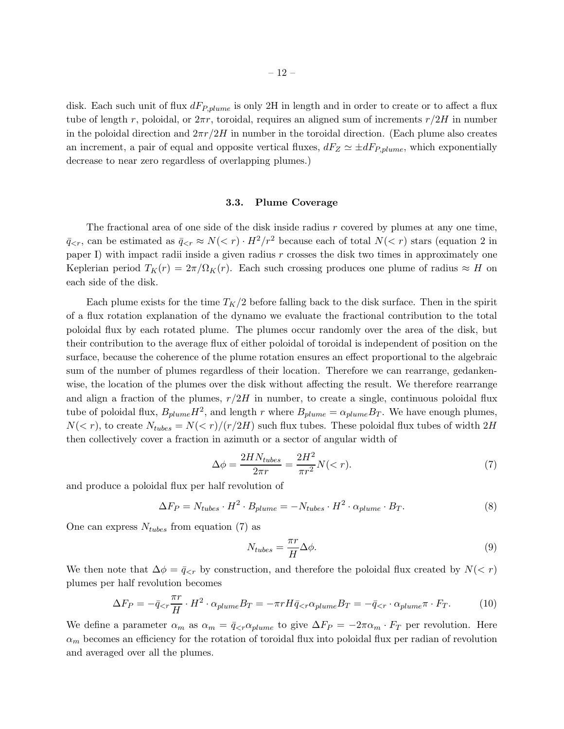disk. Each such unit of flux $dF_{P,plume}$ is only 2H in length and in order to create or to affect a flux tube of length $r$, poloidal, or $2\pi r$, toroidal, requires an aligned sum of increments $r/2H$ in number in the poloidal direction and $2\pi r/2H$ in number in the toroidal direction. (Each plume also creates an increment, a pair of equal and opposite vertical fluxes, $dF_Z \simeq \pm dF_{P,plume}$, which exponentially decrease to near zero regardless of overlapping plumes.)

### 3.3. Plume Coverage

The fractional area of one side of the disk inside radius $r$ covered by plumes at any one time, $\bar{q}_{<r}$, can be estimated as $\bar{q}_{<r} \approx N(<r) \cdot H^2/r^2$ because each of total $N(<r)$ stars (equation 2 in paper I) with impact radii inside a given radius $r$ crosses the disk two times in approximately one Keplerian period $T_K(r) = 2\pi/\Omega_K(r)$. Each such crossing produces one plume of radius $\approx H$ on each side of the disk.

Each plume exists for the time $T_K/2$ before falling back to the disk surface. Then in the spirit of a flux rotation explanation of the dynamo we evaluate the fractional contribution to the total poloidal flux by each rotated plume. The plumes occur randomly over the area of the disk, but their contribution to the average flux of either poloidal of toroidal is independent of position on the surface, because the coherence of the plume rotation ensures an effect proportional to the algebraic sum of the number of plumes regardless of their location. Therefore we can rearrange, gedankenwise, the location of the plumes over the disk without affecting the result. We therefore rearrange and align a fraction of the plumes, $r/2H$ in number, to create a single, continuous poloidal flux tube of poloidal flux, $B_{plume}H^2$, and length $r$ where $B_{plume} = \alpha_{plume}B_T$. We have enough plumes, $N(<r)$, to create $N_{tubes} = N(<r)/(r/2H)$ such flux tubes. These poloidal flux tubes of width $2H$ then collectively cover a fraction in azimuth or a sector of angular width of

$$\Delta\phi = \frac{2HN_{tubes}}{2\pi r} = \frac{2H^2}{\pi r^2}N(<r). \tag{7}$$

and produce a poloidal flux per half revolution of

$$\Delta F_P = N_{tubes} \cdot H^2 \cdot B_{plume} = -N_{tubes} \cdot H^2 \cdot \alpha_{plume} \cdot B_T. \tag{8}$$

One can express $N_{tubes}$ from equation (7) as

$$N_{tubes} = \frac{\pi r}{H}\Delta\phi. \tag{9}$$

We then note that $\Delta\phi = \bar{q}_{<r}$ by construction, and therefore the poloidal flux created by $N(<r)$ plumes per half revolution becomes

$$\Delta F_P = -\bar{q}_{<r}\frac{\pi r}{H} \cdot H^2 \cdot \alpha_{plume}B_T = -\pi r H \bar{q}_{<r}\alpha_{plume}B_T = -\bar{q}_{<r} \cdot \alpha_{plume}\pi \cdot F_T. \tag{10}$$

We define a parameter $\alpha_m$ as $\alpha_m = \bar{q}_{<r}\alpha_{plume}$ to give $\Delta F_P = -2\pi\alpha_m \cdot F_T$ per revolution. Here $\alpha_m$ becomes an efficiency for the rotation of toroidal flux into poloidal flux per radian of revolution and averaged over all the plumes.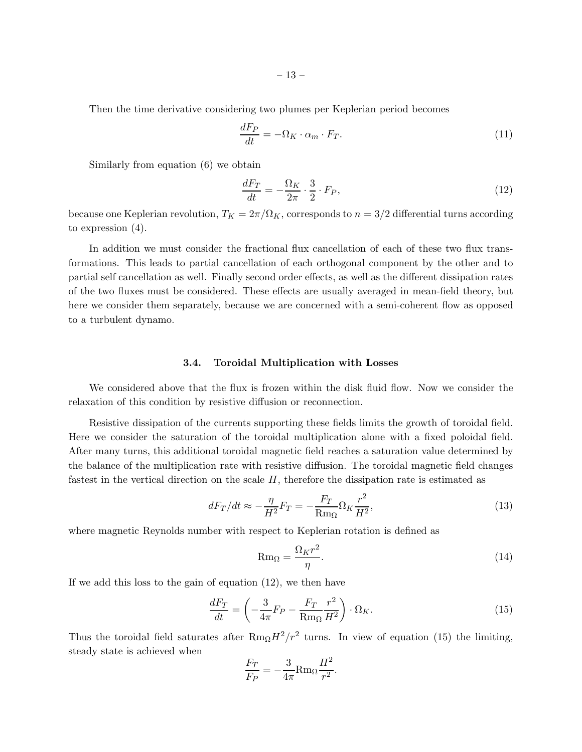Then the time derivative considering two plumes per Keplerian period becomes

$$\frac{dF_P}{dt} = -\Omega_K \cdot \alpha_m \cdot F_T. \tag{11}$$

Similarly from equation (6) we obtain

$$\frac{dF_T}{dt} = -\frac{\Omega_K}{2\pi} \cdot \frac{3}{2} \cdot F_P, \tag{12}$$

because one Keplerian revolution, $T_K = 2\pi/\Omega_K$, corresponds to $n = 3/2$ differential turns according to expression (4).

In addition we must consider the fractional flux cancellation of each of these two flux transformations. This leads to partial cancellation of each orthogonal component by the other and to partial self cancellation as well. Finally second order effects, as well as the different dissipation rates of the two fluxes must be considered. These effects are usually averaged in mean-field theory, but here we consider them separately, because we are concerned with a semi-coherent flow as opposed to a turbulent dynamo.

### 3.4. Toroidal Multiplication with Losses

We considered above that the flux is frozen within the disk fluid flow. Now we consider the relaxation of this condition by resistive diffusion or reconnection.

Resistive dissipation of the currents supporting these fields limits the growth of toroidal field. Here we consider the saturation of the toroidal multiplication alone with a fixed poloidal field. After many turns, this additional toroidal magnetic field reaches a saturation value determined by the balance of the multiplication rate with resistive diffusion. The toroidal magnetic field changes fastest in the vertical direction on the scale $H$, therefore the dissipation rate is estimated as

$$dF_T/dt \approx -\frac{\eta}{H^2} F_T = -\frac{F_T}{\mathrm{Rm}_\Omega} \Omega_K \frac{r^2}{H^2}, \tag{13}$$

where magnetic Reynolds number with respect to Keplerian rotation is defined as

$$\mathrm{Rm}_\Omega = \frac{\Omega_K r^2}{\eta}. \tag{14}$$

If we add this loss to the gain of equation (12), we then have

$$\frac{dF_T}{dt} = \left( -\frac{3}{4\pi} F_P - \frac{F_T}{\mathrm{Rm}_\Omega} \frac{r^2}{H^2} \right) \cdot \Omega_K. \tag{15}$$

Thus the toroidal field saturates after $\mathrm{Rm}_\Omega H^2/r^2$ turns. In view of equation (15) the limiting, steady state is achieved when

$$\frac{F_T}{F_P} = -\frac{3}{4\pi} \mathrm{Rm}_\Omega \frac{H^2}{r^2}.$$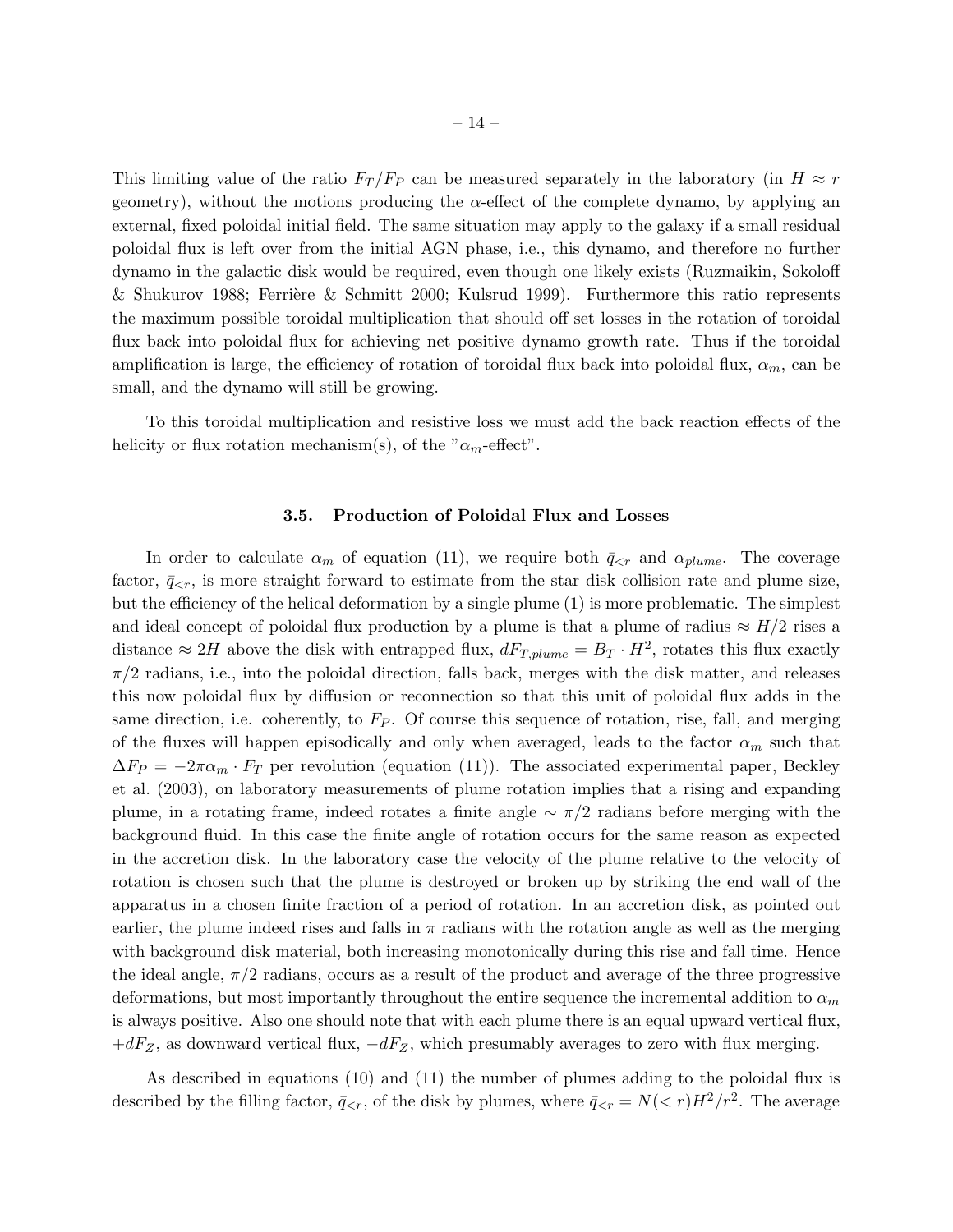This limiting value of the ratio $F_T/F_P$ can be measured separately in the laboratory (in $H \approx r$ geometry), without the motions producing the $\alpha$-effect of the complete dynamo, by applying an external, fixed poloidal initial field. The same situation may apply to the galaxy if a small residual poloidal flux is left over from the initial AGN phase, i.e., this dynamo, and therefore no further dynamo in the galactic disk would be required, even though one likely exists (Ruzmaikin, Sokoloff & Shukurov 1988; Ferrière & Schmitt 2000; Kulsrud 1999). Furthermore this ratio represents the maximum possible toroidal multiplication that should off set losses in the rotation of toroidal flux back into poloidal flux for achieving net positive dynamo growth rate. Thus if the toroidal amplification is large, the efficiency of rotation of toroidal flux back into poloidal flux, $\alpha_m$, can be small, and the dynamo will still be growing.

To this toroidal multiplication and resistive loss we must add the back reaction effects of the helicity or flux rotation mechanism(s), of the "$\alpha_m$-effect".

### 3.5. Production of Poloidal Flux and Losses

In order to calculate $\alpha_m$ of equation (11), we require both $\bar{q}_{<r}$ and $\alpha_{plume}$. The coverage factor, $\bar{q}_{<r}$, is more straight forward to estimate from the star disk collision rate and plume size, but the efficiency of the helical deformation by a single plume (1) is more problematic. The simplest and ideal concept of poloidal flux production by a plume is that a plume of radius $\approx H/2$ rises a distance $\approx 2H$ above the disk with entrapped flux, $dF_{T,plume} = B_T \cdot H^2$, rotates this flux exactly $\pi/2$ radians, i.e., into the poloidal direction, falls back, merges with the disk matter, and releases this now poloidal flux by diffusion or reconnection so that this unit of poloidal flux adds in the same direction, i.e. coherently, to $F_P$. Of course this sequence of rotation, rise, fall, and merging of the fluxes will happen episodically and only when averaged, leads to the factor $\alpha_m$ such that $\Delta F_P = -2\pi\alpha_m \cdot F_T$ per revolution (equation (11)). The associated experimental paper, Beckley et al. (2003), on laboratory measurements of plume rotation implies that a rising and expanding plume, in a rotating frame, indeed rotates a finite angle $\sim \pi/2$ radians before merging with the background fluid. In this case the finite angle of rotation occurs for the same reason as expected in the accretion disk. In the laboratory case the velocity of the plume relative to the velocity of rotation is chosen such that the plume is destroyed or broken up by striking the end wall of the apparatus in a chosen finite fraction of a period of rotation. In an accretion disk, as pointed out earlier, the plume indeed rises and falls in $\pi$ radians with the rotation angle as well as the merging with background disk material, both increasing monotonically during this rise and fall time. Hence the ideal angle, $\pi/2$ radians, occurs as a result of the product and average of the three progressive deformations, but most importantly throughout the entire sequence the incremental addition to $\alpha_m$ is always positive. Also one should note that with each plume there is an equal upward vertical flux, $+dF_Z$, as downward vertical flux, $-dF_Z$, which presumably averages to zero with flux merging.

As described in equations (10) and (11) the number of plumes adding to the poloidal flux is described by the filling factor, $\bar{q}_{<r}$, of the disk by plumes, where $\bar{q}_{<r} = N(<r)H^2/r^2$. The average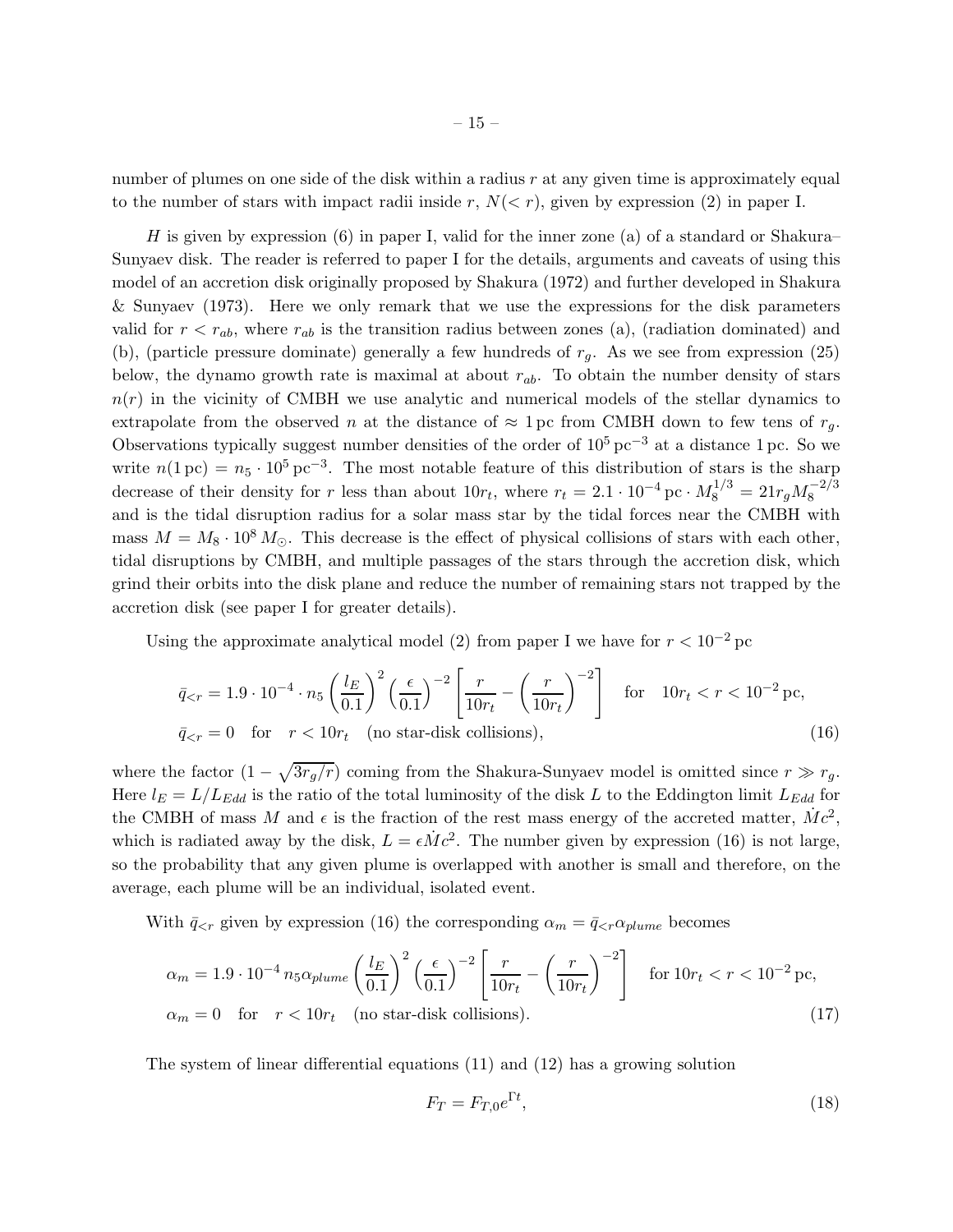number of plumes on one side of the disk within a radius $r$ at any given time is approximately equal to the number of stars with impact radii inside $r$, $N(<r)$, given by expression (2) in paper I.

$H$ is given by expression (6) in paper I, valid for the inner zone (a) of a standard or Shakura–Sunyaev disk. The reader is referred to paper I for the details, arguments and caveats of using this model of an accretion disk originally proposed by Shakura (1972) and further developed in Shakura & Sunyaev (1973). Here we only remark that we use the expressions for the disk parameters valid for $r < r_{ab}$, where $r_{ab}$ is the transition radius between zones (a), (radiation dominated) and (b), (particle pressure dominate) generally a few hundreds of $r_g$. As we see from expression (25) below, the dynamo growth rate is maximal at about $r_{ab}$. To obtain the number density of stars $n(r)$ in the vicinity of CMBH we use analytic and numerical models of the stellar dynamics to extrapolate from the observed $n$ at the distance of $\approx 1\,\mathrm{pc}$ from CMBH down to few tens of $r_g$. Observations typically suggest number densities of the order of $10^5\,\mathrm{pc}^{-3}$ at a distance $1\,\mathrm{pc}$. So we write $n(1\,\mathrm{pc}) = n_5 \cdot 10^5\,\mathrm{pc}^{-3}$. The most notable feature of this distribution of stars is the sharp decrease of their density for $r$ less than about $10 r_t$, where $r_t = 2.1 \cdot 10^{-4}\,\mathrm{pc} \cdot M_8^{1/3} = 21 r_g M_8^{-2/3}$ and is the tidal disruption radius for a solar mass star by the tidal forces near the CMBH with mass $M = M_8 \cdot 10^8\,M_\odot$. This decrease is the effect of physical collisions of stars with each other, tidal disruptions by CMBH, and multiple passages of the stars through the accretion disk, which grind their orbits into the disk plane and reduce the number of remaining stars not trapped by the accretion disk (see paper I for greater details).

Using the approximate analytical model (2) from paper I we have for $r < 10^{-2}\,\mathrm{pc}$

$$
\begin{aligned}
&\bar{q}_{<r} = 1.9 \cdot 10^{-4} \cdot n_5 \left(\frac{l_E}{0.1}\right)^2 \left(\frac{\epsilon}{0.1}\right)^{-2} \left[\frac{r}{10 r_t} - \left(\frac{r}{10 r_t}\right)^{-2}\right] \quad \text{for} \quad 10 r_t < r < 10^{-2}\,\mathrm{pc}, \\
&\bar{q}_{<r} = 0 \quad \text{for} \quad r < 10 r_t \quad \text{(no star-disk collisions)},
\end{aligned}
\tag{16}
$$

where the factor $(1 - \sqrt{3 r_g / r})$ coming from the Shakura-Sunyaev model is omitted since $r \gg r_g$. Here $l_E = L/L_{Edd}$ is the ratio of the total luminosity of the disk $L$ to the Eddington limit $L_{Edd}$ for the CMBH of mass $M$ and $\epsilon$ is the fraction of the rest mass energy of the accreted matter, $\dot{M}c^2$, which is radiated away by the disk, $L = \epsilon \dot{M} c^2$. The number given by expression (16) is not large, so the probability that any given plume is overlapped with another is small and therefore, on the average, each plume will be an individual, isolated event.

With $\bar{q}_{<r}$ given by expression (16) the corresponding $\alpha_m = \bar{q}_{<r} \alpha_{plume}$ becomes

$$
\begin{aligned}
&\alpha_m = 1.9 \cdot 10^{-4}\, n_5 \alpha_{plume} \left(\frac{l_E}{0.1}\right)^2 \left(\frac{\epsilon}{0.1}\right)^{-2} \left[\frac{r}{10 r_t} - \left(\frac{r}{10 r_t}\right)^{-2}\right] \quad \text{for}\ 10 r_t < r < 10^{-2}\,\mathrm{pc}, \\
&\alpha_m = 0 \quad \text{for} \quad r < 10 r_t \quad \text{(no star-disk collisions)}.
\end{aligned}
\tag{17}
$$

The system of linear differential equations (11) and (12) has a growing solution

$$
F_T = F_{T,0} e^{\Gamma t},
\tag{18}
$$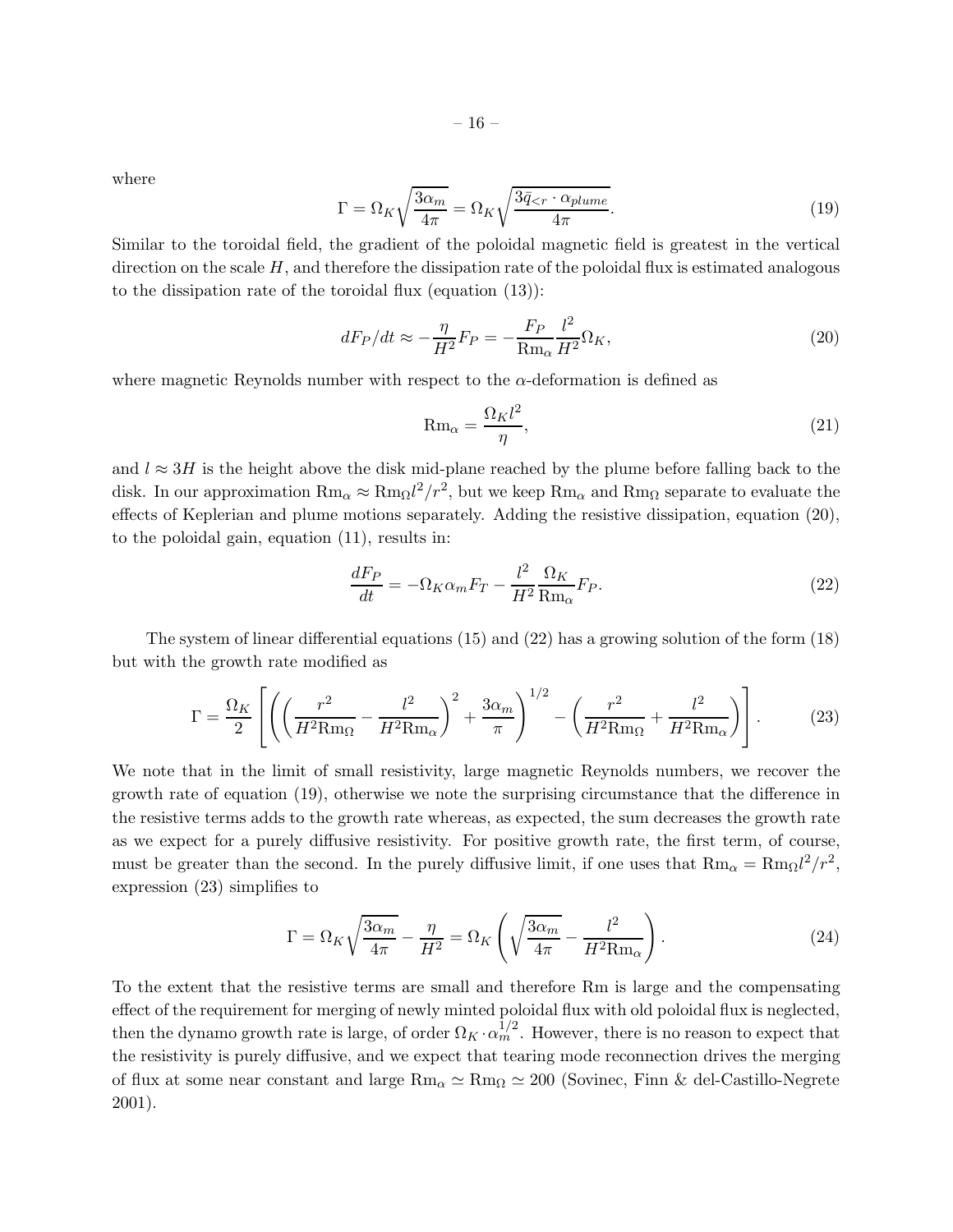where

$$\Gamma = \Omega_K \sqrt{\frac{3\alpha_m}{4\pi}} = \Omega_K \sqrt{\frac{3\bar{q}_{<r} \cdot \alpha_{plume}}{4\pi}}. \tag{19}$$

Similar to the toroidal field, the gradient of the poloidal magnetic field is greatest in the vertical direction on the scale $H$, and therefore the dissipation rate of the poloidal flux is estimated analogous to the dissipation rate of the toroidal flux (equation (13)):

$$dF_P/dt \approx -\frac{\eta}{H^2} F_P = -\frac{F_P}{\mathrm{Rm}_\alpha} \frac{l^2}{H^2} \Omega_K, \tag{20}$$

where magnetic Reynolds number with respect to the $\alpha$-deformation is defined as

$$\mathrm{Rm}_\alpha = \frac{\Omega_K l^2}{\eta}, \tag{21}$$

and $l \approx 3H$ is the height above the disk mid-plane reached by the plume before falling back to the disk. In our approximation $\mathrm{Rm}_\alpha \approx \mathrm{Rm}_\Omega l^2/r^2$, but we keep $\mathrm{Rm}_\alpha$ and $\mathrm{Rm}_\Omega$ separate to evaluate the effects of Keplerian and plume motions separately. Adding the resistive dissipation, equation (20), to the poloidal gain, equation (11), results in:

$$\frac{dF_P}{dt} = -\Omega_K \alpha_m F_T - \frac{l^2}{H^2} \frac{\Omega_K}{\mathrm{Rm}_\alpha} F_P. \tag{22}$$

The system of linear differential equations (15) and (22) has a growing solution of the form (18) but with the growth rate modified as

$$\Gamma = \frac{\Omega_K}{2} \left[ \left( \left( \frac{r^2}{H^2 \mathrm{Rm}_\Omega} - \frac{l^2}{H^2 \mathrm{Rm}_\alpha} \right)^2 + \frac{3\alpha_m}{\pi} \right)^{1/2} - \left( \frac{r^2}{H^2 \mathrm{Rm}_\Omega} + \frac{l^2}{H^2 \mathrm{Rm}_\alpha} \right) \right]. \tag{23}$$

We note that in the limit of small resistivity, large magnetic Reynolds numbers, we recover the growth rate of equation (19), otherwise we note the surprising circumstance that the difference in the resistive terms adds to the growth rate whereas, as expected, the sum decreases the growth rate as we expect for a purely diffusive resistivity. For positive growth rate, the first term, of course, must be greater than the second. In the purely diffusive limit, if one uses that $\mathrm{Rm}_\alpha = \mathrm{Rm}_\Omega l^2/r^2$, expression (23) simplifies to

$$\Gamma = \Omega_K \sqrt{\frac{3\alpha_m}{4\pi}} - \frac{\eta}{H^2} = \Omega_K \left( \sqrt{\frac{3\alpha_m}{4\pi}} - \frac{l^2}{H^2 \mathrm{Rm}_\alpha} \right). \tag{24}$$

To the extent that the resistive terms are small and therefore Rm is large and the compensating effect of the requirement for merging of newly minted poloidal flux with old poloidal flux is neglected, then the dynamo growth rate is large, of order $\Omega_K \cdot \alpha_m^{1/2}$. However, there is no reason to expect that the resistivity is purely diffusive, and we expect that tearing mode reconnection drives the merging of flux at some near constant and large $\mathrm{Rm}_\alpha \simeq \mathrm{Rm}_\Omega \simeq 200$ (Sovinec, Finn & del-Castillo-Negrete 2001).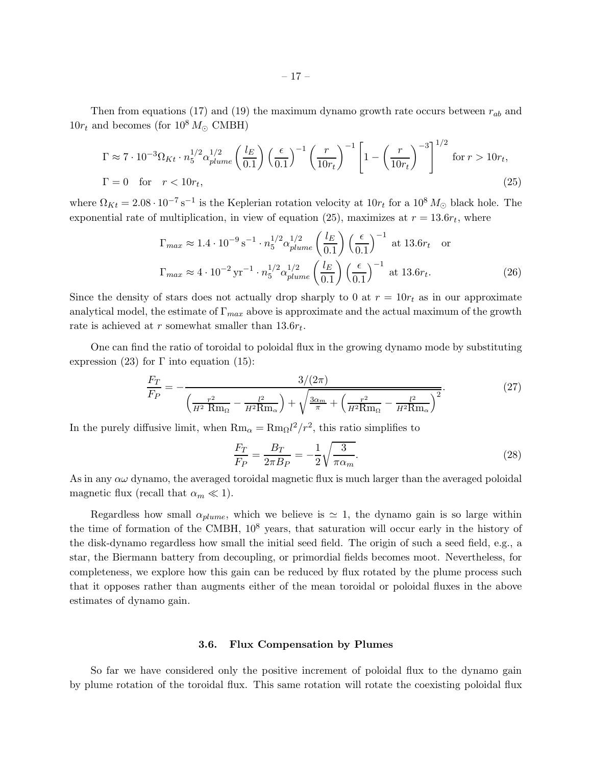Then from equations (17) and (19) the maximum dynamo growth rate occurs between $r_{ab}$ and $10r_t$ and becomes (for $10^8\,M_\odot$ CMBH)

$$
\Gamma \approx 7 \cdot 10^{-3}\Omega_{Kt} \cdot n_5^{1/2}\alpha_{plume}^{1/2}\left(\frac{l_E}{0.1}\right)\left(\frac{\epsilon}{0.1}\right)^{-1}\left(\frac{r}{10r_t}\right)^{-1}\left[1-\left(\frac{r}{10r_t}\right)^{-3}\right]^{1/2} \quad \text{for } r > 10r_t,
$$

$$
\Gamma = 0 \quad \text{for} \quad r < 10r_t, \tag{25}
$$

where $\Omega_{Kt} = 2.08 \cdot 10^{-7}\,\mathrm{s}^{-1}$ is the Keplerian rotation velocity at $10r_t$ for a $10^8\,M_\odot$ black hole. The exponential rate of multiplication, in view of equation (25), maximizes at $r = 13.6r_t$, where

$$
\Gamma_{max} \approx 1.4 \cdot 10^{-9}\,\mathrm{s}^{-1} \cdot n_5^{1/2}\alpha_{plume}^{1/2}\left(\frac{l_E}{0.1}\right)\left(\frac{\epsilon}{0.1}\right)^{-1} \text{ at } 13.6r_t \quad \text{or}
$$

$$
\Gamma_{max} \approx 4 \cdot 10^{-2}\,\mathrm{yr}^{-1} \cdot n_5^{1/2}\alpha_{plume}^{1/2}\left(\frac{l_E}{0.1}\right)\left(\frac{\epsilon}{0.1}\right)^{-1} \text{ at } 13.6r_t. \tag{26}
$$

Since the density of stars does not actually drop sharply to 0 at $r = 10r_t$ as in our approximate analytical model, the estimate of $\Gamma_{max}$ above is approximate and the actual maximum of the growth rate is achieved at $r$ somewhat smaller than $13.6r_t$.

One can find the ratio of toroidal to poloidal flux in the growing dynamo mode by substituting expression (23) for $\Gamma$ into equation (15):

$$
\frac{F_T}{F_P} = -\frac{3/(2\pi)}{\left(\frac{r^2}{H^2\,\mathrm{Rm}_\Omega} - \frac{l^2}{H^2\mathrm{Rm}_\alpha}\right) + \sqrt{\frac{3\alpha_m}{\pi} + \left(\frac{r^2}{H^2\mathrm{Rm}_\Omega} - \frac{l^2}{H^2\mathrm{Rm}_\alpha}\right)^2}}. \tag{27}
$$

In the purely diffusive limit, when $\mathrm{Rm}_\alpha = \mathrm{Rm}_\Omega l^2/r^2$, this ratio simplifies to

$$
\frac{F_T}{F_P} = \frac{B_T}{2\pi B_P} = -\frac{1}{2}\sqrt{\frac{3}{\pi\alpha_m}}. \tag{28}
$$

As in any $\alpha\omega$ dynamo, the averaged toroidal magnetic flux is much larger than the averaged poloidal magnetic flux (recall that $\alpha_m \ll 1$).

Regardless how small $\alpha_{plume}$, which we believe is $\simeq 1$, the dynamo gain is so large within the time of formation of the CMBH, $10^8$ years, that saturation will occur early in the history of the disk-dynamo regardless how small the initial seed field. The origin of such a seed field, e.g., a star, the Biermann battery from decoupling, or primordial fields becomes moot. Nevertheless, for completeness, we explore how this gain can be reduced by flux rotated by the plume process such that it opposes rather than augments either of the mean toroidal or poloidal fluxes in the above estimates of dynamo gain.

### 3.6. Flux Compensation by Plumes

So far we have considered only the positive increment of poloidal flux to the dynamo gain by plume rotation of the toroidal flux. This same rotation will rotate the coexisting poloidal flux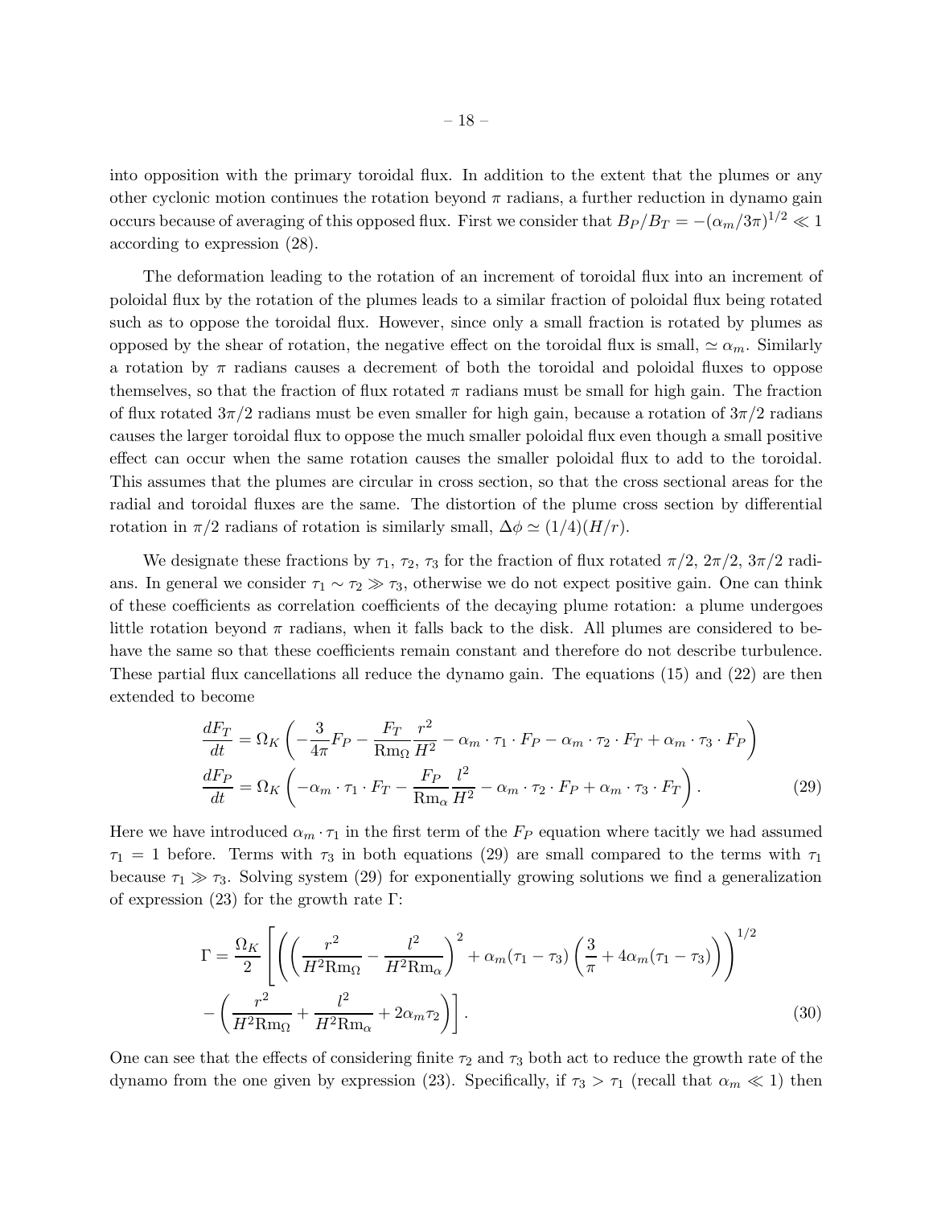into opposition with the primary toroidal flux. In addition to the extent that the plumes or any other cyclonic motion continues the rotation beyond $\pi$ radians, a further reduction in dynamo gain occurs because of averaging of this opposed flux. First we consider that $B_P/B_T = -(\alpha_m/3\pi)^{1/2} \ll 1$ according to expression (28).

The deformation leading to the rotation of an increment of toroidal flux into an increment of poloidal flux by the rotation of the plumes leads to a similar fraction of poloidal flux being rotated such as to oppose the toroidal flux. However, since only a small fraction is rotated by plumes as opposed by the shear of rotation, the negative effect on the toroidal flux is small, $\simeq \alpha_m$. Similarly a rotation by $\pi$ radians causes a decrement of both the toroidal and poloidal fluxes to oppose themselves, so that the fraction of flux rotated $\pi$ radians must be small for high gain. The fraction of flux rotated $3\pi/2$ radians must be even smaller for high gain, because a rotation of $3\pi/2$ radians causes the larger toroidal flux to oppose the much smaller poloidal flux even though a small positive effect can occur when the same rotation causes the smaller poloidal flux to add to the toroidal. This assumes that the plumes are circular in cross section, so that the cross sectional areas for the radial and toroidal fluxes are the same. The distortion of the plume cross section by differential rotation in $\pi/2$ radians of rotation is similarly small, $\Delta\phi \simeq (1/4)(H/r)$.

We designate these fractions by $\tau_1$, $\tau_2$, $\tau_3$ for the fraction of flux rotated $\pi/2$, $2\pi/2$, $3\pi/2$ radians. In general we consider $\tau_1 \sim \tau_2 \gg \tau_3$, otherwise we do not expect positive gain. One can think of these coefficients as correlation coefficients of the decaying plume rotation: a plume undergoes little rotation beyond $\pi$ radians, when it falls back to the disk. All plumes are considered to behave the same so that these coefficients remain constant and therefore do not describe turbulence. These partial flux cancellations all reduce the dynamo gain. The equations (15) and (22) are then extended to become

$$
\begin{aligned}
\frac{dF_T}{dt} &= \Omega_K \left( -\frac{3}{4\pi} F_P - \frac{F_T}{\mathrm{Rm}_\Omega} \frac{r^2}{H^2} - \alpha_m \cdot \tau_1 \cdot F_P - \alpha_m \cdot \tau_2 \cdot F_T + \alpha_m \cdot \tau_3 \cdot F_P \right) \\
\frac{dF_P}{dt} &= \Omega_K \left( -\alpha_m \cdot \tau_1 \cdot F_T - \frac{F_P}{\mathrm{Rm}_\alpha} \frac{l^2}{H^2} - \alpha_m \cdot \tau_2 \cdot F_P + \alpha_m \cdot \tau_3 \cdot F_T \right).
\end{aligned} \tag{29}
$$

Here we have introduced $\alpha_m \cdot \tau_1$ in the first term of the $F_P$ equation where tacitly we had assumed $\tau_1 = 1$ before. Terms with $\tau_3$ in both equations (29) are small compared to the terms with $\tau_1$ because $\tau_1 \gg \tau_3$. Solving system (29) for exponentially growing solutions we find a generalization of expression (23) for the growth rate $\Gamma$:

$$
\begin{aligned}
\Gamma = \frac{\Omega_K}{2} \Bigg[ & \left( \left( \frac{r^2}{H^2 \mathrm{Rm}_\Omega} - \frac{l^2}{H^2 \mathrm{Rm}_\alpha} \right)^2 + \alpha_m(\tau_1 - \tau_3) \left( \frac{3}{\pi} + 4\alpha_m(\tau_1 - \tau_3) \right) \right)^{1/2} \\
& - \left( \frac{r^2}{H^2 \mathrm{Rm}_\Omega} + \frac{l^2}{H^2 \mathrm{Rm}_\alpha} + 2\alpha_m \tau_2 \right) \Bigg].
\end{aligned} \tag{30}
$$

One can see that the effects of considering finite $\tau_2$ and $\tau_3$ both act to reduce the growth rate of the dynamo from the one given by expression (23). Specifically, if $\tau_3 > \tau_1$ (recall that $\alpha_m \ll 1$) then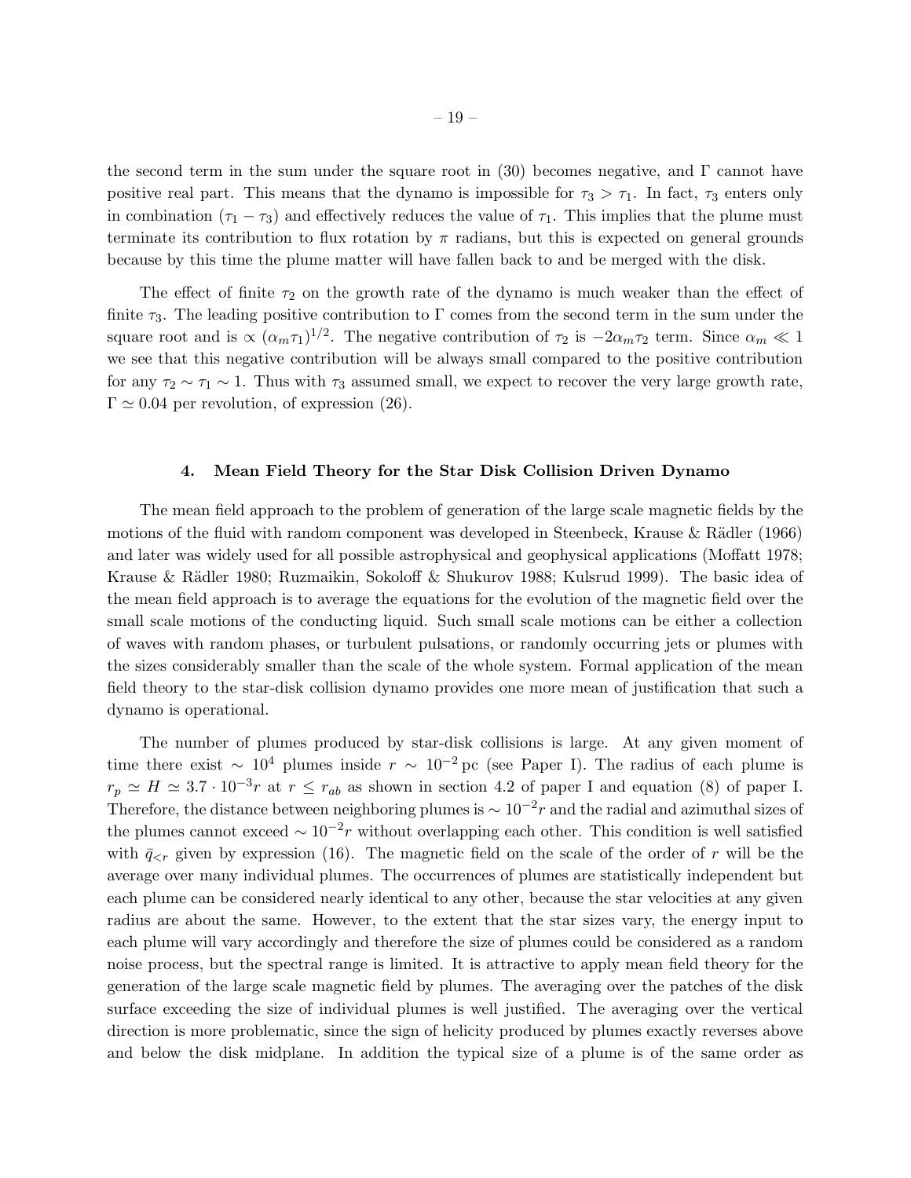the second term in the sum under the square root in (30) becomes negative, and $\Gamma$ cannot have positive real part. This means that the dynamo is impossible for $\tau_3 > \tau_1$. In fact, $\tau_3$ enters only in combination $(\tau_1 - \tau_3)$ and effectively reduces the value of $\tau_1$. This implies that the plume must terminate its contribution to flux rotation by $\pi$ radians, but this is expected on general grounds because by this time the plume matter will have fallen back to and be merged with the disk.

The effect of finite $\tau_2$ on the growth rate of the dynamo is much weaker than the effect of finite $\tau_3$. The leading positive contribution to $\Gamma$ comes from the second term in the sum under the square root and is $\propto (\alpha_m \tau_1)^{1/2}$. The negative contribution of $\tau_2$ is $-2\alpha_m \tau_2$ term. Since $\alpha_m \ll 1$ we see that this negative contribution will be always small compared to the positive contribution for any $\tau_2 \sim \tau_1 \sim 1$. Thus with $\tau_3$ assumed small, we expect to recover the very large growth rate, $\Gamma \simeq 0.04$ per revolution, of expression (26).

## 4. Mean Field Theory for the Star Disk Collision Driven Dynamo

The mean field approach to the problem of generation of the large scale magnetic fields by the motions of the fluid with random component was developed in Steenbeck, Krause & Rädler (1966) and later was widely used for all possible astrophysical and geophysical applications (Moffatt 1978; Krause & Rädler 1980; Ruzmaikin, Sokoloff & Shukurov 1988; Kulsrud 1999). The basic idea of the mean field approach is to average the equations for the evolution of the magnetic field over the small scale motions of the conducting liquid. Such small scale motions can be either a collection of waves with random phases, or turbulent pulsations, or randomly occurring jets or plumes with the sizes considerably smaller than the scale of the whole system. Formal application of the mean field theory to the star-disk collision dynamo provides one more mean of justification that such a dynamo is operational.

The number of plumes produced by star-disk collisions is large. At any given moment of time there exist $\sim 10^4$ plumes inside $r \sim 10^{-2}$ pc (see Paper I). The radius of each plume is $r_p \simeq H \simeq 3.7 \cdot 10^{-3} r$ at $r \leq r_{ab}$ as shown in section 4.2 of paper I and equation (8) of paper I. Therefore, the distance between neighboring plumes is $\sim 10^{-2} r$ and the radial and azimuthal sizes of the plumes cannot exceed $\sim 10^{-2} r$ without overlapping each other. This condition is well satisfied with $\bar{q}_{<r}$ given by expression (16). The magnetic field on the scale of the order of $r$ will be the average over many individual plumes. The occurrences of plumes are statistically independent but each plume can be considered nearly identical to any other, because the star velocities at any given radius are about the same. However, to the extent that the star sizes vary, the energy input to each plume will vary accordingly and therefore the size of plumes could be considered as a random noise process, but the spectral range is limited. It is attractive to apply mean field theory for the generation of the large scale magnetic field by plumes. The averaging over the patches of the disk surface exceeding the size of individual plumes is well justified. The averaging over the vertical direction is more problematic, since the sign of helicity produced by plumes exactly reverses above and below the disk midplane. In addition the typical size of a plume is of the same order as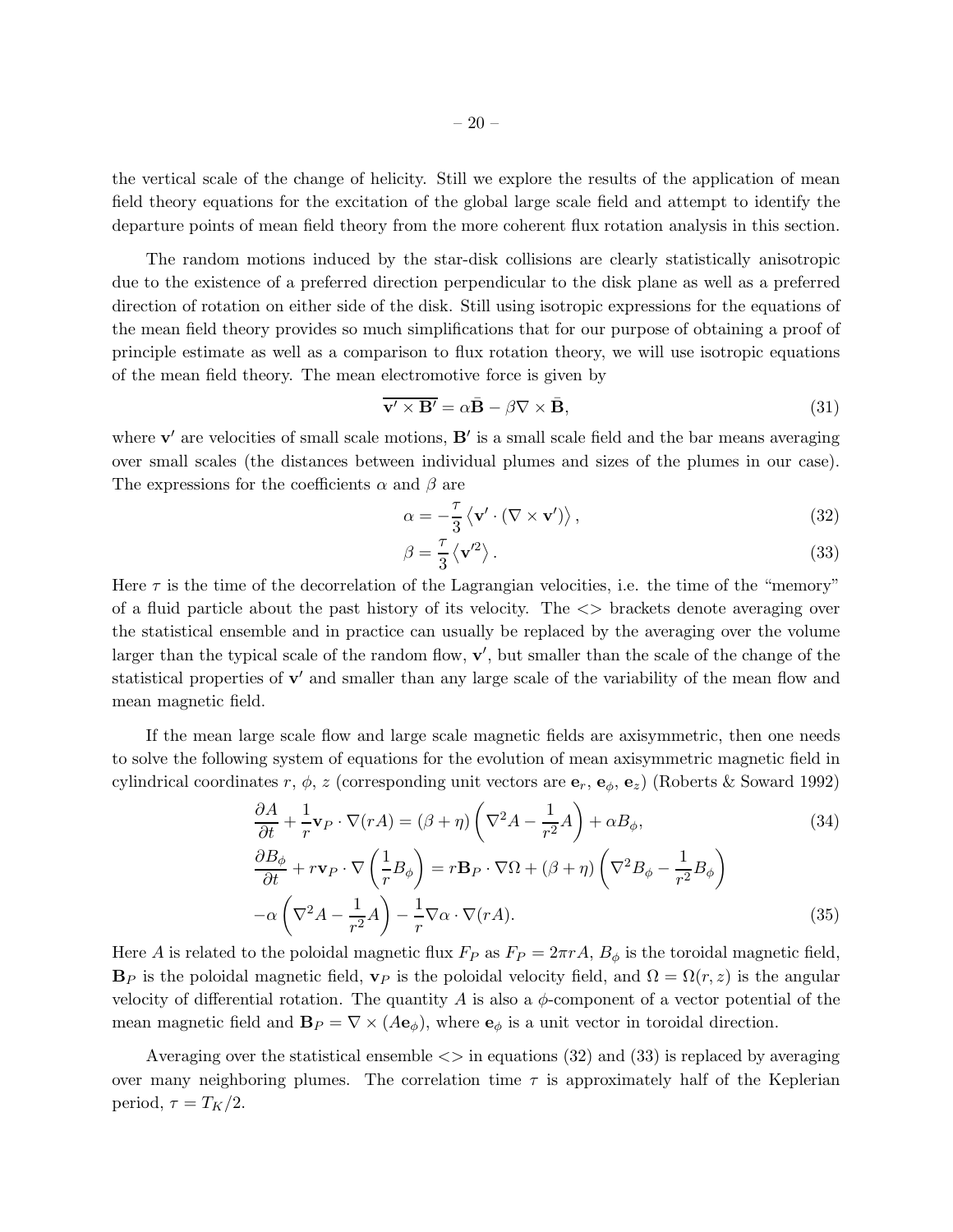the vertical scale of the change of helicity. Still we explore the results of the application of mean field theory equations for the excitation of the global large scale field and attempt to identify the departure points of mean field theory from the more coherent flux rotation analysis in this section.

The random motions induced by the star-disk collisions are clearly statistically anisotropic due to the existence of a preferred direction perpendicular to the disk plane as well as a preferred direction of rotation on either side of the disk. Still using isotropic expressions for the equations of the mean field theory provides so much simplifications that for our purpose of obtaining a proof of principle estimate as well as a comparison to flux rotation theory, we will use isotropic equations of the mean field theory. The mean electromotive force is given by

$$\overline{\mathbf{v'} \times \mathbf{B'}} = \alpha \bar{\mathbf{B}} - \beta \nabla \times \bar{\mathbf{B}}, \tag{31}$$

where $\mathbf{v'}$ are velocities of small scale motions, $\mathbf{B'}$ is a small scale field and the bar means averaging over small scales (the distances between individual plumes and sizes of the plumes in our case). The expressions for the coefficients $\alpha$ and $\beta$ are

$$\alpha = -\frac{\tau}{3} \left\langle \mathbf{v'} \cdot (\nabla \times \mathbf{v'}) \right\rangle, \tag{32}$$

$$\beta = \frac{\tau}{3} \left\langle \mathbf{v'}^2 \right\rangle. \tag{33}$$

Here $\tau$ is the time of the decorrelation of the Lagrangian velocities, i.e. the time of the "memory" of a fluid particle about the past history of its velocity. The $<>$ brackets denote averaging over the statistical ensemble and in practice can usually be replaced by the averaging over the volume larger than the typical scale of the random flow, $\mathbf{v'}$, but smaller than the scale of the change of the statistical properties of $\mathbf{v'}$ and smaller than any large scale of the variability of the mean flow and mean magnetic field.

If the mean large scale flow and large scale magnetic fields are axisymmetric, then one needs to solve the following system of equations for the evolution of mean axisymmetric magnetic field in cylindrical coordinates $r$, $\phi$, $z$ (corresponding unit vectors are $\mathbf{e}_r$, $\mathbf{e}_\phi$, $\mathbf{e}_z$) (Roberts & Soward 1992)

$$\frac{\partial A}{\partial t} + \frac{1}{r} \mathbf{v}_P \cdot \nabla (rA) = (\beta + \eta) \left( \nabla^2 A - \frac{1}{r^2} A \right) + \alpha B_\phi, \tag{34}$$

$$\frac{\partial B_\phi}{\partial t} + r \mathbf{v}_P \cdot \nabla \left( \frac{1}{r} B_\phi \right) = r \mathbf{B}_P \cdot \nabla \Omega + (\beta + \eta) \left( \nabla^2 B_\phi - \frac{1}{r^2} B_\phi \right)$$
$$-\alpha \left( \nabla^2 A - \frac{1}{r^2} A \right) - \frac{1}{r} \nabla \alpha \cdot \nabla (rA). \tag{35}$$

Here $A$ is related to the poloidal magnetic flux $F_P$ as $F_P = 2\pi r A$, $B_\phi$ is the toroidal magnetic field, $\mathbf{B}_P$ is the poloidal magnetic field, $\mathbf{v}_P$ is the poloidal velocity field, and $\Omega = \Omega(r, z)$ is the angular velocity of differential rotation. The quantity $A$ is also a $\phi$-component of a vector potential of the mean magnetic field and $\mathbf{B}_P = \nabla \times (A \mathbf{e}_\phi)$, where $\mathbf{e}_\phi$ is a unit vector in toroidal direction.

Averaging over the statistical ensemble $<>$ in equations (32) and (33) is replaced by averaging over many neighboring plumes. The correlation time $\tau$ is approximately half of the Keplerian period, $\tau = T_K/2$.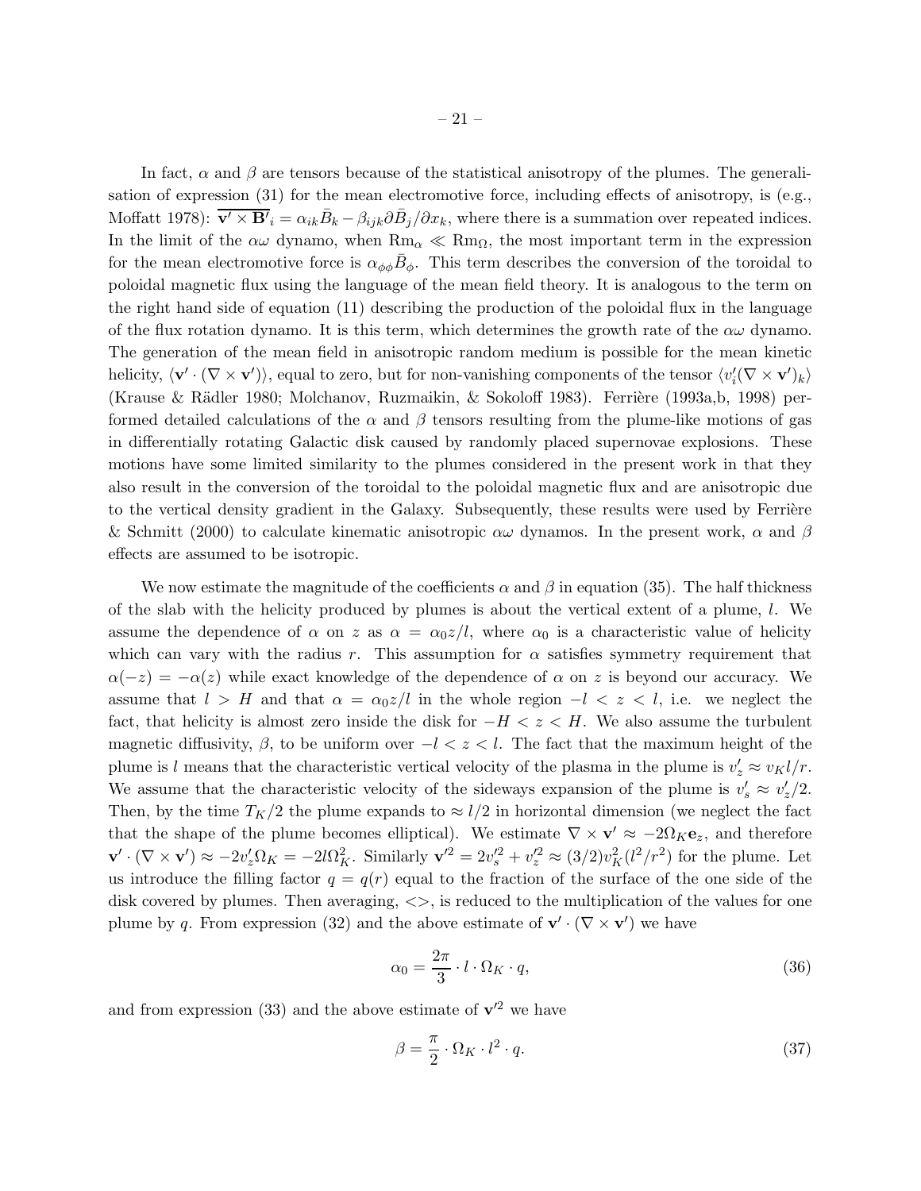In fact, $\alpha$ and $\beta$ are tensors because of the statistical anisotropy of the plumes. The generalisation of expression (31) for the mean electromotive force, including effects of anisotropy, is (e.g., Moffatt 1978): $\overline{\mathbf{v}' \times \mathbf{B}'}_i = \alpha_{ik}\bar{B}_k - \beta_{ijk}\partial\bar{B}_j/\partial x_k$, where there is a summation over repeated indices. In the limit of the $\alpha\omega$ dynamo, when $\mathrm{Rm}_\alpha \ll \mathrm{Rm}_\Omega$, the most important term in the expression for the mean electromotive force is $\alpha_{\phi\phi}\bar{B}_\phi$. This term describes the conversion of the toroidal to poloidal magnetic flux using the language of the mean field theory. It is analogous to the term on the right hand side of equation (11) describing the production of the poloidal flux in the language of the flux rotation dynamo. It is this term, which determines the growth rate of the $\alpha\omega$ dynamo. The generation of the mean field in anisotropic random medium is possible for the mean kinetic helicity, $\langle \mathbf{v}' \cdot (\nabla \times \mathbf{v}') \rangle$, equal to zero, but for non-vanishing components of the tensor $\langle v_i'(\nabla \times \mathbf{v}')_k \rangle$ (Krause & Rädler 1980; Molchanov, Ruzmaikin, & Sokoloff 1983). Ferrière (1993a,b, 1998) performed detailed calculations of the $\alpha$ and $\beta$ tensors resulting from the plume-like motions of gas in differentially rotating Galactic disk caused by randomly placed supernovae explosions. These motions have some limited similarity to the plumes considered in the present work in that they also result in the conversion of the toroidal to the poloidal magnetic flux and are anisotropic due to the vertical density gradient in the Galaxy. Subsequently, these results were used by Ferrière & Schmitt (2000) to calculate kinematic anisotropic $\alpha\omega$ dynamos. In the present work, $\alpha$ and $\beta$ effects are assumed to be isotropic.

We now estimate the magnitude of the coefficients $\alpha$ and $\beta$ in equation (35). The half thickness of the slab with the helicity produced by plumes is about the vertical extent of a plume, $l$. We assume the dependence of $\alpha$ on $z$ as $\alpha = \alpha_0 z/l$, where $\alpha_0$ is a characteristic value of helicity which can vary with the radius $r$. This assumption for $\alpha$ satisfies symmetry requirement that $\alpha(-z) = -\alpha(z)$ while exact knowledge of the dependence of $\alpha$ on $z$ is beyond our accuracy. We assume that $l > H$ and that $\alpha = \alpha_0 z/l$ in the whole region $-l < z < l$, i.e. we neglect the fact, that helicity is almost zero inside the disk for $-H < z < H$. We also assume the turbulent magnetic diffusivity, $\beta$, to be uniform over $-l < z < l$. The fact that the maximum height of the plume is $l$ means that the characteristic vertical velocity of the plasma in the plume is $v_z' \approx v_K l/r$. We assume that the characteristic velocity of the sideways expansion of the plume is $v_s' \approx v_z'/2$. Then, by the time $T_K/2$ the plume expands to $\approx l/2$ in horizontal dimension (we neglect the fact that the shape of the plume becomes elliptical). We estimate $\nabla \times \mathbf{v}' \approx -2\Omega_K \mathbf{e}_z$, and therefore $\mathbf{v}' \cdot (\nabla \times \mathbf{v}') \approx -2v_z'\Omega_K = -2l\Omega_K^2$. Similarly $\mathbf{v}'^2 = 2v_s'^2 + v_z'^2 \approx (3/2)v_K^2(l^2/r^2)$ for the plume. Let us introduce the filling factor $q = q(r)$ equal to the fraction of the surface of the one side of the disk covered by plumes. Then averaging, $<>$, is reduced to the multiplication of the values for one plume by $q$. From expression (32) and the above estimate of $\mathbf{v}' \cdot (\nabla \times \mathbf{v}')$ we have

$$\alpha_0 = \frac{2\pi}{3} \cdot l \cdot \Omega_K \cdot q, \tag{36}$$

and from expression (33) and the above estimate of $\mathbf{v}'^2$ we have

$$\beta = \frac{\pi}{2} \cdot \Omega_K \cdot l^2 \cdot q. \tag{37}$$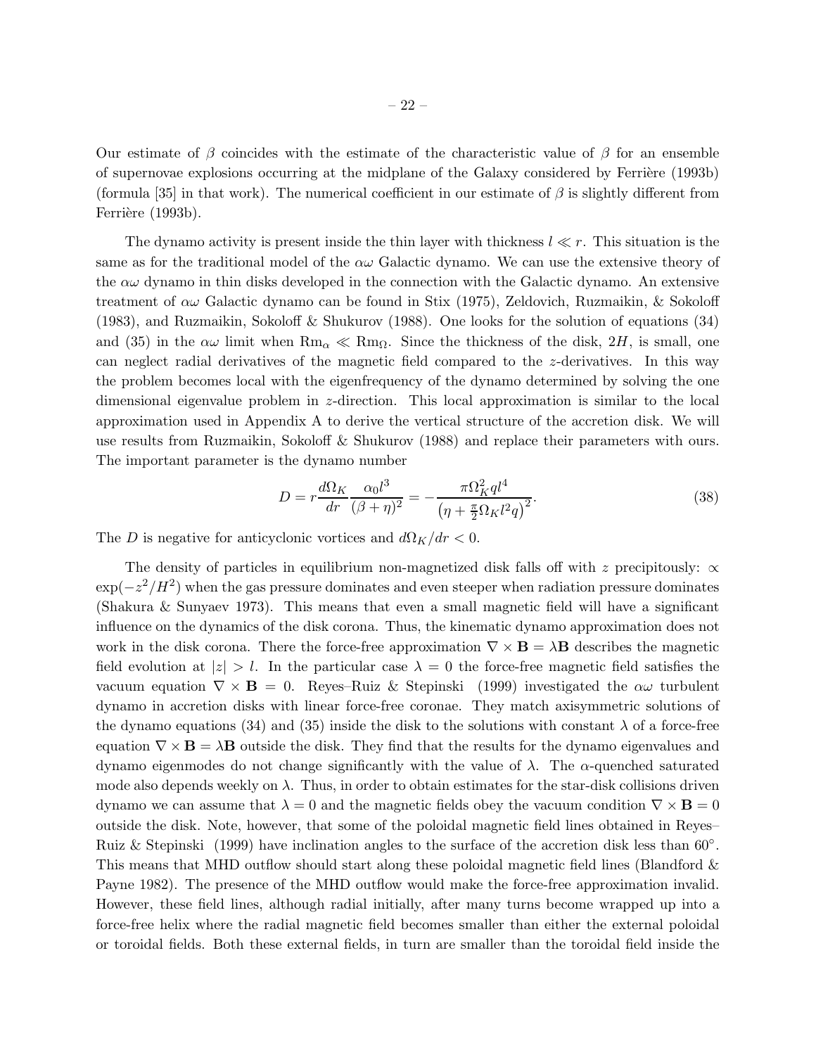Our estimate of $\beta$ coincides with the estimate of the characteristic value of $\beta$ for an ensemble of supernovae explosions occurring at the midplane of the Galaxy considered by Ferrière (1993b) (formula [35] in that work). The numerical coefficient in our estimate of $\beta$ is slightly different from Ferrière (1993b).

The dynamo activity is present inside the thin layer with thickness $l \ll r$. This situation is the same as for the traditional model of the $\alpha\omega$ Galactic dynamo. We can use the extensive theory of the $\alpha\omega$ dynamo in thin disks developed in the connection with the Galactic dynamo. An extensive treatment of $\alpha\omega$ Galactic dynamo can be found in Stix (1975), Zeldovich, Ruzmaikin, & Sokoloff (1983), and Ruzmaikin, Sokoloff & Shukurov (1988). One looks for the solution of equations (34) and (35) in the $\alpha\omega$ limit when $\mathrm{Rm}_\alpha \ll \mathrm{Rm}_\Omega$. Since the thickness of the disk, $2H$, is small, one can neglect radial derivatives of the magnetic field compared to the $z$-derivatives. In this way the problem becomes local with the eigenfrequency of the dynamo determined by solving the one dimensional eigenvalue problem in $z$-direction. This local approximation is similar to the local approximation used in Appendix A to derive the vertical structure of the accretion disk. We will use results from Ruzmaikin, Sokoloff & Shukurov (1988) and replace their parameters with ours. The important parameter is the dynamo number

$$D = r\frac{d\Omega_K}{dr}\frac{\alpha_0 l^3}{(\beta+\eta)^2} = -\frac{\pi\Omega_K^2 q l^4}{\left(\eta + \frac{\pi}{2}\Omega_K l^2 q\right)^2}. \tag{38}$$

The $D$ is negative for anticyclonic vortices and $d\Omega_K/dr < 0$.

The density of particles in equilibrium non-magnetized disk falls off with $z$ precipitously: $\propto \exp(-z^2/H^2)$ when the gas pressure dominates and even steeper when radiation pressure dominates (Shakura & Sunyaev 1973). This means that even a small magnetic field will have a significant influence on the dynamics of the disk corona. Thus, the kinematic dynamo approximation does not work in the disk corona. There the force-free approximation $\nabla \times \mathbf{B} = \lambda\mathbf{B}$ describes the magnetic field evolution at $|z| > l$. In the particular case $\lambda = 0$ the force-free magnetic field satisfies the vacuum equation $\nabla \times \mathbf{B} = 0$. Reyes–Ruiz & Stepinski (1999) investigated the $\alpha\omega$ turbulent dynamo in accretion disks with linear force-free coronae. They match axisymmetric solutions of the dynamo equations (34) and (35) inside the disk to the solutions with constant $\lambda$ of a force-free equation $\nabla \times \mathbf{B} = \lambda\mathbf{B}$ outside the disk. They find that the results for the dynamo eigenvalues and dynamo eigenmodes do not change significantly with the value of $\lambda$. The $\alpha$-quenched saturated mode also depends weekly on $\lambda$. Thus, in order to obtain estimates for the star-disk collisions driven dynamo we can assume that $\lambda = 0$ and the magnetic fields obey the vacuum condition $\nabla \times \mathbf{B} = 0$ outside the disk. Note, however, that some of the poloidal magnetic field lines obtained in Reyes–Ruiz & Stepinski (1999) have inclination angles to the surface of the accretion disk less than $60^\circ$. This means that MHD outflow should start along these poloidal magnetic field lines (Blandford & Payne 1982). The presence of the MHD outflow would make the force-free approximation invalid. However, these field lines, although radial initially, after many turns become wrapped up into a force-free helix where the radial magnetic field becomes smaller than either the external poloidal or toroidal fields. Both these external fields, in turn are smaller than the toroidal field inside the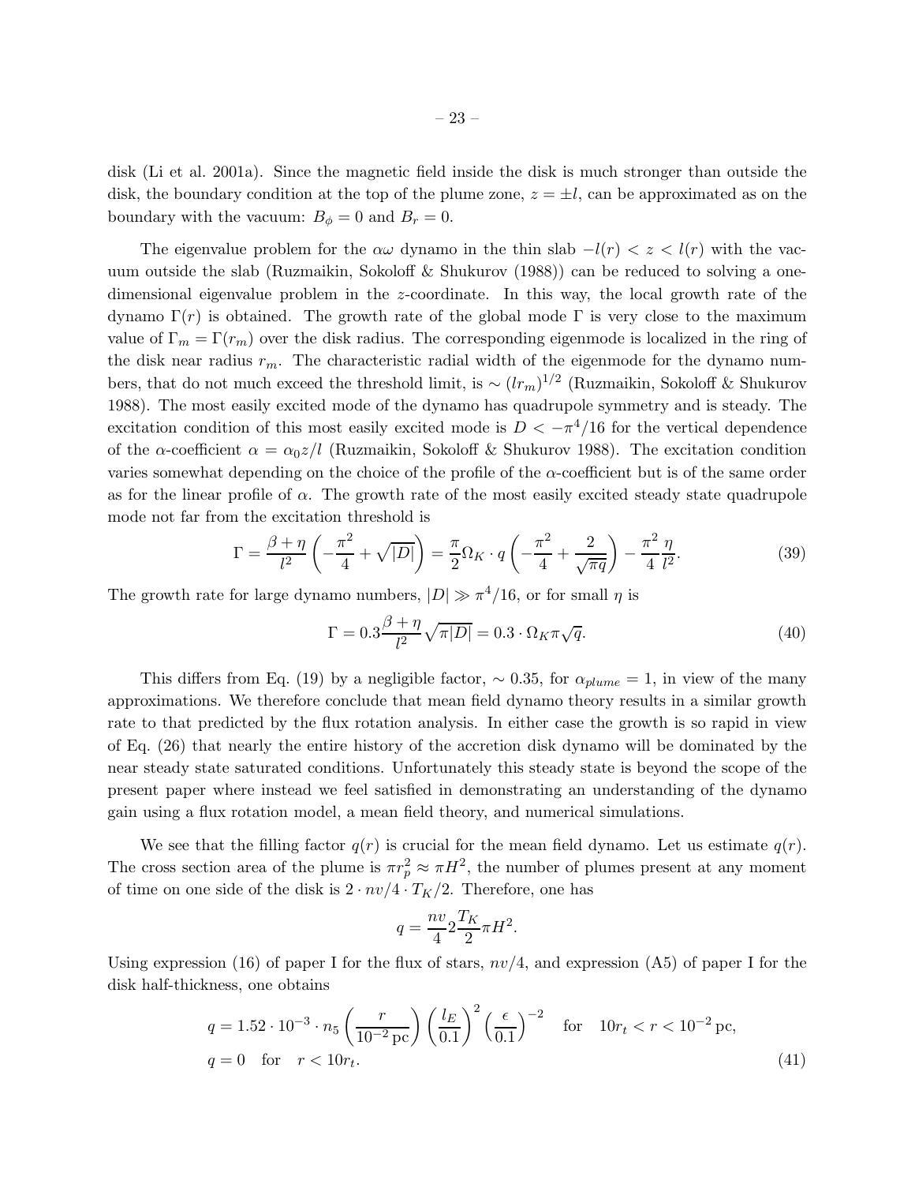disk (Li et al. 2001a). Since the magnetic field inside the disk is much stronger than outside the disk, the boundary condition at the top of the plume zone, $z = \pm l$, can be approximated as on the boundary with the vacuum: $B_\phi = 0$ and $B_r = 0$.

The eigenvalue problem for the $\alpha\omega$ dynamo in the thin slab $-l(r) < z < l(r)$ with the vacuum outside the slab (Ruzmaikin, Sokoloff & Shukurov (1988)) can be reduced to solving a one-dimensional eigenvalue problem in the $z$-coordinate. In this way, the local growth rate of the dynamo $\Gamma(r)$ is obtained. The growth rate of the global mode $\Gamma$ is very close to the maximum value of $\Gamma_m = \Gamma(r_m)$ over the disk radius. The corresponding eigenmode is localized in the ring of the disk near radius $r_m$. The characteristic radial width of the eigenmode for the dynamo numbers, that do not much exceed the threshold limit, is $\sim (lr_m)^{1/2}$ (Ruzmaikin, Sokoloff & Shukurov 1988). The most easily excited mode of the dynamo has quadrupole symmetry and is steady. The excitation condition of this most easily excited mode is $D < -\pi^4/16$ for the vertical dependence of the $\alpha$-coefficient $\alpha = \alpha_0 z/l$ (Ruzmaikin, Sokoloff & Shukurov 1988). The excitation condition varies somewhat depending on the choice of the profile of the $\alpha$-coefficient but is of the same order as for the linear profile of $\alpha$. The growth rate of the most easily excited steady state quadrupole mode not far from the excitation threshold is

$$\Gamma = \frac{\beta + \eta}{l^2}\left(-\frac{\pi^2}{4} + \sqrt{|D|}\right) = \frac{\pi}{2}\Omega_K \cdot q\left(-\frac{\pi^2}{4} + \frac{2}{\sqrt{\pi q}}\right) - \frac{\pi^2}{4}\frac{\eta}{l^2}. \tag{39}$$

The growth rate for large dynamo numbers, $|D| \gg \pi^4/16$, or for small $\eta$ is

$$\Gamma = 0.3\frac{\beta + \eta}{l^2}\sqrt{\pi|D|} = 0.3 \cdot \Omega_K \pi \sqrt{q}. \tag{40}$$

This differs from Eq. (19) by a negligible factor, $\sim 0.35$, for $\alpha_{plume} = 1$, in view of the many approximations. We therefore conclude that mean field dynamo theory results in a similar growth rate to that predicted by the flux rotation analysis. In either case the growth is so rapid in view of Eq. (26) that nearly the entire history of the accretion disk dynamo will be dominated by the near steady state saturated conditions. Unfortunately this steady state is beyond the scope of the present paper where instead we feel satisfied in demonstrating an understanding of the dynamo gain using a flux rotation model, a mean field theory, and numerical simulations.

We see that the filling factor $q(r)$ is crucial for the mean field dynamo. Let us estimate $q(r)$. The cross section area of the plume is $\pi r_p^2 \approx \pi H^2$, the number of plumes present at any moment of time on one side of the disk is $2 \cdot nv/4 \cdot T_K/2$. Therefore, one has

$$q = \frac{nv}{4} 2 \frac{T_K}{2} \pi H^2.$$

Using expression (16) of paper I for the flux of stars, $nv/4$, and expression (A5) of paper I for the disk half-thickness, one obtains

$$q = 1.52 \cdot 10^{-3} \cdot n_5 \left(\frac{r}{10^{-2}\,\mathrm{pc}}\right)\left(\frac{l_E}{0.1}\right)^2 \left(\frac{\epsilon}{0.1}\right)^{-2} \quad \text{for} \quad 10r_t < r < 10^{-2}\,\mathrm{pc},$$
$$q = 0 \quad \text{for} \quad r < 10r_t. \tag{41}$$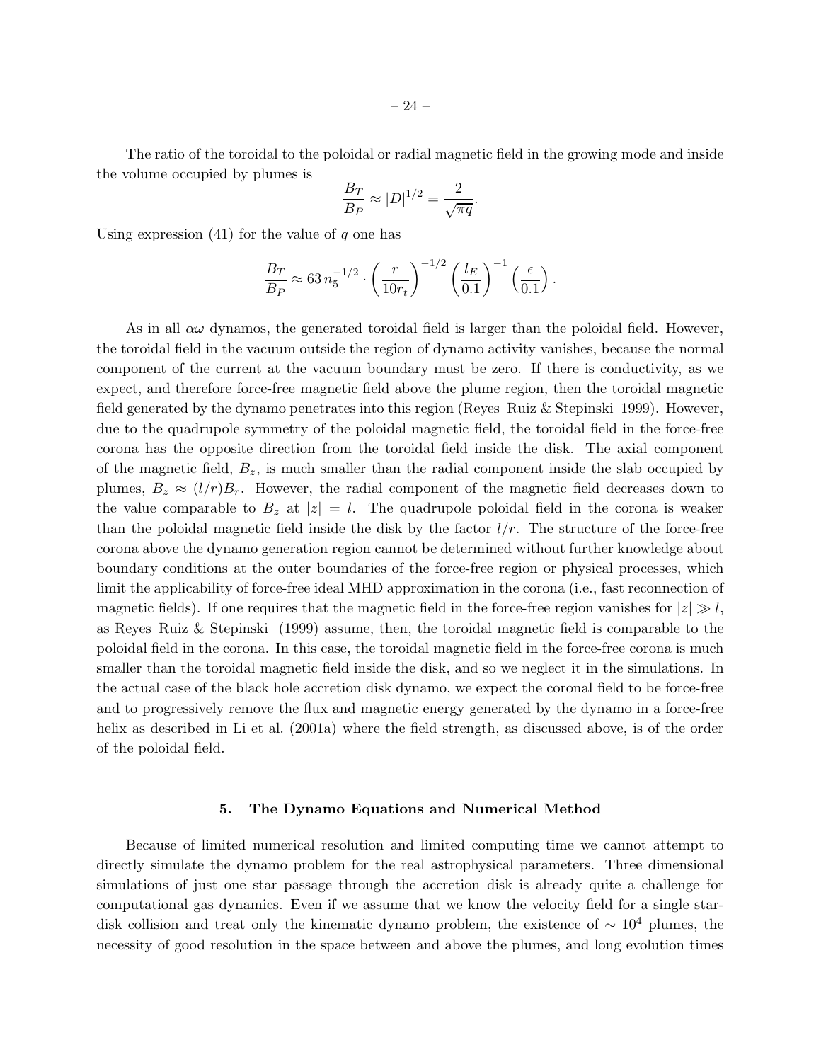The ratio of the toroidal to the poloidal or radial magnetic field in the growing mode and inside the volume occupied by plumes is

$$\frac{B_T}{B_P} \approx |D|^{1/2} = \frac{2}{\sqrt{\pi q}}.$$

Using expression (41) for the value of $q$ one has

$$\frac{B_T}{B_P} \approx 63\, n_5^{-1/2} \cdot \left(\frac{r}{10r_t}\right)^{-1/2} \left(\frac{l_E}{0.1}\right)^{-1} \left(\frac{\epsilon}{0.1}\right).$$

As in all $\alpha\omega$ dynamos, the generated toroidal field is larger than the poloidal field. However, the toroidal field in the vacuum outside the region of dynamo activity vanishes, because the normal component of the current at the vacuum boundary must be zero. If there is conductivity, as we expect, and therefore force-free magnetic field above the plume region, then the toroidal magnetic field generated by the dynamo penetrates into this region (Reyes–Ruiz & Stepinski 1999). However, due to the quadrupole symmetry of the poloidal magnetic field, the toroidal field in the force-free corona has the opposite direction from the toroidal field inside the disk. The axial component of the magnetic field, $B_z$, is much smaller than the radial component inside the slab occupied by plumes, $B_z \approx (l/r)B_r$. However, the radial component of the magnetic field decreases down to the value comparable to $B_z$ at $|z| = l$. The quadrupole poloidal field in the corona is weaker than the poloidal magnetic field inside the disk by the factor $l/r$. The structure of the force-free corona above the dynamo generation region cannot be determined without further knowledge about boundary conditions at the outer boundaries of the force-free region or physical processes, which limit the applicability of force-free ideal MHD approximation in the corona (i.e., fast reconnection of magnetic fields). If one requires that the magnetic field in the force-free region vanishes for $|z| \gg l$, as Reyes–Ruiz & Stepinski (1999) assume, then, the toroidal magnetic field is comparable to the poloidal field in the corona. In this case, the toroidal magnetic field in the force-free corona is much smaller than the toroidal magnetic field inside the disk, and so we neglect it in the simulations. In the actual case of the black hole accretion disk dynamo, we expect the coronal field to be force-free and to progressively remove the flux and magnetic energy generated by the dynamo in a force-free helix as described in Li et al. (2001a) where the field strength, as discussed above, is of the order of the poloidal field.

## 5. The Dynamo Equations and Numerical Method

Because of limited numerical resolution and limited computing time we cannot attempt to directly simulate the dynamo problem for the real astrophysical parameters. Three dimensional simulations of just one star passage through the accretion disk is already quite a challenge for computational gas dynamics. Even if we assume that we know the velocity field for a single star-disk collision and treat only the kinematic dynamo problem, the existence of $\sim 10^4$ plumes, the necessity of good resolution in the space between and above the plumes, and long evolution times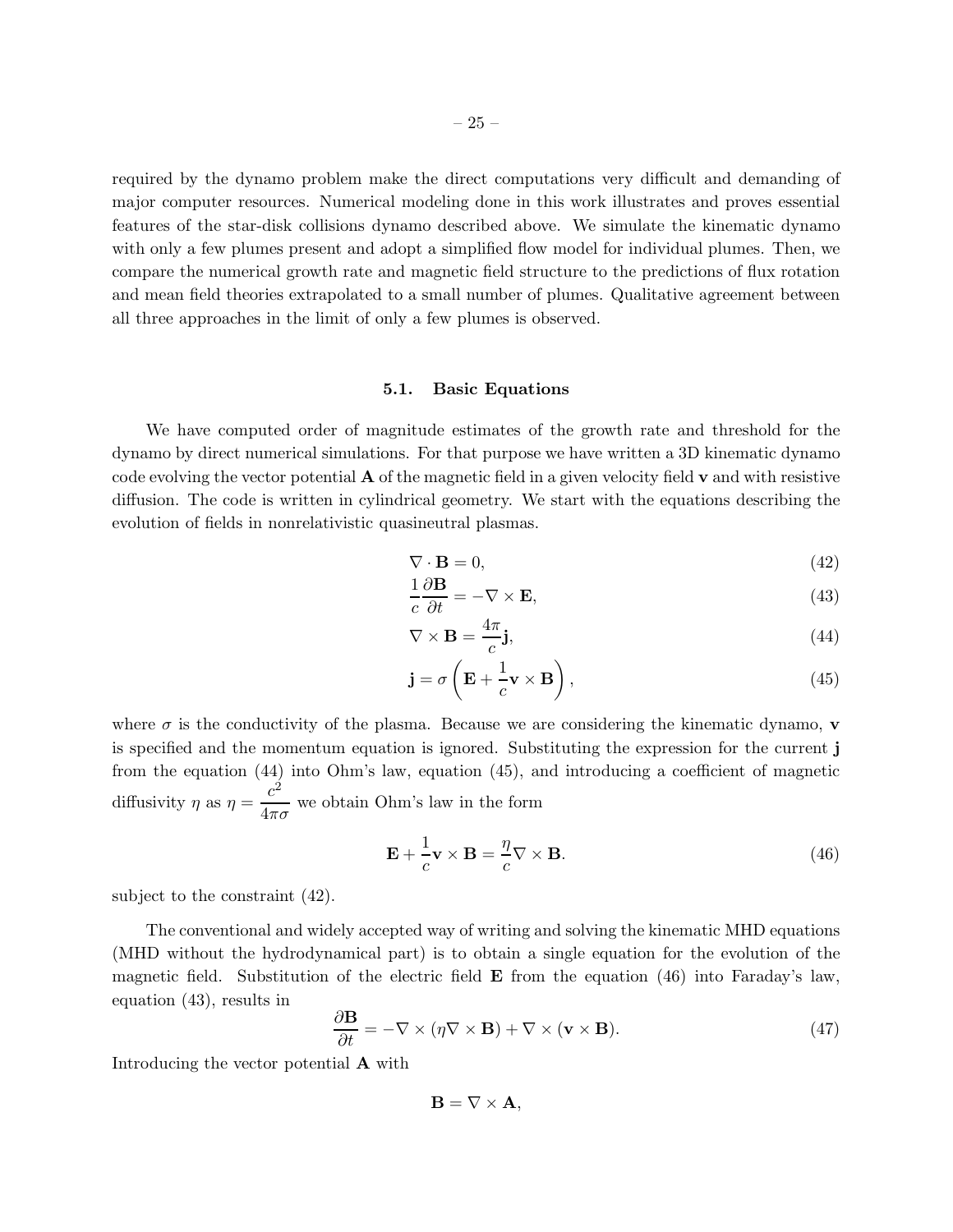required by the dynamo problem make the direct computations very difficult and demanding of major computer resources. Numerical modeling done in this work illustrates and proves essential features of the star-disk collisions dynamo described above. We simulate the kinematic dynamo with only a few plumes present and adopt a simplified flow model for individual plumes. Then, we compare the numerical growth rate and magnetic field structure to the predictions of flux rotation and mean field theories extrapolated to a small number of plumes. Qualitative agreement between all three approaches in the limit of only a few plumes is observed.

### 5.1. Basic Equations

We have computed order of magnitude estimates of the growth rate and threshold for the dynamo by direct numerical simulations. For that purpose we have written a 3D kinematic dynamo code evolving the vector potential $\mathbf{A}$ of the magnetic field in a given velocity field $\mathbf{v}$ and with resistive diffusion. The code is written in cylindrical geometry. We start with the equations describing the evolution of fields in nonrelativistic quasineutral plasmas.

$$\nabla \cdot \mathbf{B} = 0, \tag{42}$$

$$\frac{1}{c}\frac{\partial \mathbf{B}}{\partial t} = -\nabla \times \mathbf{E}, \tag{43}$$

$$\nabla \times \mathbf{B} = \frac{4\pi}{c}\mathbf{j}, \tag{44}$$

$$\mathbf{j} = \sigma\left(\mathbf{E} + \frac{1}{c}\mathbf{v} \times \mathbf{B}\right), \tag{45}$$

where $\sigma$ is the conductivity of the plasma. Because we are considering the kinematic dynamo, $\mathbf{v}$ is specified and the momentum equation is ignored. Substituting the expression for the current $\mathbf{j}$ from the equation (44) into Ohm's law, equation (45), and introducing a coefficient of magnetic diffusivity $\eta$ as $\eta = \dfrac{c^2}{4\pi\sigma}$ we obtain Ohm's law in the form

$$\mathbf{E} + \frac{1}{c}\mathbf{v} \times \mathbf{B} = \frac{\eta}{c}\nabla \times \mathbf{B}. \tag{46}$$

subject to the constraint (42).

The conventional and widely accepted way of writing and solving the kinematic MHD equations (MHD without the hydrodynamical part) is to obtain a single equation for the evolution of the magnetic field. Substitution of the electric field $\mathbf{E}$ from the equation (46) into Faraday's law, equation (43), results in

$$\frac{\partial \mathbf{B}}{\partial t} = -\nabla \times (\eta \nabla \times \mathbf{B}) + \nabla \times (\mathbf{v} \times \mathbf{B}). \tag{47}$$

Introducing the vector potential $\mathbf{A}$ with

$$\mathbf{B} = \nabla \times \mathbf{A},$$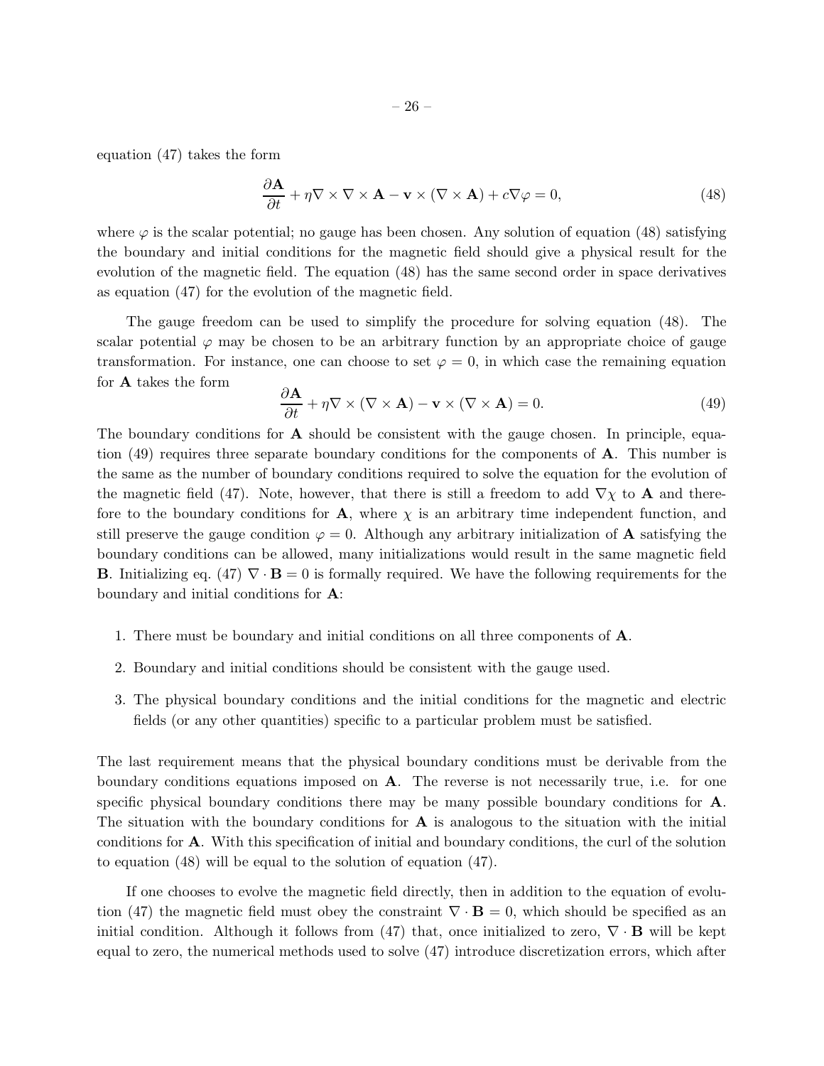equation (47) takes the form

$$\frac{\partial \mathbf{A}}{\partial t} + \eta \nabla \times \nabla \times \mathbf{A} - \mathbf{v} \times (\nabla \times \mathbf{A}) + c\nabla\varphi = 0, \tag{48}$$

where $\varphi$ is the scalar potential; no gauge has been chosen. Any solution of equation (48) satisfying the boundary and initial conditions for the magnetic field should give a physical result for the evolution of the magnetic field. The equation (48) has the same second order in space derivatives as equation (47) for the evolution of the magnetic field.

The gauge freedom can be used to simplify the procedure for solving equation (48). The scalar potential $\varphi$ may be chosen to be an arbitrary function by an appropriate choice of gauge transformation. For instance, one can choose to set $\varphi = 0$, in which case the remaining equation for $\mathbf{A}$ takes the form

$$\frac{\partial \mathbf{A}}{\partial t} + \eta \nabla \times (\nabla \times \mathbf{A}) - \mathbf{v} \times (\nabla \times \mathbf{A}) = 0. \tag{49}$$

The boundary conditions for $\mathbf{A}$ should be consistent with the gauge chosen. In principle, equation (49) requires three separate boundary conditions for the components of $\mathbf{A}$. This number is the same as the number of boundary conditions required to solve the equation for the evolution of the magnetic field (47). Note, however, that there is still a freedom to add $\nabla\chi$ to $\mathbf{A}$ and therefore to the boundary conditions for $\mathbf{A}$, where $\chi$ is an arbitrary time independent function, and still preserve the gauge condition $\varphi = 0$. Although any arbitrary initialization of $\mathbf{A}$ satisfying the boundary conditions can be allowed, many initializations would result in the same magnetic field $\mathbf{B}$. Initializing eq. (47) $\nabla \cdot \mathbf{B} = 0$ is formally required. We have the following requirements for the boundary and initial conditions for $\mathbf{A}$:

1. There must be boundary and initial conditions on all three components of $\mathbf{A}$.
2. Boundary and initial conditions should be consistent with the gauge used.
3. The physical boundary conditions and the initial conditions for the magnetic and electric fields (or any other quantities) specific to a particular problem must be satisfied.

The last requirement means that the physical boundary conditions must be derivable from the boundary conditions equations imposed on $\mathbf{A}$. The reverse is not necessarily true, i.e. for one specific physical boundary conditions there may be many possible boundary conditions for $\mathbf{A}$. The situation with the boundary conditions for $\mathbf{A}$ is analogous to the situation with the initial conditions for $\mathbf{A}$. With this specification of initial and boundary conditions, the curl of the solution to equation (48) will be equal to the solution of equation (47).

If one chooses to evolve the magnetic field directly, then in addition to the equation of evolution (47) the magnetic field must obey the constraint $\nabla \cdot \mathbf{B} = 0$, which should be specified as an initial condition. Although it follows from (47) that, once initialized to zero, $\nabla \cdot \mathbf{B}$ will be kept equal to zero, the numerical methods used to solve (47) introduce discretization errors, which after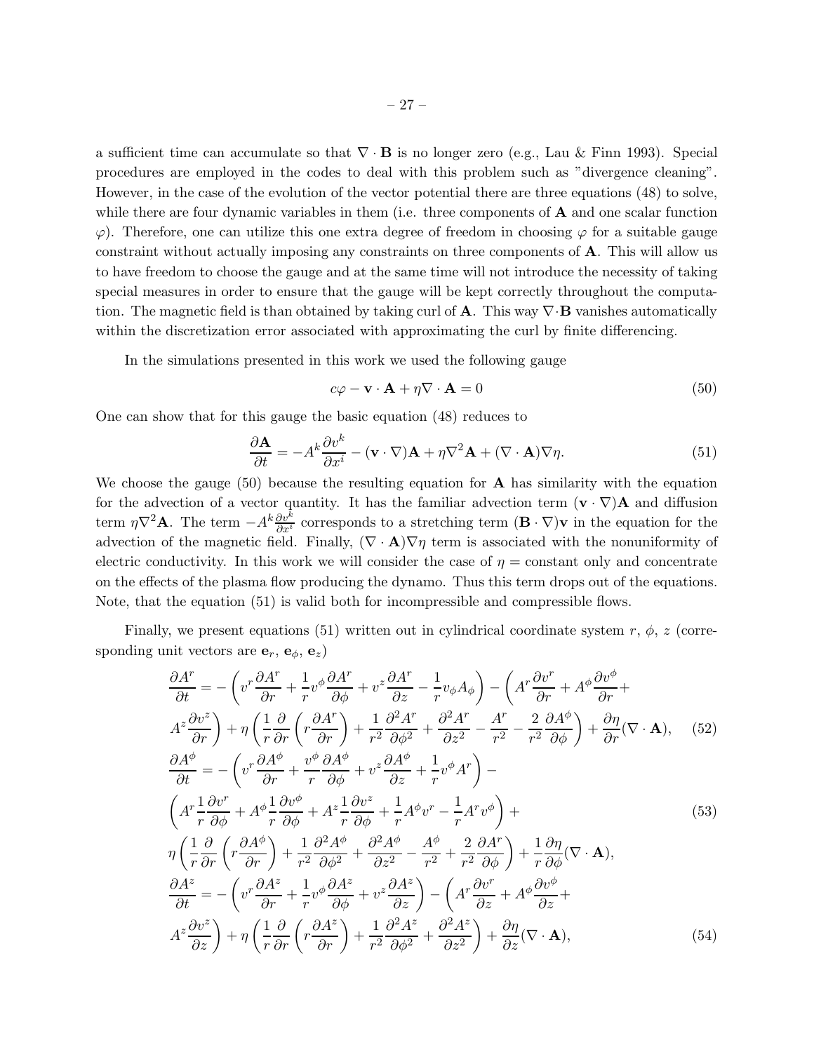a sufficient time can accumulate so that $\nabla \cdot \mathbf{B}$ is no longer zero (e.g., Lau & Finn 1993). Special procedures are employed in the codes to deal with this problem such as "divergence cleaning". However, in the case of the evolution of the vector potential there are three equations (48) to solve, while there are four dynamic variables in them (i.e. three components of $\mathbf{A}$ and one scalar function $\varphi$). Therefore, one can utilize this one extra degree of freedom in choosing $\varphi$ for a suitable gauge constraint without actually imposing any constraints on three components of $\mathbf{A}$. This will allow us to have freedom to choose the gauge and at the same time will not introduce the necessity of taking special measures in order to ensure that the gauge will be kept correctly throughout the computation. The magnetic field is than obtained by taking curl of $\mathbf{A}$. This way $\nabla \cdot \mathbf{B}$ vanishes automatically within the discretization error associated with approximating the curl by finite differencing.

In the simulations presented in this work we used the following gauge

$$c\varphi - \mathbf{v} \cdot \mathbf{A} + \eta \nabla \cdot \mathbf{A} = 0 \tag{50}$$

One can show that for this gauge the basic equation (48) reduces to

$$\frac{\partial \mathbf{A}}{\partial t} = -A^k \frac{\partial v^k}{\partial x^i} - (\mathbf{v} \cdot \nabla)\mathbf{A} + \eta \nabla^2 \mathbf{A} + (\nabla \cdot \mathbf{A})\nabla \eta. \tag{51}$$

We choose the gauge (50) because the resulting equation for $\mathbf{A}$ has similarity with the equation for the advection of a vector quantity. It has the familiar advection term $(\mathbf{v} \cdot \nabla)\mathbf{A}$ and diffusion term $\eta \nabla^2 \mathbf{A}$. The term $-A^k \frac{\partial v^k}{\partial x^i}$ corresponds to a stretching term $(\mathbf{B} \cdot \nabla)\mathbf{v}$ in the equation for the advection of the magnetic field. Finally, $(\nabla \cdot \mathbf{A})\nabla \eta$ term is associated with the nonuniformity of electric conductivity. In this work we will consider the case of $\eta =$ constant only and concentrate on the effects of the plasma flow producing the dynamo. Thus this term drops out of the equations. Note, that the equation (51) is valid both for incompressible and compressible flows.

Finally, we present equations (51) written out in cylindrical coordinate system $r$, $\phi$, $z$ (corresponding unit vectors are $\mathbf{e}_r$, $\mathbf{e}_\phi$, $\mathbf{e}_z$)

$$\begin{aligned}
\frac{\partial A^r}{\partial t} &= -\left( v^r \frac{\partial A^r}{\partial r} + \frac{1}{r} v^\phi \frac{\partial A^r}{\partial \phi} + v^z \frac{\partial A^r}{\partial z} - \frac{1}{r} v_\phi A_\phi \right) - \left( A^r \frac{\partial v^r}{\partial r} + A^\phi \frac{\partial v^\phi}{\partial r} + \right. \\
&\left. A^z \frac{\partial v^z}{\partial r} \right) + \eta \left( \frac{1}{r} \frac{\partial}{\partial r} \left( r \frac{\partial A^r}{\partial r} \right) + \frac{1}{r^2} \frac{\partial^2 A^r}{\partial \phi^2} + \frac{\partial^2 A^r}{\partial z^2} - \frac{A^r}{r^2} - \frac{2}{r^2} \frac{\partial A^\phi}{\partial \phi} \right) + \frac{\partial \eta}{\partial r} (\nabla \cdot \mathbf{A}),
\end{aligned} \tag{52}$$

$$\begin{aligned}
\frac{\partial A^\phi}{\partial t} &= -\left( v^r \frac{\partial A^\phi}{\partial r} + \frac{v^\phi}{r} \frac{\partial A^\phi}{\partial \phi} + v^z \frac{\partial A^\phi}{\partial z} + \frac{1}{r} v^\phi A^r \right) - \\
&\left( A^r \frac{1}{r} \frac{\partial v^r}{\partial \phi} + A^\phi \frac{1}{r} \frac{\partial v^\phi}{\partial \phi} + A^z \frac{1}{r} \frac{\partial v^z}{\partial \phi} + \frac{1}{r} A^\phi v^r - \frac{1}{r} A^r v^\phi \right) + \\
&\eta \left( \frac{1}{r} \frac{\partial}{\partial r} \left( r \frac{\partial A^\phi}{\partial r} \right) + \frac{1}{r^2} \frac{\partial^2 A^\phi}{\partial \phi^2} + \frac{\partial^2 A^\phi}{\partial z^2} - \frac{A^\phi}{r^2} + \frac{2}{r^2} \frac{\partial A^r}{\partial \phi} \right) + \frac{1}{r} \frac{\partial \eta}{\partial \phi} (\nabla \cdot \mathbf{A}),
\end{aligned} \tag{53}$$

$$\begin{aligned}
\frac{\partial A^z}{\partial t} &= -\left( v^r \frac{\partial A^z}{\partial r} + \frac{1}{r} v^\phi \frac{\partial A^z}{\partial \phi} + v^z \frac{\partial A^z}{\partial z} \right) - \left( A^r \frac{\partial v^r}{\partial z} + A^\phi \frac{\partial v^\phi}{\partial z} + \right. \\
&\left. A^z \frac{\partial v^z}{\partial z} \right) + \eta \left( \frac{1}{r} \frac{\partial}{\partial r} \left( r \frac{\partial A^z}{\partial r} \right) + \frac{1}{r^2} \frac{\partial^2 A^z}{\partial \phi^2} + \frac{\partial^2 A^z}{\partial z^2} \right) + \frac{\partial \eta}{\partial z} (\nabla \cdot \mathbf{A}),
\end{aligned} \tag{54}$$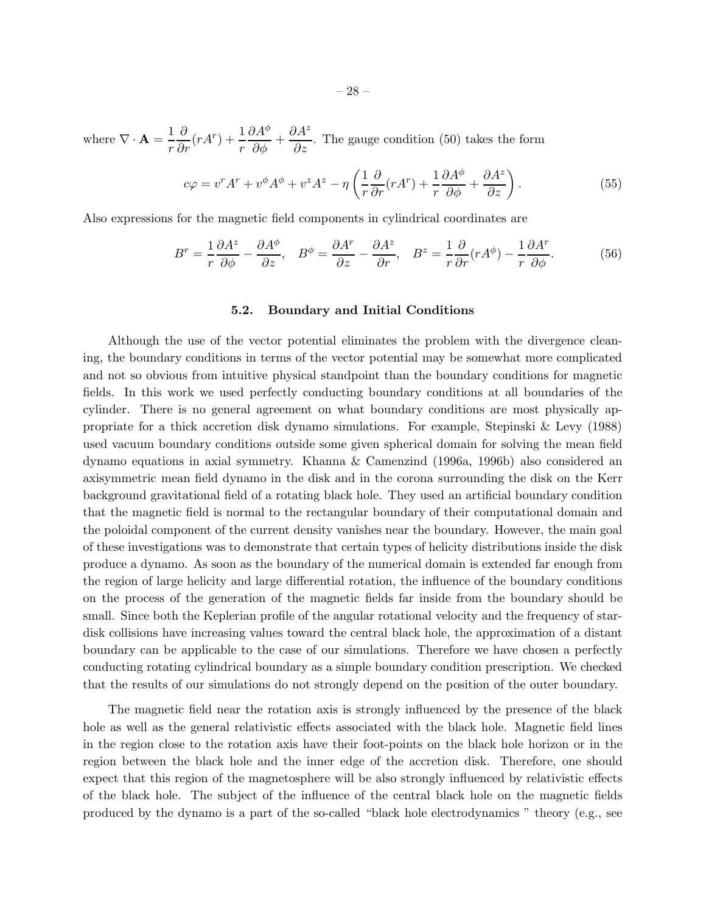where $\nabla \cdot \mathbf{A} = \dfrac{1}{r}\dfrac{\partial}{\partial r}(rA^r) + \dfrac{1}{r}\dfrac{\partial A^\phi}{\partial \phi} + \dfrac{\partial A^z}{\partial z}$. The gauge condition (50) takes the form

$$c\varphi = v^r A^r + v^\phi A^\phi + v^z A^z - \eta \left( \frac{1}{r}\frac{\partial}{\partial r}(rA^r) + \frac{1}{r}\frac{\partial A^\phi}{\partial \phi} + \frac{\partial A^z}{\partial z} \right). \tag{55}$$

Also expressions for the magnetic field components in cylindrical coordinates are

$$B^r = \frac{1}{r}\frac{\partial A^z}{\partial \phi} - \frac{\partial A^\phi}{\partial z}, \quad B^\phi = \frac{\partial A^r}{\partial z} - \frac{\partial A^z}{\partial r}, \quad B^z = \frac{1}{r}\frac{\partial}{\partial r}(rA^\phi) - \frac{1}{r}\frac{\partial A^r}{\partial \phi}. \tag{56}$$

### 5.2. Boundary and Initial Conditions

Although the use of the vector potential eliminates the problem with the divergence cleaning, the boundary conditions in terms of the vector potential may be somewhat more complicated and not so obvious from intuitive physical standpoint than the boundary conditions for magnetic fields. In this work we used perfectly conducting boundary conditions at all boundaries of the cylinder. There is no general agreement on what boundary conditions are most physically appropriate for a thick accretion disk dynamo simulations. For example, Stepinski & Levy (1988) used vacuum boundary conditions outside some given spherical domain for solving the mean field dynamo equations in axial symmetry. Khanna & Camenzind (1996a, 1996b) also considered an axisymmetric mean field dynamo in the disk and in the corona surrounding the disk on the Kerr background gravitational field of a rotating black hole. They used an artificial boundary condition that the magnetic field is normal to the rectangular boundary of their computational domain and the poloidal component of the current density vanishes near the boundary. However, the main goal of these investigations was to demonstrate that certain types of helicity distributions inside the disk produce a dynamo. As soon as the boundary of the numerical domain is extended far enough from the region of large helicity and large differential rotation, the influence of the boundary conditions on the process of the generation of the magnetic fields far inside from the boundary should be small. Since both the Keplerian profile of the angular rotational velocity and the frequency of star-disk collisions have increasing values toward the central black hole, the approximation of a distant boundary can be applicable to the case of our simulations. Therefore we have chosen a perfectly conducting rotating cylindrical boundary as a simple boundary condition prescription. We checked that the results of our simulations do not strongly depend on the position of the outer boundary.

The magnetic field near the rotation axis is strongly influenced by the presence of the black hole as well as the general relativistic effects associated with the black hole. Magnetic field lines in the region close to the rotation axis have their foot-points on the black hole horizon or in the region between the black hole and the inner edge of the accretion disk. Therefore, one should expect that this region of the magnetosphere will be also strongly influenced by relativistic effects of the black hole. The subject of the influence of the central black hole on the magnetic fields produced by the dynamo is a part of the so-called "black hole electrodynamics " theory (e.g., see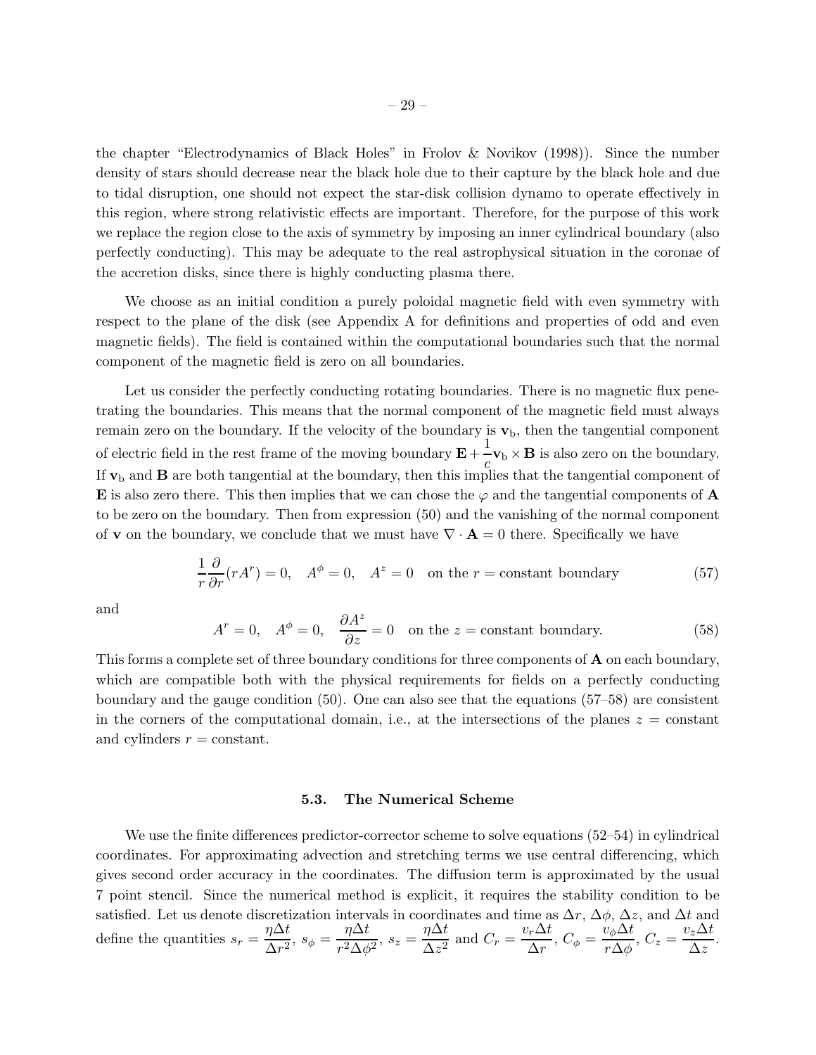the chapter "Electrodynamics of Black Holes" in Frolov & Novikov (1998)). Since the number density of stars should decrease near the black hole due to their capture by the black hole and due to tidal disruption, one should not expect the star-disk collision dynamo to operate effectively in this region, where strong relativistic effects are important. Therefore, for the purpose of this work we replace the region close to the axis of symmetry by imposing an inner cylindrical boundary (also perfectly conducting). This may be adequate to the real astrophysical situation in the coronae of the accretion disks, since there is highly conducting plasma there.

We choose as an initial condition a purely poloidal magnetic field with even symmetry with respect to the plane of the disk (see Appendix A for definitions and properties of odd and even magnetic fields). The field is contained within the computational boundaries such that the normal component of the magnetic field is zero on all boundaries.

Let us consider the perfectly conducting rotating boundaries. There is no magnetic flux penetrating the boundaries. This means that the normal component of the magnetic field must always remain zero on the boundary. If the velocity of the boundary is $\mathbf{v}_{\rm b}$, then the tangential component of electric field in the rest frame of the moving boundary $\mathbf{E}+\frac{1}{c}\mathbf{v}_{\rm b}\times\mathbf{B}$ is also zero on the boundary. If $\mathbf{v}_{\rm b}$ and $\mathbf{B}$ are both tangential at the boundary, then this implies that the tangential component of $\mathbf{E}$ is also zero there. This then implies that we can chose the $\varphi$ and the tangential components of $\mathbf{A}$ to be zero on the boundary. Then from expression (50) and the vanishing of the normal component of $\mathbf{v}$ on the boundary, we conclude that we must have $\nabla\cdot\mathbf{A}=0$ there. Specifically we have

$$\frac{1}{r}\frac{\partial}{\partial r}(rA^r)=0, \quad A^\phi=0, \quad A^z=0 \quad \text{on the } r=\text{constant boundary} \tag{57}$$

and

$$A^r=0, \quad A^\phi=0, \quad \frac{\partial A^z}{\partial z}=0 \quad \text{on the } z=\text{constant boundary.} \tag{58}$$

This forms a complete set of three boundary conditions for three components of $\mathbf{A}$ on each boundary, which are compatible both with the physical requirements for fields on a perfectly conducting boundary and the gauge condition (50). One can also see that the equations (57–58) are consistent in the corners of the computational domain, i.e., at the intersections of the planes $z=$ constant and cylinders $r=$ constant.

### 5.3. The Numerical Scheme

We use the finite differences predictor-corrector scheme to solve equations (52–54) in cylindrical coordinates. For approximating advection and stretching terms we use central differencing, which gives second order accuracy in the coordinates. The diffusion term is approximated by the usual 7 point stencil. Since the numerical method is explicit, it requires the stability condition to be satisfied. Let us denote discretization intervals in coordinates and time as $\Delta r$, $\Delta\phi$, $\Delta z$, and $\Delta t$ and define the quantities $s_r=\frac{\eta\Delta t}{\Delta r^2}$, $s_\phi=\frac{\eta\Delta t}{r^2\Delta\phi^2}$, $s_z=\frac{\eta\Delta t}{\Delta z^2}$ and $C_r=\frac{v_r\Delta t}{\Delta r}$, $C_\phi=\frac{v_\phi\Delta t}{r\Delta\phi}$, $C_z=\frac{v_z\Delta t}{\Delta z}$.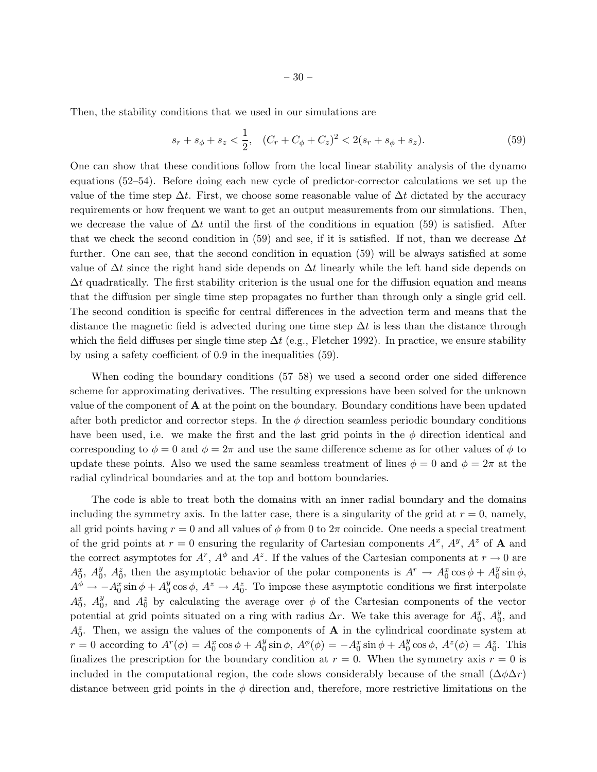Then, the stability conditions that we used in our simulations are

$$s_r + s_\phi + s_z < \frac{1}{2}, \quad (C_r + C_\phi + C_z)^2 < 2(s_r + s_\phi + s_z). \tag{59}$$

One can show that these conditions follow from the local linear stability analysis of the dynamo equations (52–54). Before doing each new cycle of predictor-corrector calculations we set up the value of the time step $\Delta t$. First, we choose some reasonable value of $\Delta t$ dictated by the accuracy requirements or how frequent we want to get an output measurements from our simulations. Then, we decrease the value of $\Delta t$ until the first of the conditions in equation (59) is satisfied. After that we check the second condition in (59) and see, if it is satisfied. If not, than we decrease $\Delta t$ further. One can see, that the second condition in equation (59) will be always satisfied at some value of $\Delta t$ since the right hand side depends on $\Delta t$ linearly while the left hand side depends on $\Delta t$ quadratically. The first stability criterion is the usual one for the diffusion equation and means that the diffusion per single time step propagates no further than through only a single grid cell. The second condition is specific for central differences in the advection term and means that the distance the magnetic field is advected during one time step $\Delta t$ is less than the distance through which the field diffuses per single time step $\Delta t$ (e.g., Fletcher 1992). In practice, we ensure stability by using a safety coefficient of 0.9 in the inequalities (59).

When coding the boundary conditions (57–58) we used a second order one sided difference scheme for approximating derivatives. The resulting expressions have been solved for the unknown value of the component of $\mathbf{A}$ at the point on the boundary. Boundary conditions have been updated after both predictor and corrector steps. In the $\phi$ direction seamless periodic boundary conditions have been used, i.e. we make the first and the last grid points in the $\phi$ direction identical and corresponding to $\phi = 0$ and $\phi = 2\pi$ and use the same difference scheme as for other values of $\phi$ to update these points. Also we used the same seamless treatment of lines $\phi = 0$ and $\phi = 2\pi$ at the radial cylindrical boundaries and at the top and bottom boundaries.

The code is able to treat both the domains with an inner radial boundary and the domains including the symmetry axis. In the latter case, there is a singularity of the grid at $r = 0$, namely, all grid points having $r = 0$ and all values of $\phi$ from 0 to $2\pi$ coincide. One needs a special treatment of the grid points at $r = 0$ ensuring the regularity of Cartesian components $A^x$, $A^y$, $A^z$ of $\mathbf{A}$ and the correct asymptotes for $A^r$, $A^\phi$ and $A^z$. If the values of the Cartesian components at $r \to 0$ are $A_0^x$, $A_0^y$, $A_0^z$, then the asymptotic behavior of the polar components is $A^r \to A_0^x \cos\phi + A_0^y \sin\phi$, $A^\phi \to -A_0^x \sin\phi + A_0^y \cos\phi$, $A^z \to A_0^z$. To impose these asymptotic conditions we first interpolate $A_0^x$, $A_0^y$, and $A_0^z$ by calculating the average over $\phi$ of the Cartesian components of the vector potential at grid points situated on a ring with radius $\Delta r$. We take this average for $A_0^x$, $A_0^y$, and $A_0^z$. Then, we assign the values of the components of $\mathbf{A}$ in the cylindrical coordinate system at $r = 0$ according to $A^r(\phi) = A_0^x \cos\phi + A_0^y \sin\phi$, $A^\phi(\phi) = -A_0^x \sin\phi + A_0^y \cos\phi$, $A^z(\phi) = A_0^z$. This finalizes the prescription for the boundary condition at $r = 0$. When the symmetry axis $r = 0$ is included in the computational region, the code slows considerably because of the small ($\Delta\phi\Delta r$) distance between grid points in the $\phi$ direction and, therefore, more restrictive limitations on the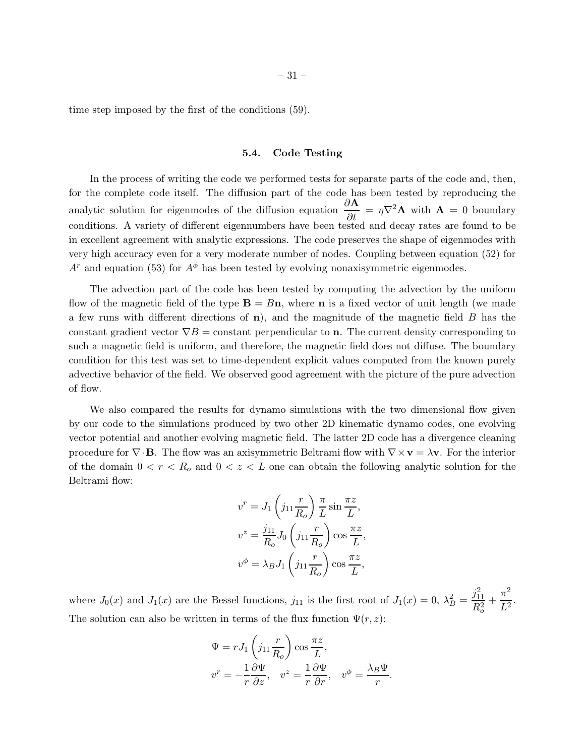time step imposed by the first of the conditions (59).

### 5.4. Code Testing

In the process of writing the code we performed tests for separate parts of the code and, then, for the complete code itself. The diffusion part of the code has been tested by reproducing the analytic solution for eigenmodes of the diffusion equation $\dfrac{\partial \mathbf{A}}{\partial t} = \eta \nabla^2 \mathbf{A}$ with $\mathbf{A} = 0$ boundary conditions. A variety of different eigennumbers have been tested and decay rates are found to be in excellent agreement with analytic expressions. The code preserves the shape of eigenmodes with very high accuracy even for a very moderate number of nodes. Coupling between equation (52) for $A^r$ and equation (53) for $A^\phi$ has been tested by evolving nonaxisymmetric eigenmodes.

The advection part of the code has been tested by computing the advection by the uniform flow of the magnetic field of the type $\mathbf{B} = B\mathbf{n}$, where $\mathbf{n}$ is a fixed vector of unit length (we made a few runs with different directions of $\mathbf{n}$), and the magnitude of the magnetic field $B$ has the constant gradient vector $\nabla B =$ constant perpendicular to $\mathbf{n}$. The current density corresponding to such a magnetic field is uniform, and therefore, the magnetic field does not diffuse. The boundary condition for this test was set to time-dependent explicit values computed from the known purely advective behavior of the field. We observed good agreement with the picture of the pure advection of flow.

We also compared the results for dynamo simulations with the two dimensional flow given by our code to the simulations produced by two other 2D kinematic dynamo codes, one evolving vector potential and another evolving magnetic field. The latter 2D code has a divergence cleaning procedure for $\nabla \cdot \mathbf{B}$. The flow was an axisymmetric Beltrami flow with $\nabla \times \mathbf{v} = \lambda \mathbf{v}$. For the interior of the domain $0 < r < R_o$ and $0 < z < L$ one can obtain the following analytic solution for the Beltrami flow:

$$v^r = J_1\left(j_{11}\frac{r}{R_o}\right)\frac{\pi}{L}\sin\frac{\pi z}{L},$$

$$v^z = \frac{j_{11}}{R_o} J_0\left(j_{11}\frac{r}{R_o}\right)\cos\frac{\pi z}{L},$$

$$v^\phi = \lambda_B J_1\left(j_{11}\frac{r}{R_o}\right)\cos\frac{\pi z}{L},$$

where $J_0(x)$ and $J_1(x)$ are the Bessel functions, $j_{11}$ is the first root of $J_1(x) = 0$, $\lambda_B^2 = \dfrac{j_{11}^2}{R_o^2} + \dfrac{\pi^2}{L^2}$. The solution can also be written in terms of the flux function $\Psi(r, z)$:

$$\Psi = r J_1\left(j_{11}\frac{r}{R_o}\right)\cos\frac{\pi z}{L},$$

$$v^r = -\frac{1}{r}\frac{\partial \Psi}{\partial z}, \quad v^z = \frac{1}{r}\frac{\partial \Psi}{\partial r}, \quad v^\phi = \frac{\lambda_B \Psi}{r}.$$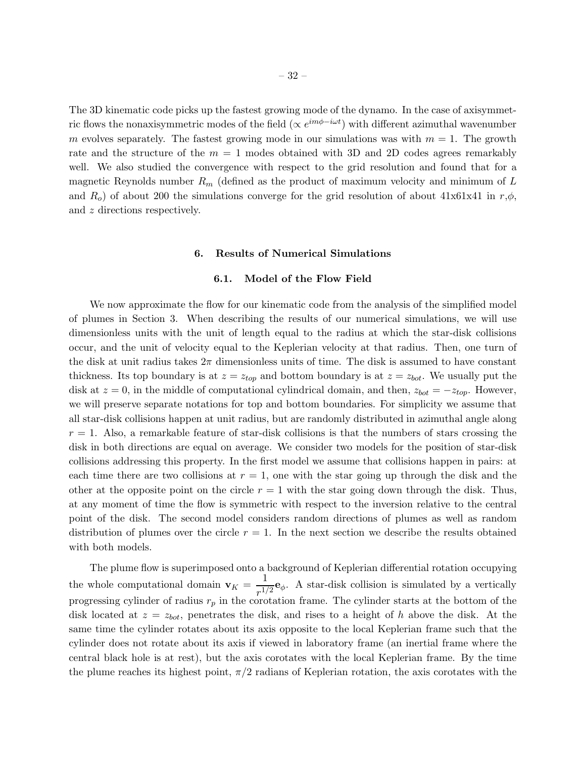The 3D kinematic code picks up the fastest growing mode of the dynamo. In the case of axisymmetric flows the nonaxisymmetric modes of the field ($\propto e^{im\phi - i\omega t}$) with different azimuthal wavenumber $m$ evolves separately. The fastest growing mode in our simulations was with $m = 1$. The growth rate and the structure of the $m = 1$ modes obtained with 3D and 2D codes agrees remarkably well. We also studied the convergence with respect to the grid resolution and found that for a magnetic Reynolds number $R_m$ (defined as the product of maximum velocity and minimum of $L$ and $R_o$) of about 200 the simulations converge for the grid resolution of about 41x61x41 in $r$,$\phi$, and $z$ directions respectively.

## 6. Results of Numerical Simulations

### 6.1. Model of the Flow Field

We now approximate the flow for our kinematic code from the analysis of the simplified model of plumes in Section 3. When describing the results of our numerical simulations, we will use dimensionless units with the unit of length equal to the radius at which the star-disk collisions occur, and the unit of velocity equal to the Keplerian velocity at that radius. Then, one turn of the disk at unit radius takes $2\pi$ dimensionless units of time. The disk is assumed to have constant thickness. Its top boundary is at $z = z_{top}$ and bottom boundary is at $z = z_{bot}$. We usually put the disk at $z = 0$, in the middle of computational cylindrical domain, and then, $z_{bot} = -z_{top}$. However, we will preserve separate notations for top and bottom boundaries. For simplicity we assume that all star-disk collisions happen at unit radius, but are randomly distributed in azimuthal angle along $r = 1$. Also, a remarkable feature of star-disk collisions is that the numbers of stars crossing the disk in both directions are equal on average. We consider two models for the position of star-disk collisions addressing this property. In the first model we assume that collisions happen in pairs: at each time there are two collisions at $r = 1$, one with the star going up through the disk and the other at the opposite point on the circle $r = 1$ with the star going down through the disk. Thus, at any moment of time the flow is symmetric with respect to the inversion relative to the central point of the disk. The second model considers random directions of plumes as well as random distribution of plumes over the circle $r = 1$. In the next section we describe the results obtained with both models.

The plume flow is superimposed onto a background of Keplerian differential rotation occupying the whole computational domain $\mathbf{v}_K = \dfrac{1}{r^{1/2}}\mathbf{e}_\phi$. A star-disk collision is simulated by a vertically progressing cylinder of radius $r_p$ in the corotation frame. The cylinder starts at the bottom of the disk located at $z = z_{bot}$, penetrates the disk, and rises to a height of $h$ above the disk. At the same time the cylinder rotates about its axis opposite to the local Keplerian frame such that the cylinder does not rotate about its axis if viewed in laboratory frame (an inertial frame where the central black hole is at rest), but the axis corotates with the local Keplerian frame. By the time the plume reaches its highest point, $\pi/2$ radians of Keplerian rotation, the axis corotates with the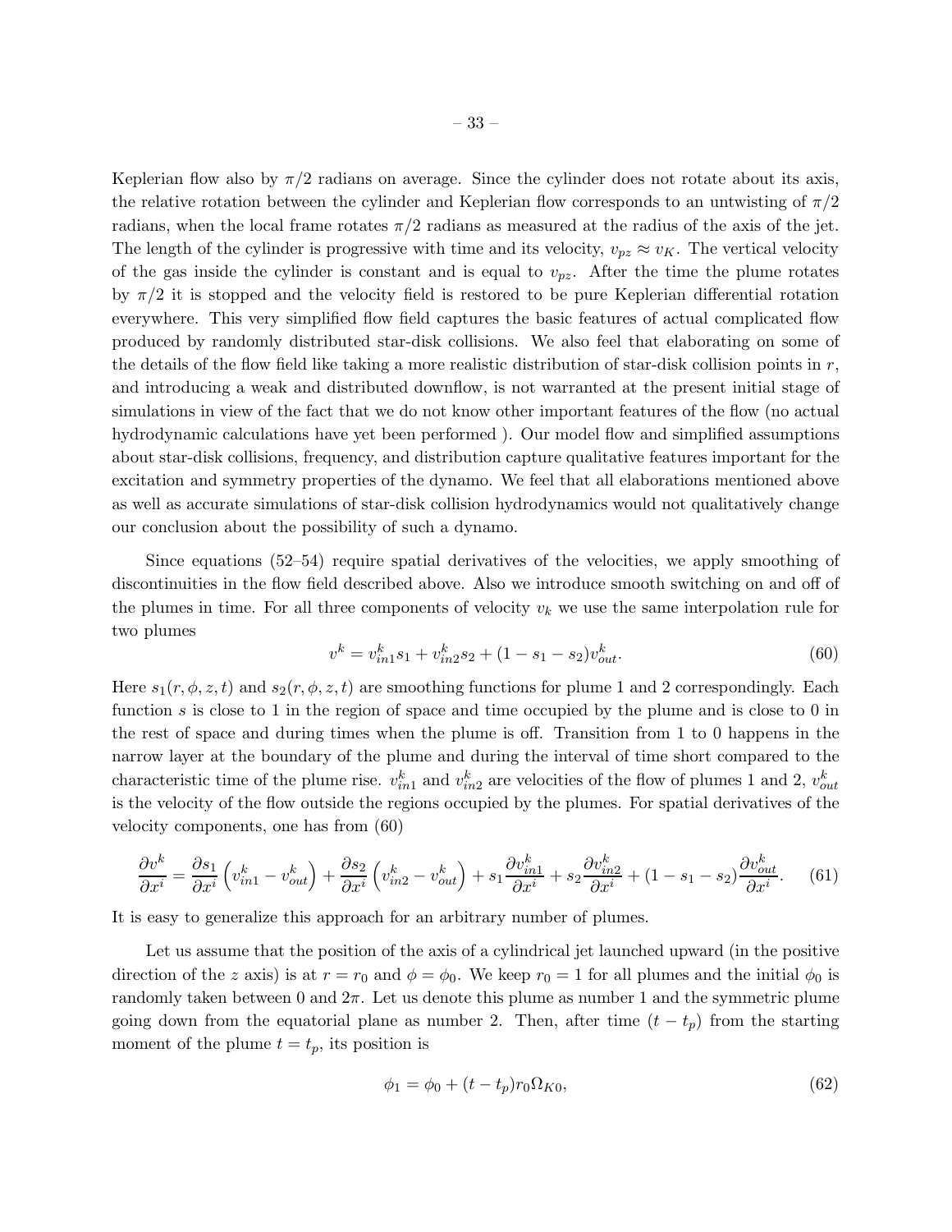Keplerian flow also by $\pi/2$ radians on average. Since the cylinder does not rotate about its axis, the relative rotation between the cylinder and Keplerian flow corresponds to an untwisting of $\pi/2$ radians, when the local frame rotates $\pi/2$ radians as measured at the radius of the axis of the jet. The length of the cylinder is progressive with time and its velocity, $v_{pz} \approx v_K$. The vertical velocity of the gas inside the cylinder is constant and is equal to $v_{pz}$. After the time the plume rotates by $\pi/2$ it is stopped and the velocity field is restored to be pure Keplerian differential rotation everywhere. This very simplified flow field captures the basic features of actual complicated flow produced by randomly distributed star-disk collisions. We also feel that elaborating on some of the details of the flow field like taking a more realistic distribution of star-disk collision points in $r$, and introducing a weak and distributed downflow, is not warranted at the present initial stage of simulations in view of the fact that we do not know other important features of the flow (no actual hydrodynamic calculations have yet been performed ). Our model flow and simplified assumptions about star-disk collisions, frequency, and distribution capture qualitative features important for the excitation and symmetry properties of the dynamo. We feel that all elaborations mentioned above as well as accurate simulations of star-disk collision hydrodynamics would not qualitatively change our conclusion about the possibility of such a dynamo.

Since equations (52–54) require spatial derivatives of the velocities, we apply smoothing of discontinuities in the flow field described above. Also we introduce smooth switching on and off of the plumes in time. For all three components of velocity $v_k$ we use the same interpolation rule for two plumes

$$v^k = v^k_{in1} s_1 + v^k_{in2} s_2 + (1 - s_1 - s_2) v^k_{out}. \tag{60}$$

Here $s_1(r, \phi, z, t)$ and $s_2(r, \phi, z, t)$ are smoothing functions for plume 1 and 2 correspondingly. Each function $s$ is close to 1 in the region of space and time occupied by the plume and is close to 0 in the rest of space and during times when the plume is off. Transition from 1 to 0 happens in the narrow layer at the boundary of the plume and during the interval of time short compared to the characteristic time of the plume rise. $v^k_{in1}$ and $v^k_{in2}$ are velocities of the flow of plumes 1 and 2, $v^k_{out}$ is the velocity of the flow outside the regions occupied by the plumes. For spatial derivatives of the velocity components, one has from (60)

$$\frac{\partial v^k}{\partial x^i} = \frac{\partial s_1}{\partial x^i}\left(v^k_{in1} - v^k_{out}\right) + \frac{\partial s_2}{\partial x^i}\left(v^k_{in2} - v^k_{out}\right) + s_1 \frac{\partial v^k_{in1}}{\partial x^i} + s_2 \frac{\partial v^k_{in2}}{\partial x^i} + (1 - s_1 - s_2)\frac{\partial v^k_{out}}{\partial x^i}. \tag{61}$$

It is easy to generalize this approach for an arbitrary number of plumes.

Let us assume that the position of the axis of a cylindrical jet launched upward (in the positive direction of the $z$ axis) is at $r = r_0$ and $\phi = \phi_0$. We keep $r_0 = 1$ for all plumes and the initial $\phi_0$ is randomly taken between 0 and $2\pi$. Let us denote this plume as number 1 and the symmetric plume going down from the equatorial plane as number 2. Then, after time $(t - t_p)$ from the starting moment of the plume $t = t_p$, its position is

$$\phi_1 = \phi_0 + (t - t_p) r_0 \Omega_{K0}, \tag{62}$$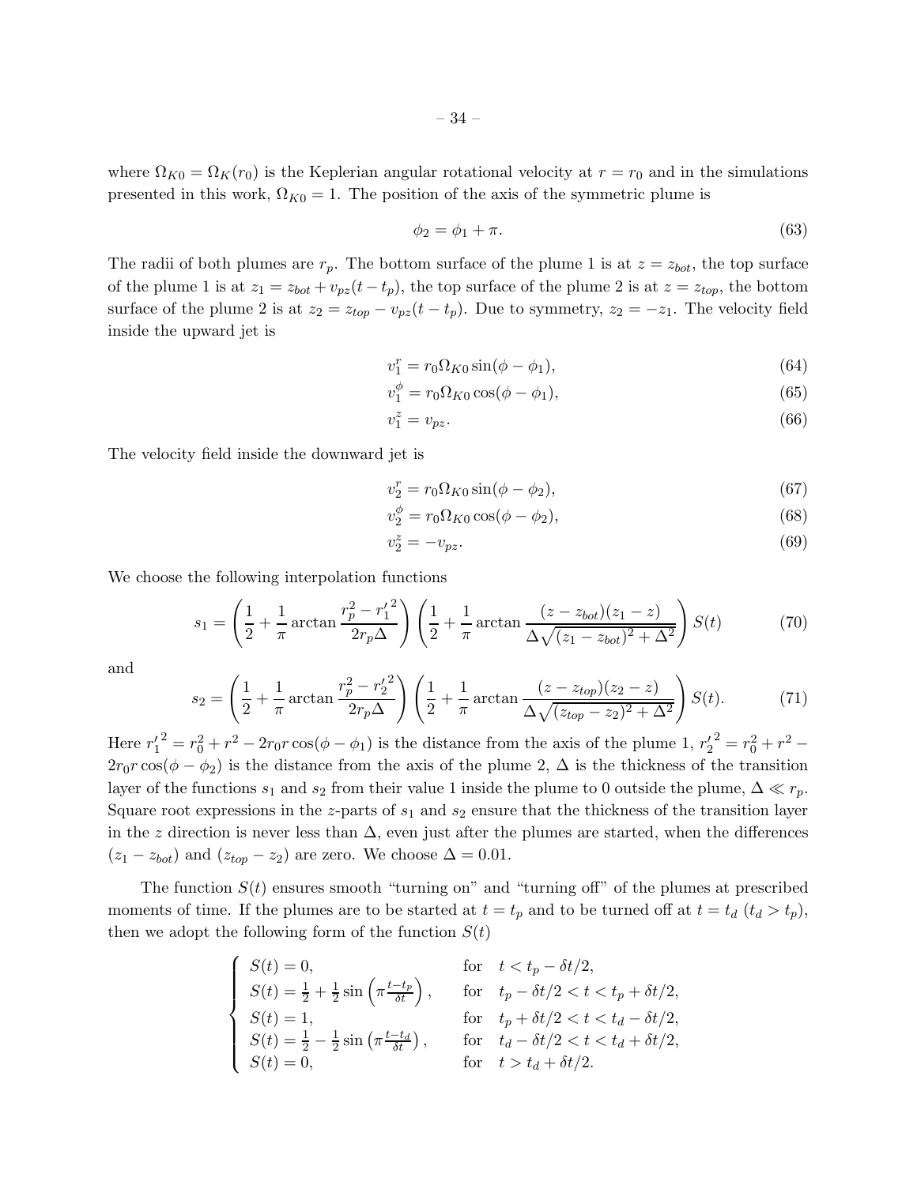where $\Omega_{K0} = \Omega_K(r_0)$ is the Keplerian angular rotational velocity at $r = r_0$ and in the simulations presented in this work, $\Omega_{K0} = 1$. The position of the axis of the symmetric plume is

$$\phi_2 = \phi_1 + \pi. \tag{63}$$

The radii of both plumes are $r_p$. The bottom surface of the plume 1 is at $z = z_{bot}$, the top surface of the plume 1 is at $z_1 = z_{bot} + v_{pz}(t - t_p)$, the top surface of the plume 2 is at $z = z_{top}$, the bottom surface of the plume 2 is at $z_2 = z_{top} - v_{pz}(t - t_p)$. Due to symmetry, $z_2 = -z_1$. The velocity field inside the upward jet is

$$v_1^r = r_0 \Omega_{K0} \sin(\phi - \phi_1), \tag{64}$$

$$v_1^\phi = r_0 \Omega_{K0} \cos(\phi - \phi_1), \tag{65}$$

$$v_1^z = v_{pz}. \tag{66}$$

The velocity field inside the downward jet is

$$v_2^r = r_0 \Omega_{K0} \sin(\phi - \phi_2), \tag{67}$$

$$v_2^\phi = r_0 \Omega_{K0} \cos(\phi - \phi_2), \tag{68}$$

$$v_2^z = -v_{pz}. \tag{69}$$

We choose the following interpolation functions

$$s_1 = \left( \frac{1}{2} + \frac{1}{\pi} \arctan \frac{r_p^2 - {r_1'}^2}{2 r_p \Delta} \right) \left( \frac{1}{2} + \frac{1}{\pi} \arctan \frac{(z - z_{bot})(z_1 - z)}{\Delta \sqrt{(z_1 - z_{bot})^2 + \Delta^2}} \right) S(t) \tag{70}$$

and

$$s_2 = \left( \frac{1}{2} + \frac{1}{\pi} \arctan \frac{r_p^2 - {r_2'}^2}{2 r_p \Delta} \right) \left( \frac{1}{2} + \frac{1}{\pi} \arctan \frac{(z - z_{top})(z_2 - z)}{\Delta \sqrt{(z_{top} - z_2)^2 + \Delta^2}} \right) S(t). \tag{71}$$

Here ${r_1'}^2 = r_0^2 + r^2 - 2 r_0 r \cos(\phi - \phi_1)$ is the distance from the axis of the plume 1, ${r_2'}^2 = r_0^2 + r^2 - 2 r_0 r \cos(\phi - \phi_2)$ is the distance from the axis of the plume 2, $\Delta$ is the thickness of the transition layer of the functions $s_1$ and $s_2$ from their value 1 inside the plume to 0 outside the plume, $\Delta \ll r_p$. Square root expressions in the $z$-parts of $s_1$ and $s_2$ ensure that the thickness of the transition layer in the $z$ direction is never less than $\Delta$, even just after the plumes are started, when the differences $(z_1 - z_{bot})$ and $(z_{top} - z_2)$ are zero. We choose $\Delta = 0.01$.

The function $S(t)$ ensures smooth "turning on" and "turning off" of the plumes at prescribed moments of time. If the plumes are to be started at $t = t_p$ and to be turned off at $t = t_d$ ($t_d > t_p$), then we adopt the following form of the function $S(t)$

$$\begin{cases} S(t) = 0, & \text{for} \quad t < t_p - \delta t/2, \\ S(t) = \frac{1}{2} + \frac{1}{2} \sin\left(\pi \frac{t - t_p}{\delta t}\right), & \text{for} \quad t_p - \delta t/2 < t < t_p + \delta t/2, \\ S(t) = 1, & \text{for} \quad t_p + \delta t/2 < t < t_d - \delta t/2, \\ S(t) = \frac{1}{2} - \frac{1}{2} \sin\left(\pi \frac{t - t_d}{\delta t}\right), & \text{for} \quad t_d - \delta t/2 < t < t_d + \delta t/2, \\ S(t) = 0, & \text{for} \quad t > t_d + \delta t/2. \end{cases}$$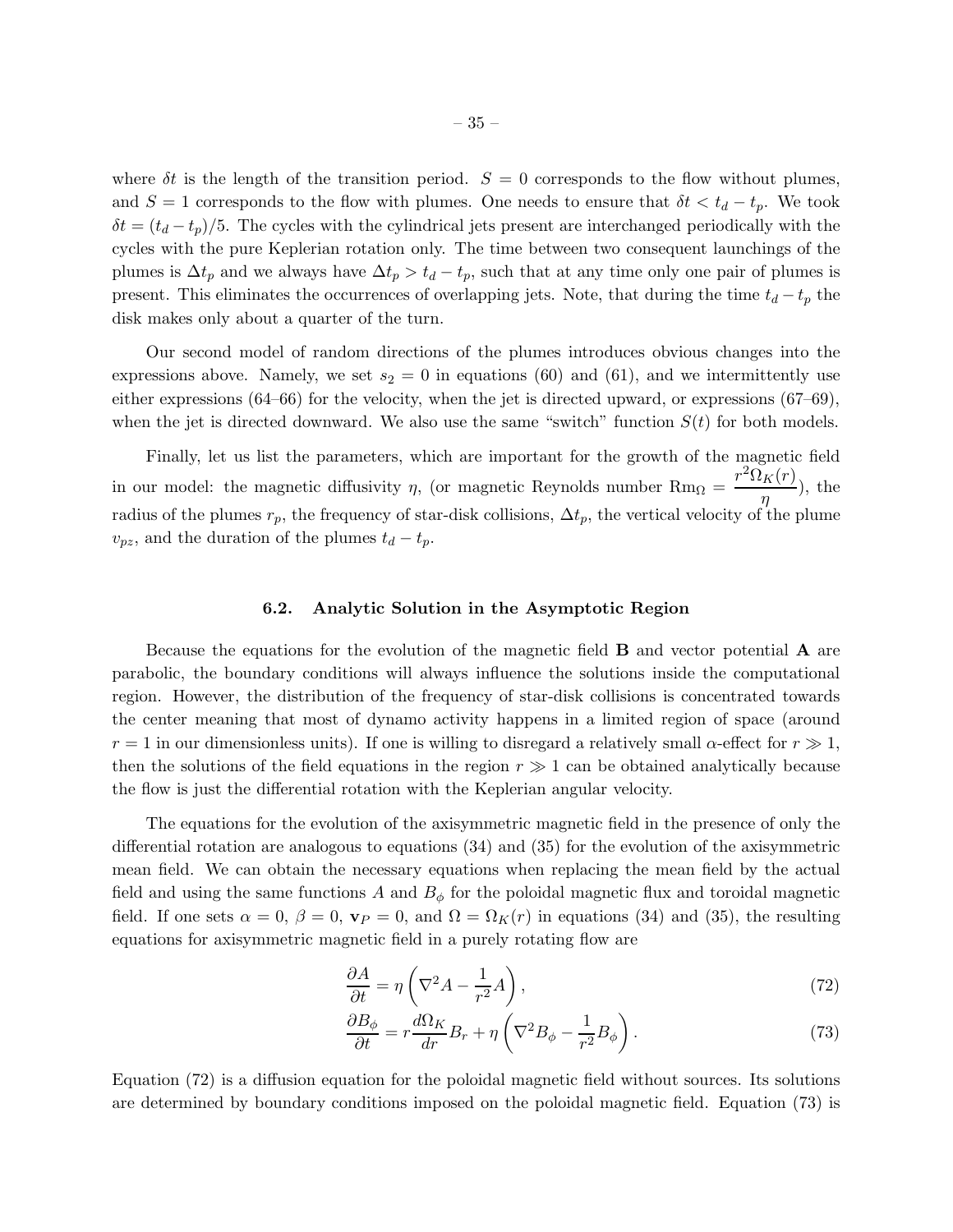where $\delta t$ is the length of the transition period. $S = 0$ corresponds to the flow without plumes, and $S = 1$ corresponds to the flow with plumes. One needs to ensure that $\delta t < t_d - t_p$. We took $\delta t = (t_d - t_p)/5$. The cycles with the cylindrical jets present are interchanged periodically with the cycles with the pure Keplerian rotation only. The time between two consequent launchings of the plumes is $\Delta t_p$ and we always have $\Delta t_p > t_d - t_p$, such that at any time only one pair of plumes is present. This eliminates the occurrences of overlapping jets. Note, that during the time $t_d - t_p$ the disk makes only about a quarter of the turn.

Our second model of random directions of the plumes introduces obvious changes into the expressions above. Namely, we set $s_2 = 0$ in equations (60) and (61), and we intermittently use either expressions (64–66) for the velocity, when the jet is directed upward, or expressions (67–69), when the jet is directed downward. We also use the same "switch" function $S(t)$ for both models.

Finally, let us list the parameters, which are important for the growth of the magnetic field in our model: the magnetic diffusivity $\eta$, (or magnetic Reynolds number $\mathrm{Rm}_\Omega = \dfrac{r^2\Omega_K(r)}{\eta}$), the radius of the plumes $r_p$, the frequency of star-disk collisions, $\Delta t_p$, the vertical velocity of the plume $v_{pz}$, and the duration of the plumes $t_d - t_p$.

### 6.2. Analytic Solution in the Asymptotic Region

Because the equations for the evolution of the magnetic field $\mathbf{B}$ and vector potential $\mathbf{A}$ are parabolic, the boundary conditions will always influence the solutions inside the computational region. However, the distribution of the frequency of star-disk collisions is concentrated towards the center meaning that most of dynamo activity happens in a limited region of space (around $r = 1$ in our dimensionless units). If one is willing to disregard a relatively small $\alpha$-effect for $r \gg 1$, then the solutions of the field equations in the region $r \gg 1$ can be obtained analytically because the flow is just the differential rotation with the Keplerian angular velocity.

The equations for the evolution of the axisymmetric magnetic field in the presence of only the differential rotation are analogous to equations (34) and (35) for the evolution of the axisymmetric mean field. We can obtain the necessary equations when replacing the mean field by the actual field and using the same functions $A$ and $B_\phi$ for the poloidal magnetic flux and toroidal magnetic field. If one sets $\alpha = 0$, $\beta = 0$, $\mathbf{v}_P = 0$, and $\Omega = \Omega_K(r)$ in equations (34) and (35), the resulting equations for axisymmetric magnetic field in a purely rotating flow are

$$\frac{\partial A}{\partial t} = \eta \left( \nabla^2 A - \frac{1}{r^2} A \right), \tag{72}$$

$$\frac{\partial B_\phi}{\partial t} = r \frac{d\Omega_K}{dr} B_r + \eta \left( \nabla^2 B_\phi - \frac{1}{r^2} B_\phi \right). \tag{73}$$

Equation (72) is a diffusion equation for the poloidal magnetic field without sources. Its solutions are determined by boundary conditions imposed on the poloidal magnetic field. Equation (73) is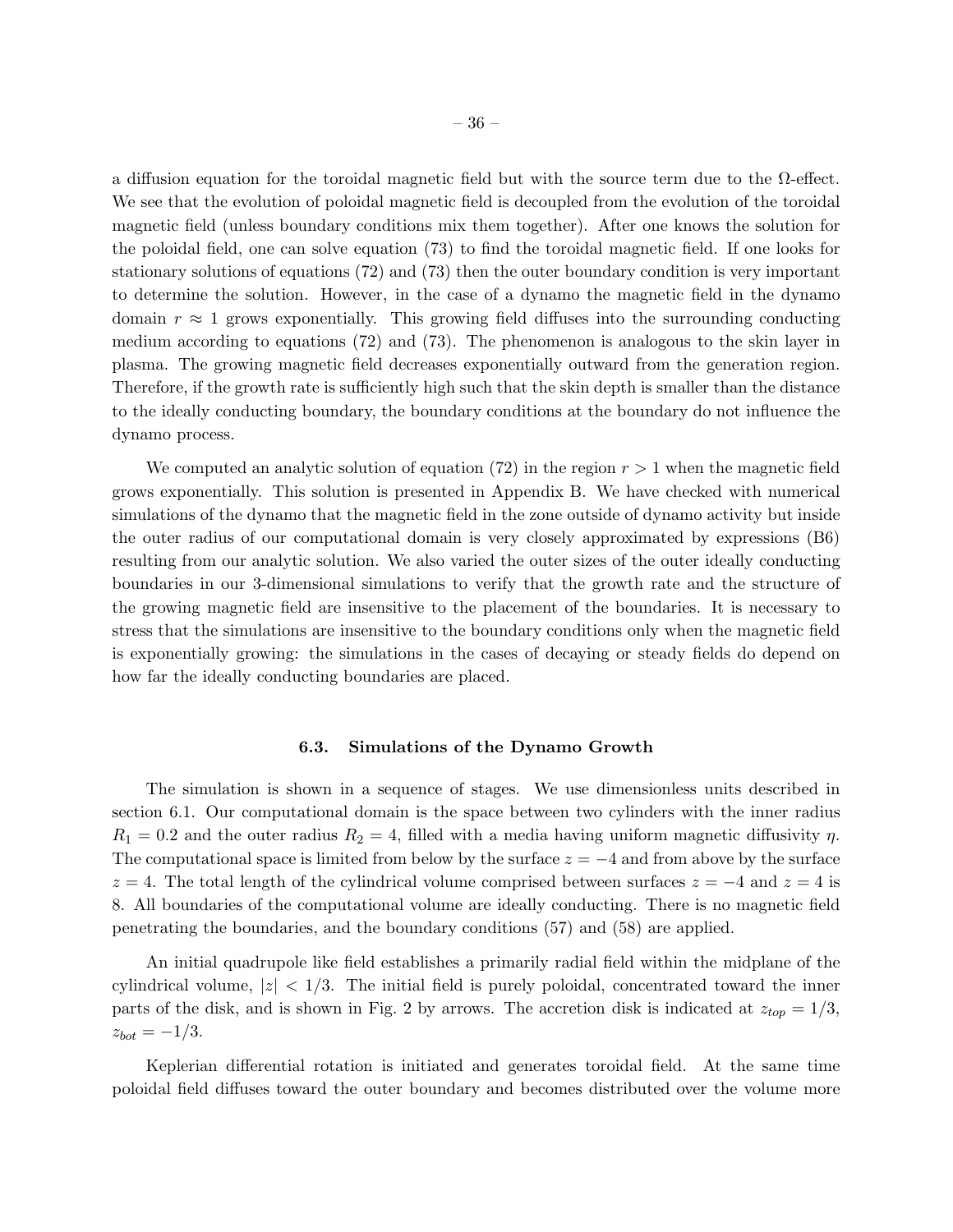a diffusion equation for the toroidal magnetic field but with the source term due to the Ω-effect. We see that the evolution of poloidal magnetic field is decoupled from the evolution of the toroidal magnetic field (unless boundary conditions mix them together). After one knows the solution for the poloidal field, one can solve equation (73) to find the toroidal magnetic field. If one looks for stationary solutions of equations (72) and (73) then the outer boundary condition is very important to determine the solution. However, in the case of a dynamo the magnetic field in the dynamo domain $r \approx 1$ grows exponentially. This growing field diffuses into the surrounding conducting medium according to equations (72) and (73). The phenomenon is analogous to the skin layer in plasma. The growing magnetic field decreases exponentially outward from the generation region. Therefore, if the growth rate is sufficiently high such that the skin depth is smaller than the distance to the ideally conducting boundary, the boundary conditions at the boundary do not influence the dynamo process.

We computed an analytic solution of equation (72) in the region $r > 1$ when the magnetic field grows exponentially. This solution is presented in Appendix B. We have checked with numerical simulations of the dynamo that the magnetic field in the zone outside of dynamo activity but inside the outer radius of our computational domain is very closely approximated by expressions (B6) resulting from our analytic solution. We also varied the outer sizes of the outer ideally conducting boundaries in our 3-dimensional simulations to verify that the growth rate and the structure of the growing magnetic field are insensitive to the placement of the boundaries. It is necessary to stress that the simulations are insensitive to the boundary conditions only when the magnetic field is exponentially growing: the simulations in the cases of decaying or steady fields do depend on how far the ideally conducting boundaries are placed.

### 6.3. Simulations of the Dynamo Growth

The simulation is shown in a sequence of stages. We use dimensionless units described in section 6.1. Our computational domain is the space between two cylinders with the inner radius $R_1 = 0.2$ and the outer radius $R_2 = 4$, filled with a media having uniform magnetic diffusivity $\eta$. The computational space is limited from below by the surface $z = -4$ and from above by the surface $z = 4$. The total length of the cylindrical volume comprised between surfaces $z = -4$ and $z = 4$ is 8. All boundaries of the computational volume are ideally conducting. There is no magnetic field penetrating the boundaries, and the boundary conditions (57) and (58) are applied.

An initial quadrupole like field establishes a primarily radial field within the midplane of the cylindrical volume, $|z| < 1/3$. The initial field is purely poloidal, concentrated toward the inner parts of the disk, and is shown in Fig. 2 by arrows. The accretion disk is indicated at $z_{top} = 1/3$, $z_{bot} = -1/3$.

Keplerian differential rotation is initiated and generates toroidal field. At the same time poloidal field diffuses toward the outer boundary and becomes distributed over the volume more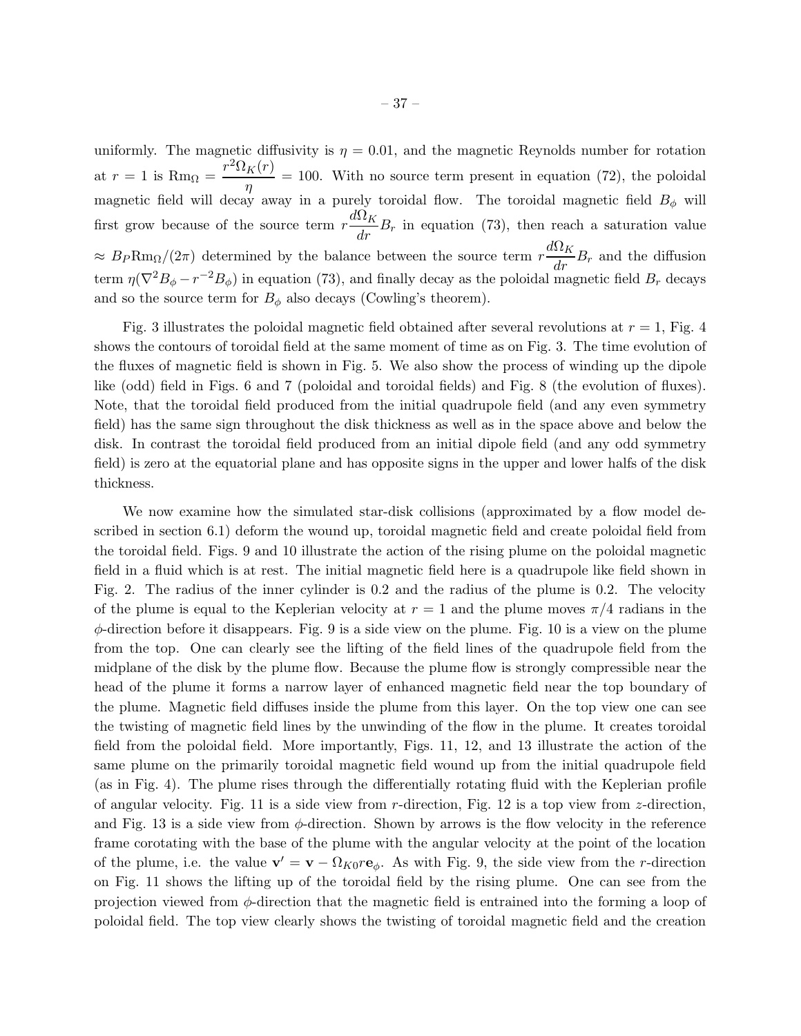uniformly. The magnetic diffusivity is $\eta = 0.01$, and the magnetic Reynolds number for rotation at $r = 1$ is $\mathrm{Rm}_\Omega = \dfrac{r^2\Omega_K(r)}{\eta} = 100$. With no source term present in equation (72), the poloidal magnetic field will decay away in a purely toroidal flow. The toroidal magnetic field $B_\phi$ will first grow because of the source term $r\dfrac{d\Omega_K}{dr}B_r$ in equation (73), then reach a saturation value $\approx B_P \mathrm{Rm}_\Omega/(2\pi)$ determined by the balance between the source term $r\dfrac{d\Omega_K}{dr}B_r$ and the diffusion term $\eta(\nabla^2 B_\phi - r^{-2}B_\phi)$ in equation (73), and finally decay as the poloidal magnetic field $B_r$ decays and so the source term for $B_\phi$ also decays (Cowling's theorem).

Fig. 3 illustrates the poloidal magnetic field obtained after several revolutions at $r = 1$, Fig. 4 shows the contours of toroidal field at the same moment of time as on Fig. 3. The time evolution of the fluxes of magnetic field is shown in Fig. 5. We also show the process of winding up the dipole like (odd) field in Figs. 6 and 7 (poloidal and toroidal fields) and Fig. 8 (the evolution of fluxes). Note, that the toroidal field produced from the initial quadrupole field (and any even symmetry field) has the same sign throughout the disk thickness as well as in the space above and below the disk. In contrast the toroidal field produced from an initial dipole field (and any odd symmetry field) is zero at the equatorial plane and has opposite signs in the upper and lower halfs of the disk thickness.

We now examine how the simulated star-disk collisions (approximated by a flow model described in section 6.1) deform the wound up, toroidal magnetic field and create poloidal field from the toroidal field. Figs. 9 and 10 illustrate the action of the rising plume on the poloidal magnetic field in a fluid which is at rest. The initial magnetic field here is a quadrupole like field shown in Fig. 2. The radius of the inner cylinder is 0.2 and the radius of the plume is 0.2. The velocity of the plume is equal to the Keplerian velocity at $r = 1$ and the plume moves $\pi/4$ radians in the $\phi$-direction before it disappears. Fig. 9 is a side view on the plume. Fig. 10 is a view on the plume from the top. One can clearly see the lifting of the field lines of the quadrupole field from the midplane of the disk by the plume flow. Because the plume flow is strongly compressible near the head of the plume it forms a narrow layer of enhanced magnetic field near the top boundary of the plume. Magnetic field diffuses inside the plume from this layer. On the top view one can see the twisting of magnetic field lines by the unwinding of the flow in the plume. It creates toroidal field from the poloidal field. More importantly, Figs. 11, 12, and 13 illustrate the action of the same plume on the primarily toroidal magnetic field wound up from the initial quadrupole field (as in Fig. 4). The plume rises through the differentially rotating fluid with the Keplerian profile of angular velocity. Fig. 11 is a side view from $r$-direction, Fig. 12 is a top view from $z$-direction, and Fig. 13 is a side view from $\phi$-direction. Shown by arrows is the flow velocity in the reference frame corotating with the base of the plume with the angular velocity at the point of the location of the plume, i.e. the value $\mathbf{v}' = \mathbf{v} - \Omega_{K0} r \mathbf{e}_\phi$. As with Fig. 9, the side view from the $r$-direction on Fig. 11 shows the lifting up of the toroidal field by the rising plume. One can see from the projection viewed from $\phi$-direction that the magnetic field is entrained into the forming a loop of poloidal field. The top view clearly shows the twisting of toroidal magnetic field and the creation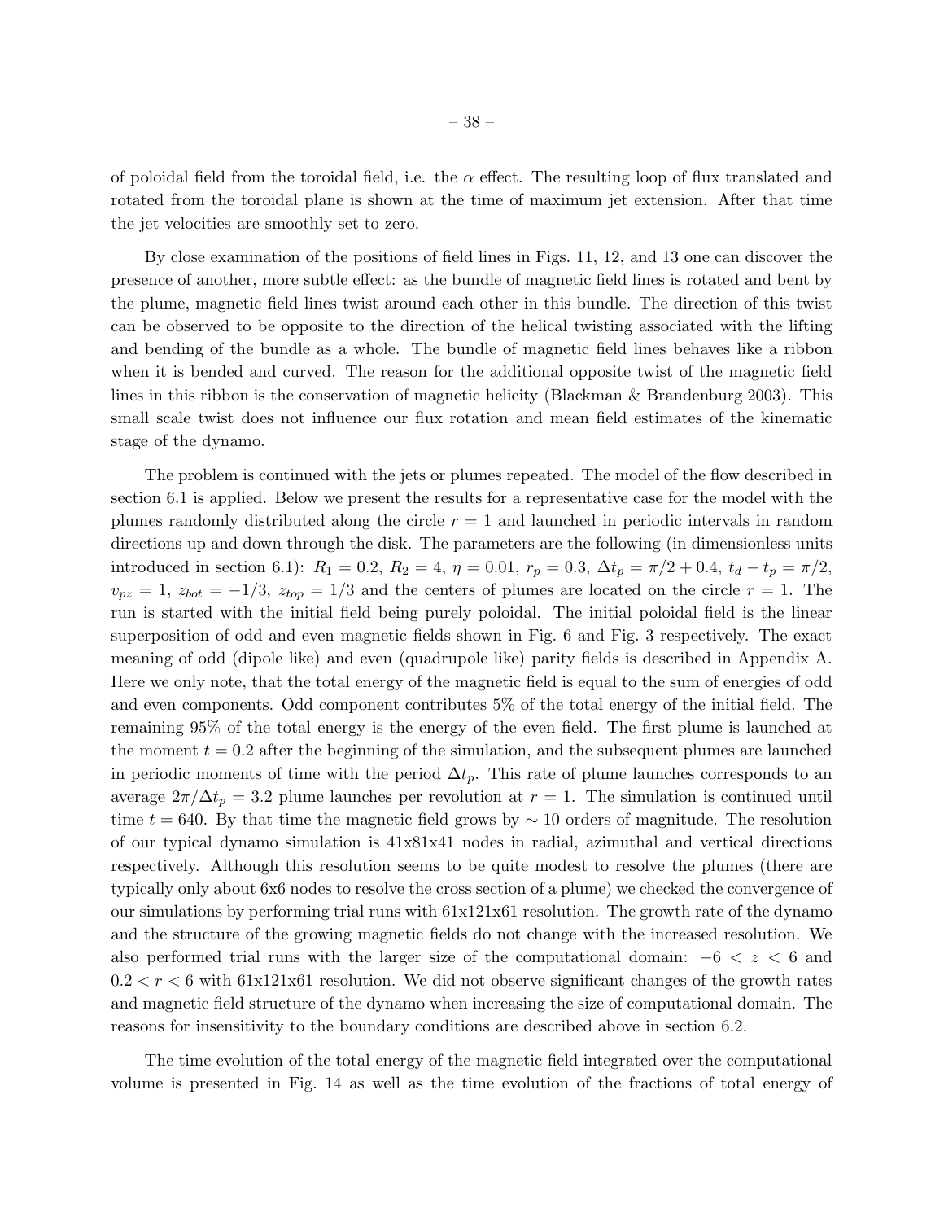of poloidal field from the toroidal field, i.e. the $\alpha$ effect. The resulting loop of flux translated and rotated from the toroidal plane is shown at the time of maximum jet extension. After that time the jet velocities are smoothly set to zero.

By close examination of the positions of field lines in Figs. 11, 12, and 13 one can discover the presence of another, more subtle effect: as the bundle of magnetic field lines is rotated and bent by the plume, magnetic field lines twist around each other in this bundle. The direction of this twist can be observed to be opposite to the direction of the helical twisting associated with the lifting and bending of the bundle as a whole. The bundle of magnetic field lines behaves like a ribbon when it is bended and curved. The reason for the additional opposite twist of the magnetic field lines in this ribbon is the conservation of magnetic helicity (Blackman & Brandenburg 2003). This small scale twist does not influence our flux rotation and mean field estimates of the kinematic stage of the dynamo.

The problem is continued with the jets or plumes repeated. The model of the flow described in section 6.1 is applied. Below we present the results for a representative case for the model with the plumes randomly distributed along the circle $r = 1$ and launched in periodic intervals in random directions up and down through the disk. The parameters are the following (in dimensionless units introduced in section 6.1): $R_1 = 0.2$, $R_2 = 4$, $\eta = 0.01$, $r_p = 0.3$, $\Delta t_p = \pi/2 + 0.4$, $t_d - t_p = \pi/2$, $v_{pz} = 1$, $z_{bot} = -1/3$, $z_{top} = 1/3$ and the centers of plumes are located on the circle $r = 1$. The run is started with the initial field being purely poloidal. The initial poloidal field is the linear superposition of odd and even magnetic fields shown in Fig. 6 and Fig. 3 respectively. The exact meaning of odd (dipole like) and even (quadrupole like) parity fields is described in Appendix A. Here we only note, that the total energy of the magnetic field is equal to the sum of energies of odd and even components. Odd component contributes 5% of the total energy of the initial field. The remaining 95% of the total energy is the energy of the even field. The first plume is launched at the moment $t = 0.2$ after the beginning of the simulation, and the subsequent plumes are launched in periodic moments of time with the period $\Delta t_p$. This rate of plume launches corresponds to an average $2\pi/\Delta t_p = 3.2$ plume launches per revolution at $r = 1$. The simulation is continued until time $t = 640$. By that time the magnetic field grows by $\sim 10$ orders of magnitude. The resolution of our typical dynamo simulation is 41x81x41 nodes in radial, azimuthal and vertical directions respectively. Although this resolution seems to be quite modest to resolve the plumes (there are typically only about 6x6 nodes to resolve the cross section of a plume) we checked the convergence of our simulations by performing trial runs with 61x121x61 resolution. The growth rate of the dynamo and the structure of the growing magnetic fields do not change with the increased resolution. We also performed trial runs with the larger size of the computational domain: $-6 < z < 6$ and $0.2 < r < 6$ with 61x121x61 resolution. We did not observe significant changes of the growth rates and magnetic field structure of the dynamo when increasing the size of computational domain. The reasons for insensitivity to the boundary conditions are described above in section 6.2.

The time evolution of the total energy of the magnetic field integrated over the computational volume is presented in Fig. 14 as well as the time evolution of the fractions of total energy of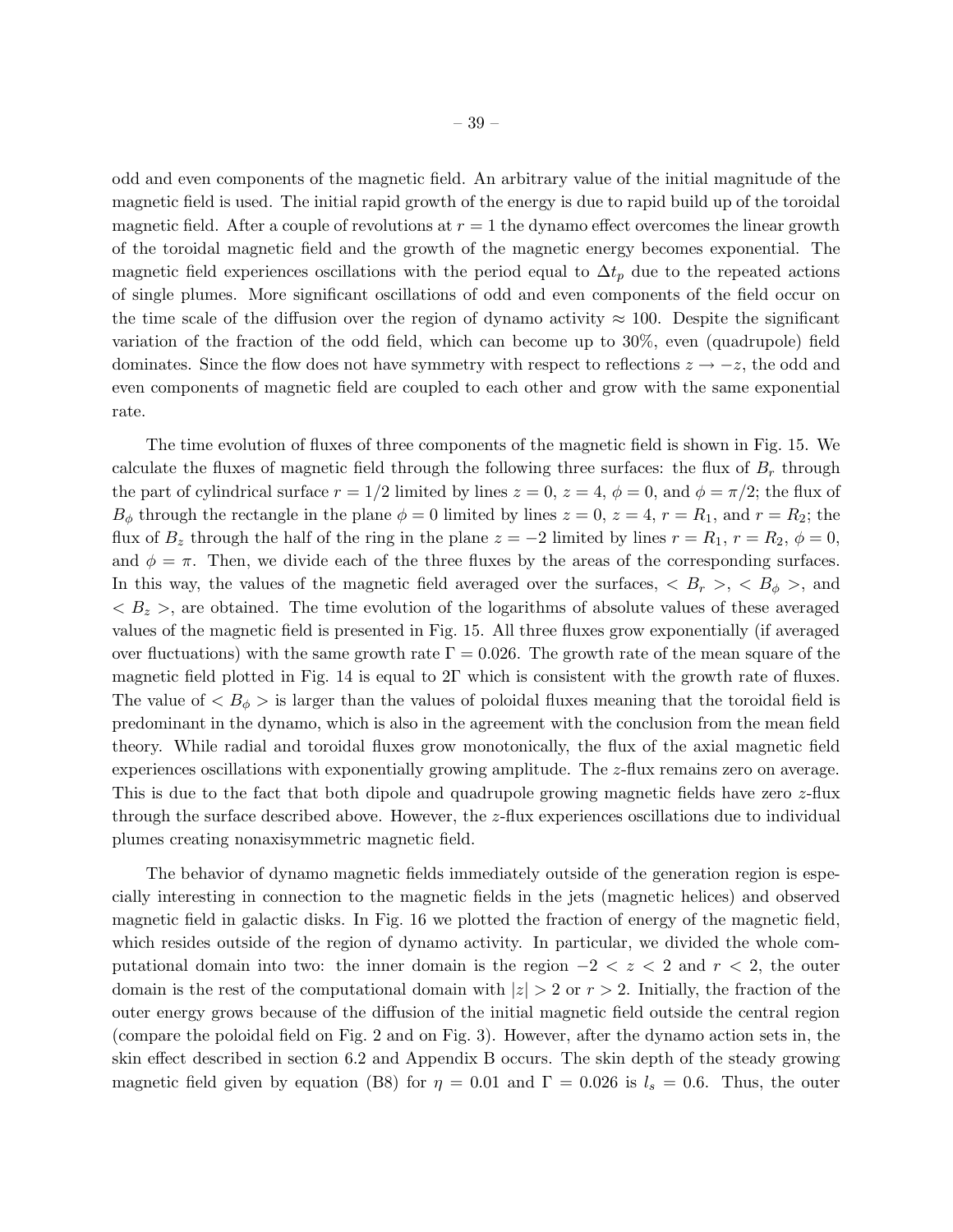odd and even components of the magnetic field. An arbitrary value of the initial magnitude of the magnetic field is used. The initial rapid growth of the energy is due to rapid build up of the toroidal magnetic field. After a couple of revolutions at $r = 1$ the dynamo effect overcomes the linear growth of the toroidal magnetic field and the growth of the magnetic energy becomes exponential. The magnetic field experiences oscillations with the period equal to $\Delta t_p$ due to the repeated actions of single plumes. More significant oscillations of odd and even components of the field occur on the time scale of the diffusion over the region of dynamo activity $\approx 100$. Despite the significant variation of the fraction of the odd field, which can become up to 30%, even (quadrupole) field dominates. Since the flow does not have symmetry with respect to reflections $z \to -z$, the odd and even components of magnetic field are coupled to each other and grow with the same exponential rate.

The time evolution of fluxes of three components of the magnetic field is shown in Fig. 15. We calculate the fluxes of magnetic field through the following three surfaces: the flux of $B_r$ through the part of cylindrical surface $r = 1/2$ limited by lines $z = 0$, $z = 4$, $\phi = 0$, and $\phi = \pi/2$; the flux of $B_\phi$ through the rectangle in the plane $\phi = 0$ limited by lines $z = 0$, $z = 4$, $r = R_1$, and $r = R_2$; the flux of $B_z$ through the half of the ring in the plane $z = -2$ limited by lines $r = R_1$, $r = R_2$, $\phi = 0$, and $\phi = \pi$. Then, we divide each of the three fluxes by the areas of the corresponding surfaces. In this way, the values of the magnetic field averaged over the surfaces, $< B_r >$, $< B_\phi >$, and $< B_z >$, are obtained. The time evolution of the logarithms of absolute values of these averaged values of the magnetic field is presented in Fig. 15. All three fluxes grow exponentially (if averaged over fluctuations) with the same growth rate $\Gamma = 0.026$. The growth rate of the mean square of the magnetic field plotted in Fig. 14 is equal to $2\Gamma$ which is consistent with the growth rate of fluxes. The value of $< B_\phi >$ is larger than the values of poloidal fluxes meaning that the toroidal field is predominant in the dynamo, which is also in the agreement with the conclusion from the mean field theory. While radial and toroidal fluxes grow monotonically, the flux of the axial magnetic field experiences oscillations with exponentially growing amplitude. The $z$-flux remains zero on average. This is due to the fact that both dipole and quadrupole growing magnetic fields have zero $z$-flux through the surface described above. However, the $z$-flux experiences oscillations due to individual plumes creating nonaxisymmetric magnetic field.

The behavior of dynamo magnetic fields immediately outside of the generation region is especially interesting in connection to the magnetic fields in the jets (magnetic helices) and observed magnetic field in galactic disks. In Fig. 16 we plotted the fraction of energy of the magnetic field, which resides outside of the region of dynamo activity. In particular, we divided the whole computational domain into two: the inner domain is the region $-2 < z < 2$ and $r < 2$, the outer domain is the rest of the computational domain with $|z| > 2$ or $r > 2$. Initially, the fraction of the outer energy grows because of the diffusion of the initial magnetic field outside the central region (compare the poloidal field on Fig. 2 and on Fig. 3). However, after the dynamo action sets in, the skin effect described in section 6.2 and Appendix B occurs. The skin depth of the steady growing magnetic field given by equation (B8) for $\eta = 0.01$ and $\Gamma = 0.026$ is $l_s = 0.6$. Thus, the outer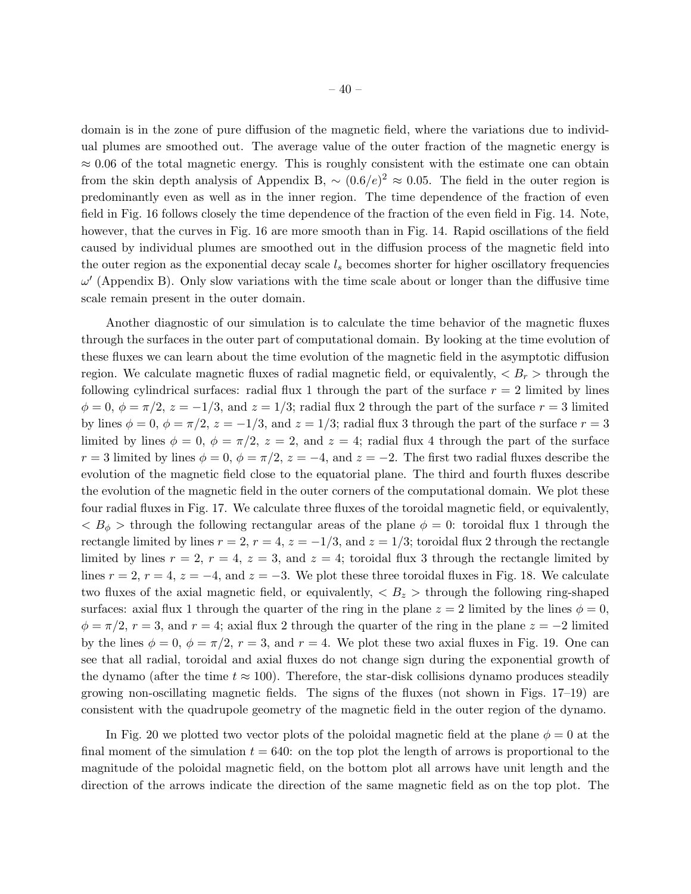domain is in the zone of pure diffusion of the magnetic field, where the variations due to individual plumes are smoothed out. The average value of the outer fraction of the magnetic energy is $\approx 0.06$ of the total magnetic energy. This is roughly consistent with the estimate one can obtain from the skin depth analysis of Appendix B, $\sim (0.6/e)^2 \approx 0.05$. The field in the outer region is predominantly even as well as in the inner region. The time dependence of the fraction of even field in Fig. 16 follows closely the time dependence of the fraction of the even field in Fig. 14. Note, however, that the curves in Fig. 16 are more smooth than in Fig. 14. Rapid oscillations of the field caused by individual plumes are smoothed out in the diffusion process of the magnetic field into the outer region as the exponential decay scale $l_s$ becomes shorter for higher oscillatory frequencies $\omega'$ (Appendix B). Only slow variations with the time scale about or longer than the diffusive time scale remain present in the outer domain.

Another diagnostic of our simulation is to calculate the time behavior of the magnetic fluxes through the surfaces in the outer part of computational domain. By looking at the time evolution of these fluxes we can learn about the time evolution of the magnetic field in the asymptotic diffusion region. We calculate magnetic fluxes of radial magnetic field, or equivalently, $< B_r >$ through the following cylindrical surfaces: radial flux 1 through the part of the surface $r = 2$ limited by lines $\phi = 0$, $\phi = \pi/2$, $z = -1/3$, and $z = 1/3$; radial flux 2 through the part of the surface $r = 3$ limited by lines $\phi = 0$, $\phi = \pi/2$, $z = -1/3$, and $z = 1/3$; radial flux 3 through the part of the surface $r = 3$ limited by lines $\phi = 0$, $\phi = \pi/2$, $z = 2$, and $z = 4$; radial flux 4 through the part of the surface $r = 3$ limited by lines $\phi = 0$, $\phi = \pi/2$, $z = -4$, and $z = -2$. The first two radial fluxes describe the evolution of the magnetic field close to the equatorial plane. The third and fourth fluxes describe the evolution of the magnetic field in the outer corners of the computational domain. We plot these four radial fluxes in Fig. 17. We calculate three fluxes of the toroidal magnetic field, or equivalently, $< B_\phi >$ through the following rectangular areas of the plane $\phi = 0$: toroidal flux 1 through the rectangle limited by lines $r = 2$, $r = 4$, $z = -1/3$, and $z = 1/3$; toroidal flux 2 through the rectangle limited by lines $r = 2$, $r = 4$, $z = 3$, and $z = 4$; toroidal flux 3 through the rectangle limited by lines $r = 2$, $r = 4$, $z = -4$, and $z = -3$. We plot these three toroidal fluxes in Fig. 18. We calculate two fluxes of the axial magnetic field, or equivalently, $< B_z >$ through the following ring-shaped surfaces: axial flux 1 through the quarter of the ring in the plane $z = 2$ limited by the lines $\phi = 0$, $\phi = \pi/2$, $r = 3$, and $r = 4$; axial flux 2 through the quarter of the ring in the plane $z = -2$ limited by the lines $\phi = 0$, $\phi = \pi/2$, $r = 3$, and $r = 4$. We plot these two axial fluxes in Fig. 19. One can see that all radial, toroidal and axial fluxes do not change sign during the exponential growth of the dynamo (after the time $t \approx 100$). Therefore, the star-disk collisions dynamo produces steadily growing non-oscillating magnetic fields. The signs of the fluxes (not shown in Figs. 17–19) are consistent with the quadrupole geometry of the magnetic field in the outer region of the dynamo.

In Fig. 20 we plotted two vector plots of the poloidal magnetic field at the plane $\phi = 0$ at the final moment of the simulation $t = 640$: on the top plot the length of arrows is proportional to the magnitude of the poloidal magnetic field, on the bottom plot all arrows have unit length and the direction of the arrows indicate the direction of the same magnetic field as on the top plot. The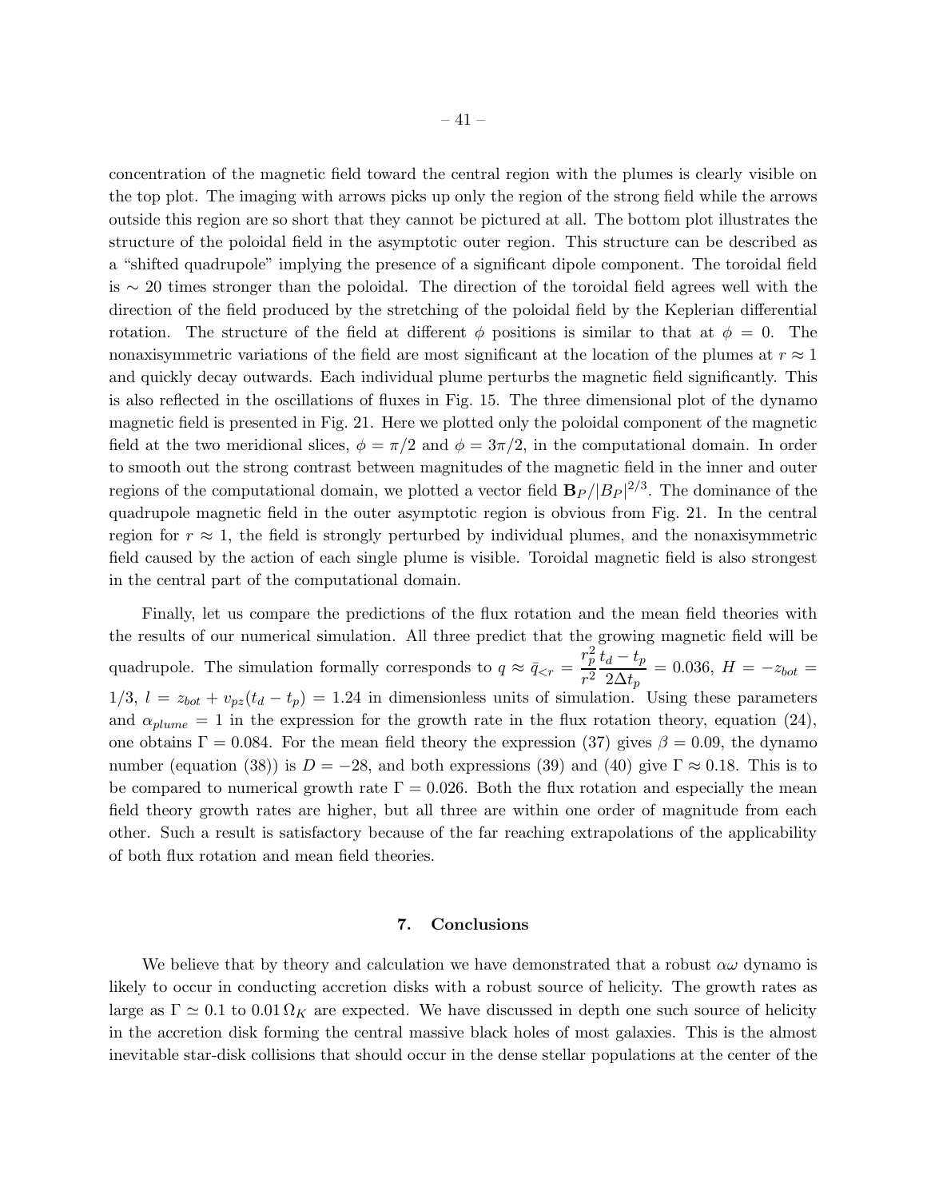concentration of the magnetic field toward the central region with the plumes is clearly visible on the top plot. The imaging with arrows picks up only the region of the strong field while the arrows outside this region are so short that they cannot be pictured at all. The bottom plot illustrates the structure of the poloidal field in the asymptotic outer region. This structure can be described as a "shifted quadrupole" implying the presence of a significant dipole component. The toroidal field is $\sim 20$ times stronger than the poloidal. The direction of the toroidal field agrees well with the direction of the field produced by the stretching of the poloidal field by the Keplerian differential rotation. The structure of the field at different $\phi$ positions is similar to that at $\phi = 0$. The nonaxisymmetric variations of the field are most significant at the location of the plumes at $r \approx 1$ and quickly decay outwards. Each individual plume perturbs the magnetic field significantly. This is also reflected in the oscillations of fluxes in Fig. 15. The three dimensional plot of the dynamo magnetic field is presented in Fig. 21. Here we plotted only the poloidal component of the magnetic field at the two meridional slices, $\phi = \pi/2$ and $\phi = 3\pi/2$, in the computational domain. In order to smooth out the strong contrast between magnitudes of the magnetic field in the inner and outer regions of the computational domain, we plotted a vector field $\mathbf{B}_P/|B_P|^{2/3}$. The dominance of the quadrupole magnetic field in the outer asymptotic region is obvious from Fig. 21. In the central region for $r \approx 1$, the field is strongly perturbed by individual plumes, and the nonaxisymmetric field caused by the action of each single plume is visible. Toroidal magnetic field is also strongest in the central part of the computational domain.

Finally, let us compare the predictions of the flux rotation and the mean field theories with the results of our numerical simulation. All three predict that the growing magnetic field will be quadrupole. The simulation formally corresponds to $q \approx \bar{q}_{<r} = \dfrac{r_p^2}{r^2}\dfrac{t_d - t_p}{2\Delta t_p} = 0.036$, $H = -z_{bot} = 1/3$, $l = z_{bot} + v_{pz}(t_d - t_p) = 1.24$ in dimensionless units of simulation. Using these parameters and $\alpha_{plume} = 1$ in the expression for the growth rate in the flux rotation theory, equation (24), one obtains $\Gamma = 0.084$. For the mean field theory the expression (37) gives $\beta = 0.09$, the dynamo number (equation (38)) is $D = -28$, and both expressions (39) and (40) give $\Gamma \approx 0.18$. This is to be compared to numerical growth rate $\Gamma = 0.026$. Both the flux rotation and especially the mean field theory growth rates are higher, but all three are within one order of magnitude from each other. Such a result is satisfactory because of the far reaching extrapolations of the applicability of both flux rotation and mean field theories.

## 7. Conclusions

We believe that by theory and calculation we have demonstrated that a robust $\alpha\omega$ dynamo is likely to occur in conducting accretion disks with a robust source of helicity. The growth rates as large as $\Gamma \simeq 0.1$ to $0.01\,\Omega_K$ are expected. We have discussed in depth one such source of helicity in the accretion disk forming the central massive black holes of most galaxies. This is the almost inevitable star-disk collisions that should occur in the dense stellar populations at the center of the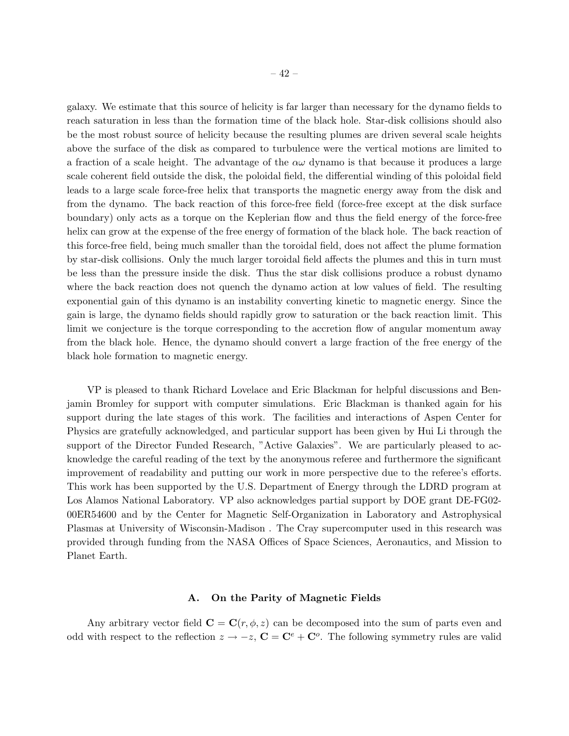galaxy. We estimate that this source of helicity is far larger than necessary for the dynamo fields to reach saturation in less than the formation time of the black hole. Star-disk collisions should also be the most robust source of helicity because the resulting plumes are driven several scale heights above the surface of the disk as compared to turbulence were the vertical motions are limited to a fraction of a scale height. The advantage of the $\alpha\omega$ dynamo is that because it produces a large scale coherent field outside the disk, the poloidal field, the differential winding of this poloidal field leads to a large scale force-free helix that transports the magnetic energy away from the disk and from the dynamo. The back reaction of this force-free field (force-free except at the disk surface boundary) only acts as a torque on the Keplerian flow and thus the field energy of the force-free helix can grow at the expense of the free energy of formation of the black hole. The back reaction of this force-free field, being much smaller than the toroidal field, does not affect the plume formation by star-disk collisions. Only the much larger toroidal field affects the plumes and this in turn must be less than the pressure inside the disk. Thus the star disk collisions produce a robust dynamo where the back reaction does not quench the dynamo action at low values of field. The resulting exponential gain of this dynamo is an instability converting kinetic to magnetic energy. Since the gain is large, the dynamo fields should rapidly grow to saturation or the back reaction limit. This limit we conjecture is the torque corresponding to the accretion flow of angular momentum away from the black hole. Hence, the dynamo should convert a large fraction of the free energy of the black hole formation to magnetic energy.

VP is pleased to thank Richard Lovelace and Eric Blackman for helpful discussions and Benjamin Bromley for support with computer simulations. Eric Blackman is thanked again for his support during the late stages of this work. The facilities and interactions of Aspen Center for Physics are gratefully acknowledged, and particular support has been given by Hui Li through the support of the Director Funded Research, "Active Galaxies". We are particularly pleased to acknowledge the careful reading of the text by the anonymous referee and furthermore the significant improvement of readability and putting our work in more perspective due to the referee's efforts. This work has been supported by the U.S. Department of Energy through the LDRD program at Los Alamos National Laboratory. VP also acknowledges partial support by DOE grant DE-FG02-00ER54600 and by the Center for Magnetic Self-Organization in Laboratory and Astrophysical Plasmas at University of Wisconsin-Madison . The Cray supercomputer used in this research was provided through funding from the NASA Offices of Space Sciences, Aeronautics, and Mission to Planet Earth.

## A. On the Parity of Magnetic Fields

Any arbitrary vector field $\mathbf{C} = \mathbf{C}(r, \phi, z)$ can be decomposed into the sum of parts even and odd with respect to the reflection $z \to -z$, $\mathbf{C} = \mathbf{C}^e + \mathbf{C}^o$. The following symmetry rules are valid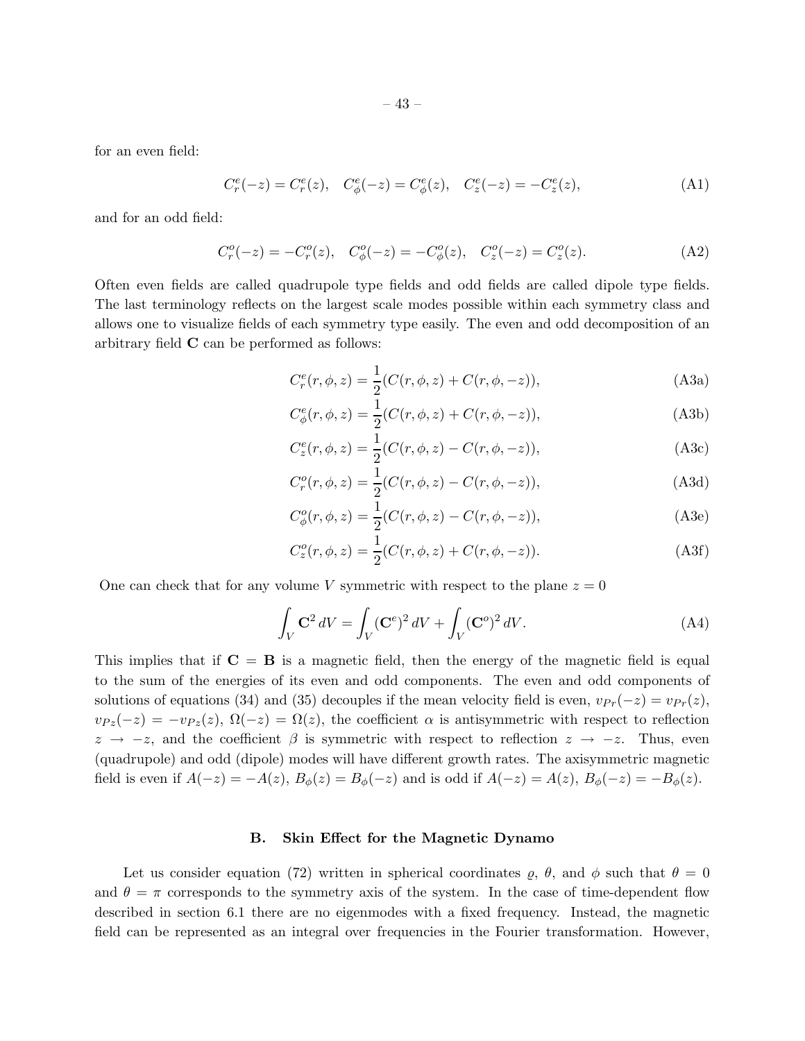for an even field:

$$C_r^e(-z) = C_r^e(z), \quad C_\phi^e(-z) = C_\phi^e(z), \quad C_z^e(-z) = -C_z^e(z), \tag{A1}$$

and for an odd field:

$$C_r^o(-z) = -C_r^o(z), \quad C_\phi^o(-z) = -C_\phi^o(z), \quad C_z^o(-z) = C_z^o(z). \tag{A2}$$

Often even fields are called quadrupole type fields and odd fields are called dipole type fields. The last terminology reflects on the largest scale modes possible within each symmetry class and allows one to visualize fields of each symmetry type easily. The even and odd decomposition of an arbitrary field $\mathbf{C}$ can be performed as follows:

$$C_r^e(r,\phi,z) = \frac{1}{2}(C(r,\phi,z) + C(r,\phi,-z)), \tag{A3a}$$

$$C_\phi^e(r,\phi,z) = \frac{1}{2}(C(r,\phi,z) + C(r,\phi,-z)), \tag{A3b}$$

$$C_z^e(r,\phi,z) = \frac{1}{2}(C(r,\phi,z) - C(r,\phi,-z)), \tag{A3c}$$

$$C_r^o(r,\phi,z) = \frac{1}{2}(C(r,\phi,z) - C(r,\phi,-z)), \tag{A3d}$$

$$C_\phi^o(r,\phi,z) = \frac{1}{2}(C(r,\phi,z) - C(r,\phi,-z)), \tag{A3e}$$

$$C_z^o(r,\phi,z) = \frac{1}{2}(C(r,\phi,z) + C(r,\phi,-z)). \tag{A3f}$$

One can check that for any volume $V$ symmetric with respect to the plane $z = 0$

$$\int_V \mathbf{C}^2\, dV = \int_V (\mathbf{C}^e)^2\, dV + \int_V (\mathbf{C}^o)^2\, dV. \tag{A4}$$

This implies that if $\mathbf{C} = \mathbf{B}$ is a magnetic field, then the energy of the magnetic field is equal to the sum of the energies of its even and odd components. The even and odd components of solutions of equations (34) and (35) decouples if the mean velocity field is even, $v_{Pr}(-z) = v_{Pr}(z)$, $v_{Pz}(-z) = -v_{Pz}(z)$, $\Omega(-z) = \Omega(z)$, the coefficient $\alpha$ is antisymmetric with respect to reflection $z \to -z$, and the coefficient $\beta$ is symmetric with respect to reflection $z \to -z$. Thus, even (quadrupole) and odd (dipole) modes will have different growth rates. The axisymmetric magnetic field is even if $A(-z) = -A(z)$, $B_\phi(z) = B_\phi(-z)$ and is odd if $A(-z) = A(z)$, $B_\phi(-z) = -B_\phi(z)$.

## B. Skin Effect for the Magnetic Dynamo

Let us consider equation (72) written in spherical coordinates $\varrho$, $\theta$, and $\phi$ such that $\theta = 0$ and $\theta = \pi$ corresponds to the symmetry axis of the system. In the case of time-dependent flow described in section 6.1 there are no eigenmodes with a fixed frequency. Instead, the magnetic field can be represented as an integral over frequencies in the Fourier transformation. However,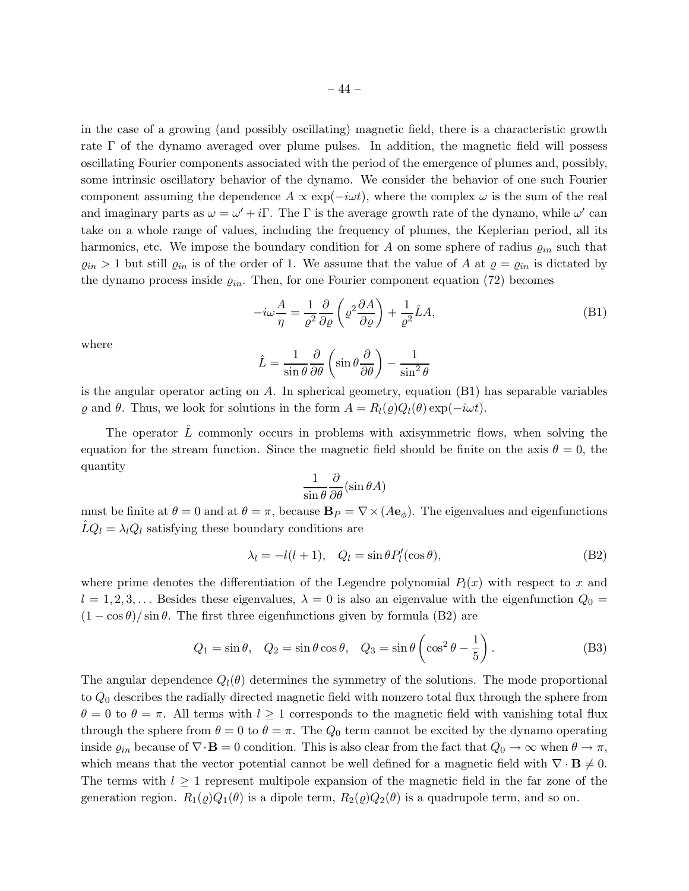in the case of a growing (and possibly oscillating) magnetic field, there is a characteristic growth rate $\Gamma$ of the dynamo averaged over plume pulses. In addition, the magnetic field will possess oscillating Fourier components associated with the period of the emergence of plumes and, possibly, some intrinsic oscillatory behavior of the dynamo. We consider the behavior of one such Fourier component assuming the dependence $A \propto \exp(-i\omega t)$, where the complex $\omega$ is the sum of the real and imaginary parts as $\omega = \omega' + i\Gamma$. The $\Gamma$ is the average growth rate of the dynamo, while $\omega'$ can take on a whole range of values, including the frequency of plumes, the Keplerian period, all its harmonics, etc. We impose the boundary condition for $A$ on some sphere of radius $\varrho_{in}$ such that $\varrho_{in} > 1$ but still $\varrho_{in}$ is of the order of 1. We assume that the value of $A$ at $\varrho = \varrho_{in}$ is dictated by the dynamo process inside $\varrho_{in}$. Then, for one Fourier component equation (72) becomes

$$-i\omega \frac{A}{\eta} = \frac{1}{\varrho^2}\frac{\partial}{\partial \varrho}\left(\varrho^2 \frac{\partial A}{\partial \varrho}\right) + \frac{1}{\varrho^2}\hat{L}A, \tag{B1}$$

where

$$\hat{L} = \frac{1}{\sin\theta}\frac{\partial}{\partial\theta}\left(\sin\theta\frac{\partial}{\partial\theta}\right) - \frac{1}{\sin^2\theta}$$

is the angular operator acting on $A$. In spherical geometry, equation (B1) has separable variables $\varrho$ and $\theta$. Thus, we look for solutions in the form $A = R_l(\varrho)Q_l(\theta)\exp(-i\omega t)$.

The operator $\hat{L}$ commonly occurs in problems with axisymmetric flows, when solving the equation for the stream function. Since the magnetic field should be finite on the axis $\theta = 0$, the quantity

$$\frac{1}{\sin\theta}\frac{\partial}{\partial\theta}(\sin\theta A)$$

must be finite at $\theta = 0$ and at $\theta = \pi$, because $\mathbf{B}_P = \nabla \times (A\mathbf{e}_\phi)$. The eigenvalues and eigenfunctions $\hat{L}Q_l = \lambda_l Q_l$ satisfying these boundary conditions are

$$\lambda_l = -l(l+1), \quad Q_l = \sin\theta P_l'(\cos\theta), \tag{B2}$$

where prime denotes the differentiation of the Legendre polynomial $P_l(x)$ with respect to $x$ and $l = 1, 2, 3, \ldots$ Besides these eigenvalues, $\lambda = 0$ is also an eigenvalue with the eigenfunction $Q_0 = (1 - \cos\theta)/\sin\theta$. The first three eigenfunctions given by formula (B2) are

$$Q_1 = \sin\theta, \quad Q_2 = \sin\theta\cos\theta, \quad Q_3 = \sin\theta\left(\cos^2\theta - \frac{1}{5}\right). \tag{B3}$$

The angular dependence $Q_l(\theta)$ determines the symmetry of the solutions. The mode proportional to $Q_0$ describes the radially directed magnetic field with nonzero total flux through the sphere from $\theta = 0$ to $\theta = \pi$. All terms with $l \geq 1$ corresponds to the magnetic field with vanishing total flux through the sphere from $\theta = 0$ to $\theta = \pi$. The $Q_0$ term cannot be excited by the dynamo operating inside $\varrho_{in}$ because of $\nabla \cdot \mathbf{B} = 0$ condition. This is also clear from the fact that $Q_0 \to \infty$ when $\theta \to \pi$, which means that the vector potential cannot be well defined for a magnetic field with $\nabla \cdot \mathbf{B} \neq 0$. The terms with $l \geq 1$ represent multipole expansion of the magnetic field in the far zone of the generation region. $R_1(\varrho)Q_1(\theta)$ is a dipole term, $R_2(\varrho)Q_2(\theta)$ is a quadrupole term, and so on.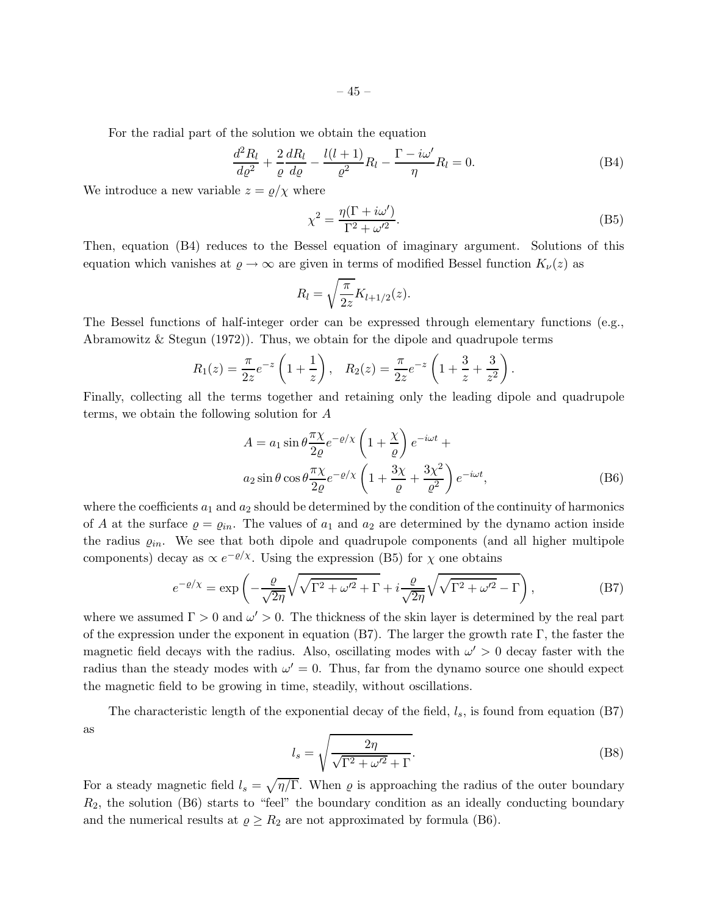For the radial part of the solution we obtain the equation

$$\frac{d^2R_l}{d\varrho^2} + \frac{2}{\varrho}\frac{dR_l}{d\varrho} - \frac{l(l+1)}{\varrho^2}R_l - \frac{\Gamma - i\omega'}{\eta}R_l = 0. \tag{B4}$$

We introduce a new variable $z = \varrho/\chi$ where

$$\chi^2 = \frac{\eta(\Gamma + i\omega')}{\Gamma^2 + \omega'^2}. \tag{B5}$$

Then, equation (B4) reduces to the Bessel equation of imaginary argument. Solutions of this equation which vanishes at $\varrho \to \infty$ are given in terms of modified Bessel function $K_\nu(z)$ as

$$R_l = \sqrt{\frac{\pi}{2z}}K_{l+1/2}(z).$$

The Bessel functions of half-integer order can be expressed through elementary functions (e.g., Abramowitz & Stegun (1972)). Thus, we obtain for the dipole and quadrupole terms

$$R_1(z) = \frac{\pi}{2z}e^{-z}\left(1 + \frac{1}{z}\right), \quad R_2(z) = \frac{\pi}{2z}e^{-z}\left(1 + \frac{3}{z} + \frac{3}{z^2}\right).$$

Finally, collecting all the terms together and retaining only the leading dipole and quadrupole terms, we obtain the following solution for $A$

$$A = a_1 \sin\theta \frac{\pi\chi}{2\varrho}e^{-\varrho/\chi}\left(1 + \frac{\chi}{\varrho}\right)e^{-i\omega t} +$$
$$a_2 \sin\theta\cos\theta \frac{\pi\chi}{2\varrho}e^{-\varrho/\chi}\left(1 + \frac{3\chi}{\varrho} + \frac{3\chi^2}{\varrho^2}\right)e^{-i\omega t}, \tag{B6}$$

where the coefficients $a_1$ and $a_2$ should be determined by the condition of the continuity of harmonics of $A$ at the surface $\varrho = \varrho_{in}$. The values of $a_1$ and $a_2$ are determined by the dynamo action inside the radius $\varrho_{in}$. We see that both dipole and quadrupole components (and all higher multipole components) decay as $\propto e^{-\varrho/\chi}$. Using the expression (B5) for $\chi$ one obtains

$$e^{-\varrho/\chi} = \exp\left(-\frac{\varrho}{\sqrt{2\eta}}\sqrt{\sqrt{\Gamma^2 + \omega'^2} + \Gamma} + i\frac{\varrho}{\sqrt{2\eta}}\sqrt{\sqrt{\Gamma^2 + \omega'^2} - \Gamma}\right), \tag{B7}$$

where we assumed $\Gamma > 0$ and $\omega' > 0$. The thickness of the skin layer is determined by the real part of the expression under the exponent in equation (B7). The larger the growth rate $\Gamma$, the faster the magnetic field decays with the radius. Also, oscillating modes with $\omega' > 0$ decay faster with the radius than the steady modes with $\omega' = 0$. Thus, far from the dynamo source one should expect the magnetic field to be growing in time, steadily, without oscillations.

The characteristic length of the exponential decay of the field, $l_s$, is found from equation (B7) as

$$l_s = \sqrt{\frac{2\eta}{\sqrt{\Gamma^2 + \omega'^2} + \Gamma}}. \tag{B8}$$

For a steady magnetic field $l_s = \sqrt{\eta/\Gamma}$. When $\varrho$ is approaching the radius of the outer boundary $R_2$, the solution (B6) starts to "feel" the boundary condition as an ideally conducting boundary and the numerical results at $\varrho \geq R_2$ are not approximated by formula (B6).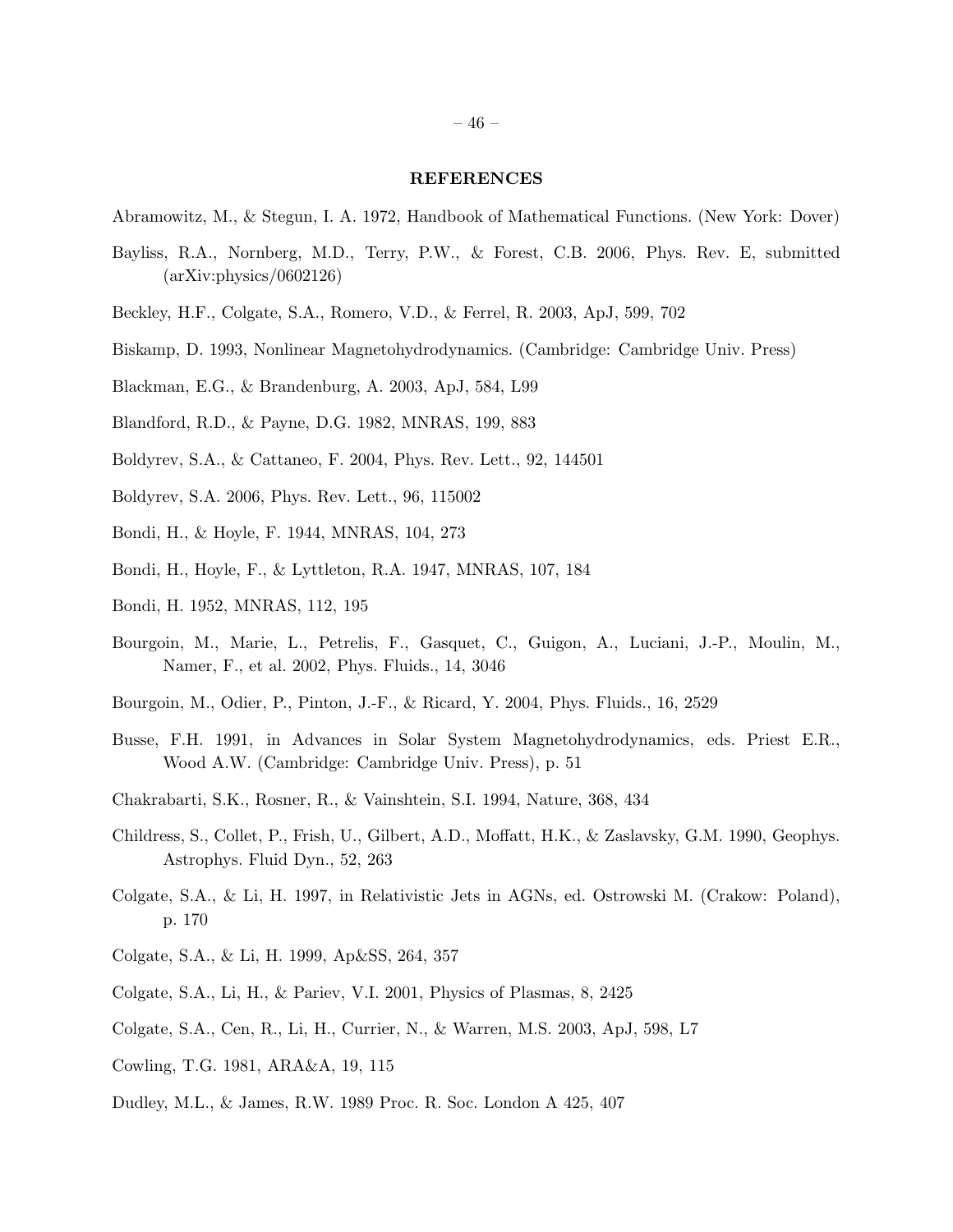## REFERENCES

Abramowitz, M., & Stegun, I. A. 1972, Handbook of Mathematical Functions. (New York: Dover)

Bayliss, R.A., Nornberg, M.D., Terry, P.W., & Forest, C.B. 2006, Phys. Rev. E, submitted (arXiv:physics/0602126)

Beckley, H.F., Colgate, S.A., Romero, V.D., & Ferrel, R. 2003, ApJ, 599, 702

Biskamp, D. 1993, Nonlinear Magnetohydrodynamics. (Cambridge: Cambridge Univ. Press)

Blackman, E.G., & Brandenburg, A. 2003, ApJ, 584, L99

Blandford, R.D., & Payne, D.G. 1982, MNRAS, 199, 883

Boldyrev, S.A., & Cattaneo, F. 2004, Phys. Rev. Lett., 92, 144501

Boldyrev, S.A. 2006, Phys. Rev. Lett., 96, 115002

Bondi, H., & Hoyle, F. 1944, MNRAS, 104, 273

Bondi, H., Hoyle, F., & Lyttleton, R.A. 1947, MNRAS, 107, 184

Bondi, H. 1952, MNRAS, 112, 195

Bourgoin, M., Marie, L., Petrelis, F., Gasquet, C., Guigon, A., Luciani, J.-P., Moulin, M., Namer, F., et al. 2002, Phys. Fluids., 14, 3046

Bourgoin, M., Odier, P., Pinton, J.-F., & Ricard, Y. 2004, Phys. Fluids., 16, 2529

Busse, F.H. 1991, in Advances in Solar System Magnetohydrodynamics, eds. Priest E.R., Wood A.W. (Cambridge: Cambridge Univ. Press), p. 51

Chakrabarti, S.K., Rosner, R., & Vainshtein, S.I. 1994, Nature, 368, 434

Childress, S., Collet, P., Frish, U., Gilbert, A.D., Moffatt, H.K., & Zaslavsky, G.M. 1990, Geophys. Astrophys. Fluid Dyn., 52, 263

Colgate, S.A., & Li, H. 1997, in Relativistic Jets in AGNs, ed. Ostrowski M. (Crakow: Poland), p. 170

Colgate, S.A., & Li, H. 1999, Ap&SS, 264, 357

Colgate, S.A., Li, H., & Pariev, V.I. 2001, Physics of Plasmas, 8, 2425

Colgate, S.A., Cen, R., Li, H., Currier, N., & Warren, M.S. 2003, ApJ, 598, L7

Cowling, T.G. 1981, ARA&A, 19, 115

Dudley, M.L., & James, R.W. 1989 Proc. R. Soc. London A 425, 407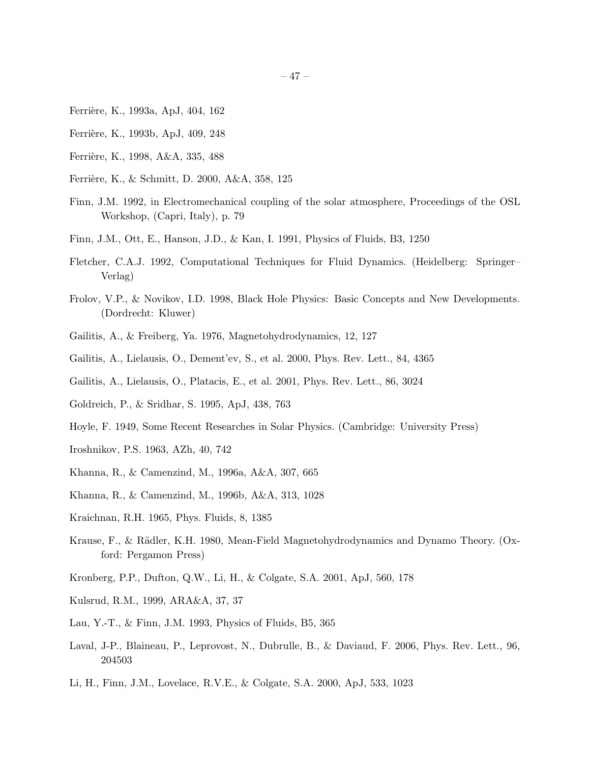Ferrière, K., 1993a, ApJ, 404, 162

Ferrière, K., 1993b, ApJ, 409, 248

Ferrière, K., 1998, A&A, 335, 488

Ferrière, K., & Schmitt, D. 2000, A&A, 358, 125

Finn, J.M. 1992, in Electromechanical coupling of the solar atmosphere, Proceedings of the OSL Workshop, (Capri, Italy), p. 79

Finn, J.M., Ott, E., Hanson, J.D., & Kan, I. 1991, Physics of Fluids, B3, 1250

Fletcher, C.A.J. 1992, Computational Techniques for Fluid Dynamics. (Heidelberg: Springer–Verlag)

Frolov, V.P., & Novikov, I.D. 1998, Black Hole Physics: Basic Concepts and New Developments. (Dordrecht: Kluwer)

Gailitis, A., & Freiberg, Ya. 1976, Magnetohydrodynamics, 12, 127

Gailitis, A., Lielausis, O., Dement'ev, S., et al. 2000, Phys. Rev. Lett., 84, 4365

Gailitis, A., Lielausis, O., Platacis, E., et al. 2001, Phys. Rev. Lett., 86, 3024

Goldreich, P., & Sridhar, S. 1995, ApJ, 438, 763

Hoyle, F. 1949, Some Recent Researches in Solar Physics. (Cambridge: University Press)

Iroshnikov, P.S. 1963, AZh, 40, 742

Khanna, R., & Camenzind, M., 1996a, A&A, 307, 665

Khanna, R., & Camenzind, M., 1996b, A&A, 313, 1028

Kraichnan, R.H. 1965, Phys. Fluids, 8, 1385

Krause, F., & Rädler, K.H. 1980, Mean-Field Magnetohydrodynamics and Dynamo Theory. (Oxford: Pergamon Press)

Kronberg, P.P., Dufton, Q.W., Li, H., & Colgate, S.A. 2001, ApJ, 560, 178

Kulsrud, R.M., 1999, ARA&A, 37, 37

Lau, Y.-T., & Finn, J.M. 1993, Physics of Fluids, B5, 365

Laval, J-P., Blaineau, P., Leprovost, N., Dubrulle, B., & Daviaud, F. 2006, Phys. Rev. Lett., 96, 204503

Li, H., Finn, J.M., Lovelace, R.V.E., & Colgate, S.A. 2000, ApJ, 533, 1023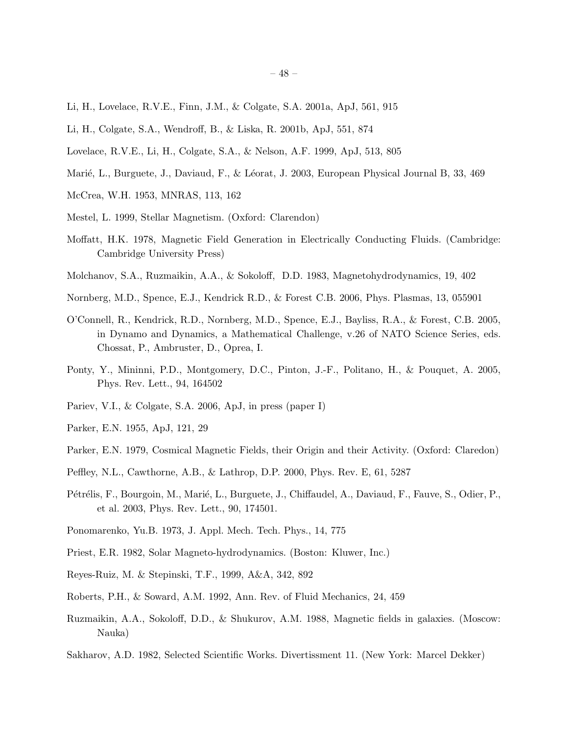Li, H., Lovelace, R.V.E., Finn, J.M., & Colgate, S.A. 2001a, ApJ, 561, 915

Li, H., Colgate, S.A., Wendroff, B., & Liska, R. 2001b, ApJ, 551, 874

Lovelace, R.V.E., Li, H., Colgate, S.A., & Nelson, A.F. 1999, ApJ, 513, 805

Marié, L., Burguete, J., Daviaud, F., & Léorat, J. 2003, European Physical Journal B, 33, 469

McCrea, W.H. 1953, MNRAS, 113, 162

Mestel, L. 1999, Stellar Magnetism. (Oxford: Clarendon)

Moffatt, H.K. 1978, Magnetic Field Generation in Electrically Conducting Fluids. (Cambridge: Cambridge University Press)

Molchanov, S.A., Ruzmaikin, A.A., & Sokoloff, D.D. 1983, Magnetohydrodynamics, 19, 402

Nornberg, M.D., Spence, E.J., Kendrick R.D., & Forest C.B. 2006, Phys. Plasmas, 13, 055901

O'Connell, R., Kendrick, R.D., Nornberg, M.D., Spence, E.J., Bayliss, R.A., & Forest, C.B. 2005, in Dynamo and Dynamics, a Mathematical Challenge, v.26 of NATO Science Series, eds. Chossat, P., Ambruster, D., Oprea, I.

Ponty, Y., Mininni, P.D., Montgomery, D.C., Pinton, J.-F., Politano, H., & Pouquet, A. 2005, Phys. Rev. Lett., 94, 164502

Pariev, V.I., & Colgate, S.A. 2006, ApJ, in press (paper I)

Parker, E.N. 1955, ApJ, 121, 29

Parker, E.N. 1979, Cosmical Magnetic Fields, their Origin and their Activity. (Oxford: Claredon)

Peffley, N.L., Cawthorne, A.B., & Lathrop, D.P. 2000, Phys. Rev. E, 61, 5287

Pétrélis, F., Bourgoin, M., Marié, L., Burguete, J., Chiffaudel, A., Daviaud, F., Fauve, S., Odier, P., et al. 2003, Phys. Rev. Lett., 90, 174501.

Ponomarenko, Yu.B. 1973, J. Appl. Mech. Tech. Phys., 14, 775

Priest, E.R. 1982, Solar Magneto-hydrodynamics. (Boston: Kluwer, Inc.)

Reyes-Ruiz, M. & Stepinski, T.F., 1999, A&A, 342, 892

Roberts, P.H., & Soward, A.M. 1992, Ann. Rev. of Fluid Mechanics, 24, 459

Ruzmaikin, A.A., Sokoloff, D.D., & Shukurov, A.M. 1988, Magnetic fields in galaxies. (Moscow: Nauka)

Sakharov, A.D. 1982, Selected Scientific Works. Divertissment 11. (New York: Marcel Dekker)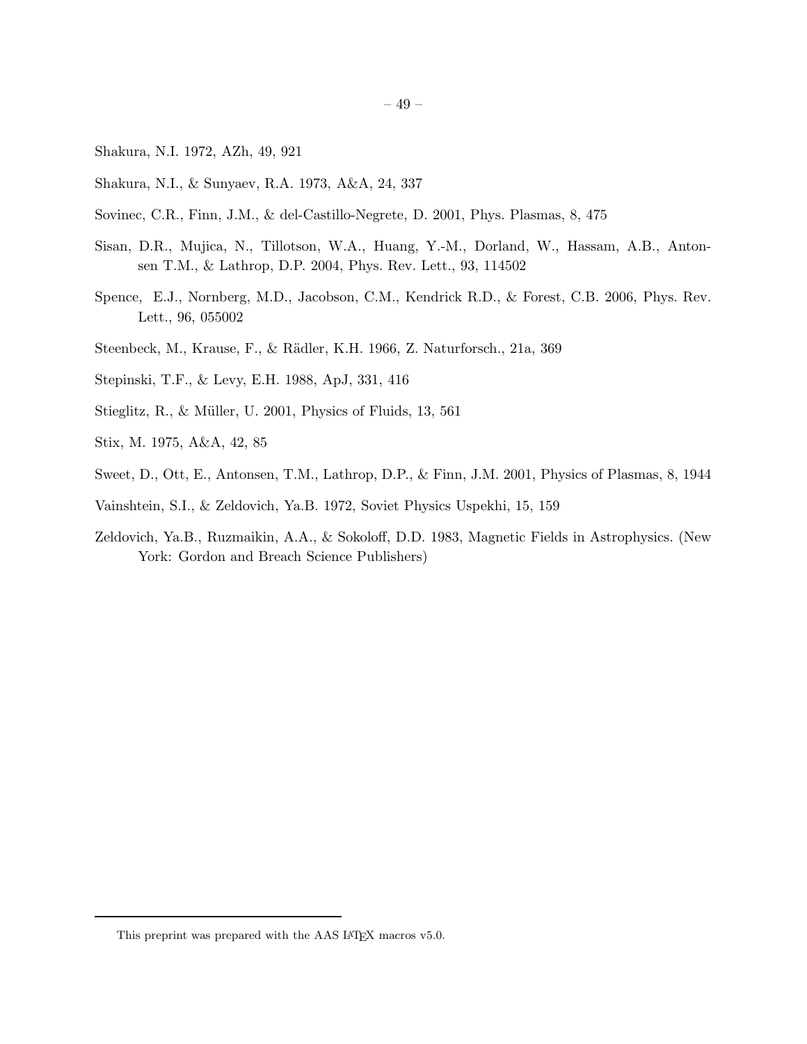Shakura, N.I. 1972, AZh, 49, 921

Shakura, N.I., & Sunyaev, R.A. 1973, A&A, 24, 337

Sovinec, C.R., Finn, J.M., & del-Castillo-Negrete, D. 2001, Phys. Plasmas, 8, 475

Sisan, D.R., Mujica, N., Tillotson, W.A., Huang, Y.-M., Dorland, W., Hassam, A.B., Antonsen T.M., & Lathrop, D.P. 2004, Phys. Rev. Lett., 93, 114502

Spence, E.J., Nornberg, M.D., Jacobson, C.M., Kendrick R.D., & Forest, C.B. 2006, Phys. Rev. Lett., 96, 055002

Steenbeck, M., Krause, F., & Rädler, K.H. 1966, Z. Naturforsch., 21a, 369

Stepinski, T.F., & Levy, E.H. 1988, ApJ, 331, 416

Stieglitz, R., & Müller, U. 2001, Physics of Fluids, 13, 561

Stix, M. 1975, A&A, 42, 85

Sweet, D., Ott, E., Antonsen, T.M., Lathrop, D.P., & Finn, J.M. 2001, Physics of Plasmas, 8, 1944

Vainshtein, S.I., & Zeldovich, Ya.B. 1972, Soviet Physics Uspekhi, 15, 159

Zeldovich, Ya.B., Ruzmaikin, A.A., & Sokoloff, D.D. 1983, Magnetic Fields in Astrophysics. (New York: Gordon and Breach Science Publishers)

This preprint was prepared with the AAS LaTeX macros v5.0.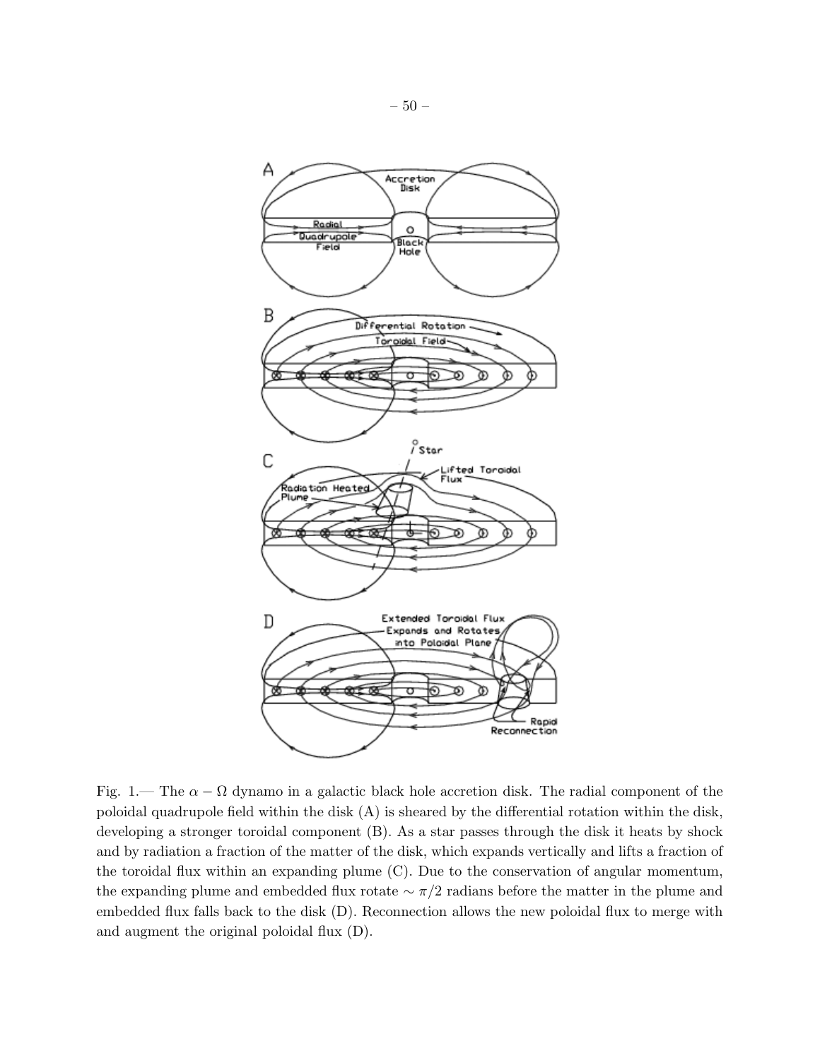Fig. 1.— The $\alpha - \Omega$ dynamo in a galactic black hole accretion disk. The radial component of the poloidal quadrupole field within the disk (A) is sheared by the differential rotation within the disk, developing a stronger toroidal component (B). As a star passes through the disk it heats by shock and by radiation a fraction of the matter of the disk, which expands vertically and lifts a fraction of the toroidal flux within an expanding plume (C). Due to the conservation of angular momentum, the expanding plume and embedded flux rotate $\sim \pi/2$ radians before the matter in the plume and embedded flux falls back to the disk (D). Reconnection allows the new poloidal flux to merge with and augment the original poloidal flux (D).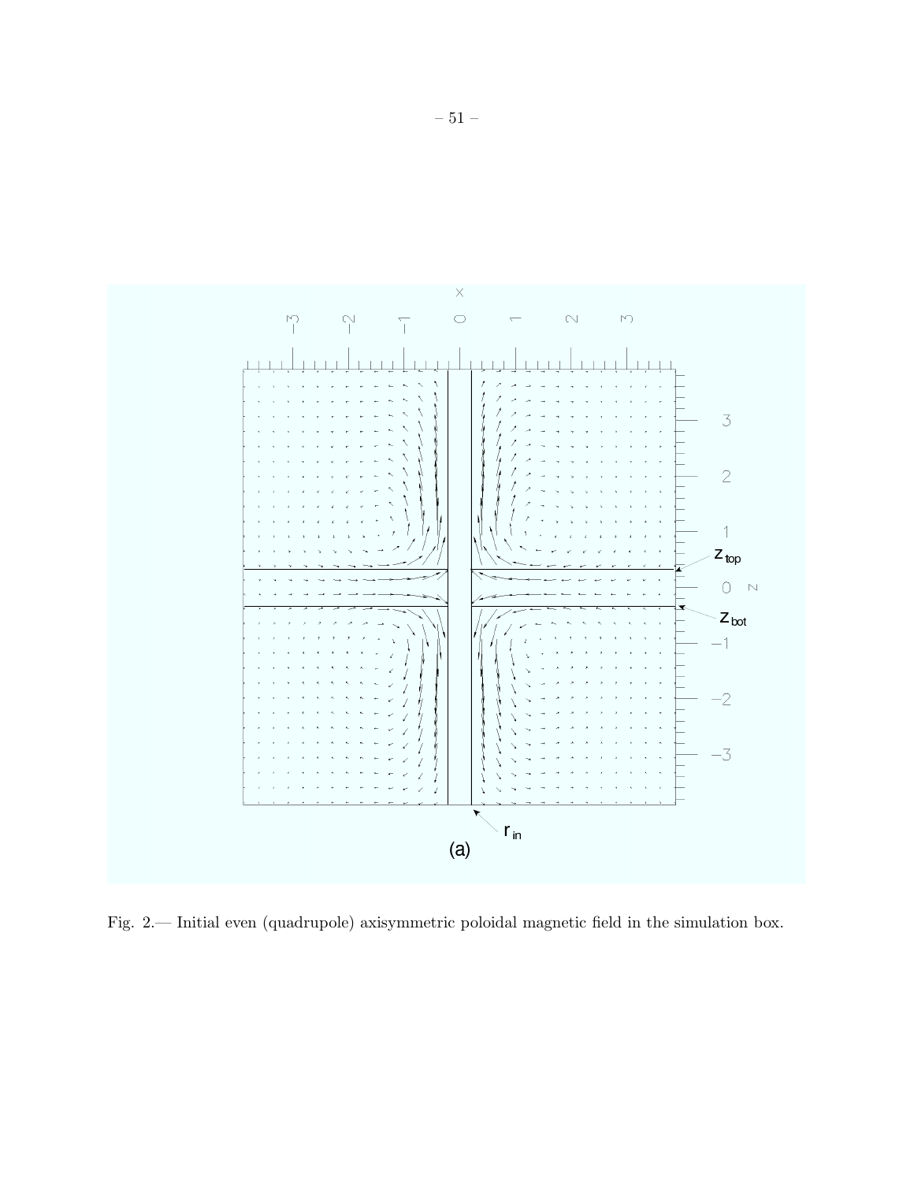Fig. 2.— Initial even (quadrupole) axisymmetric poloidal magnetic field in the simulation box.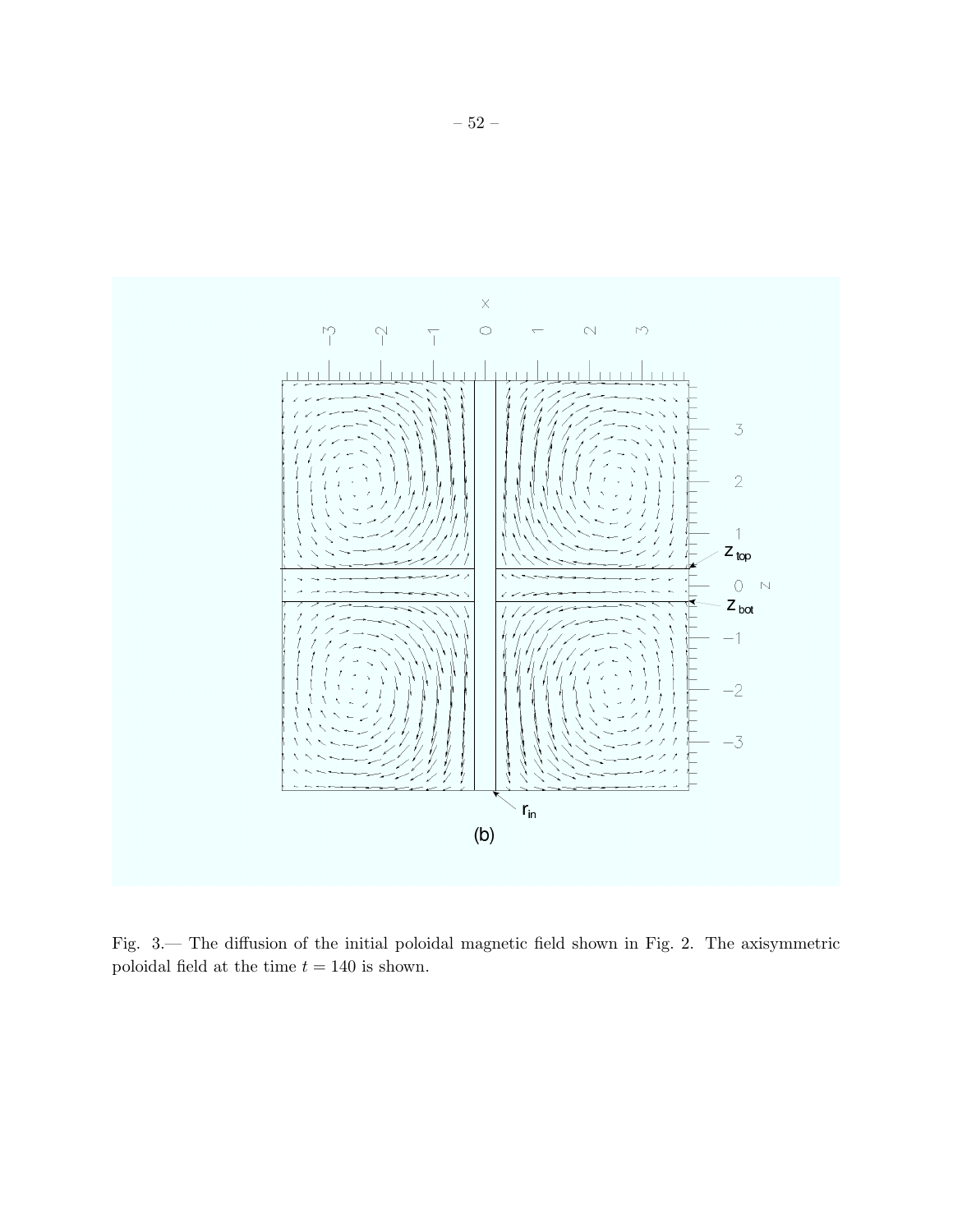(b)

Fig. 3.— The diffusion of the initial poloidal magnetic field shown in Fig. 2. The axisymmetric poloidal field at the time $t = 140$ is shown.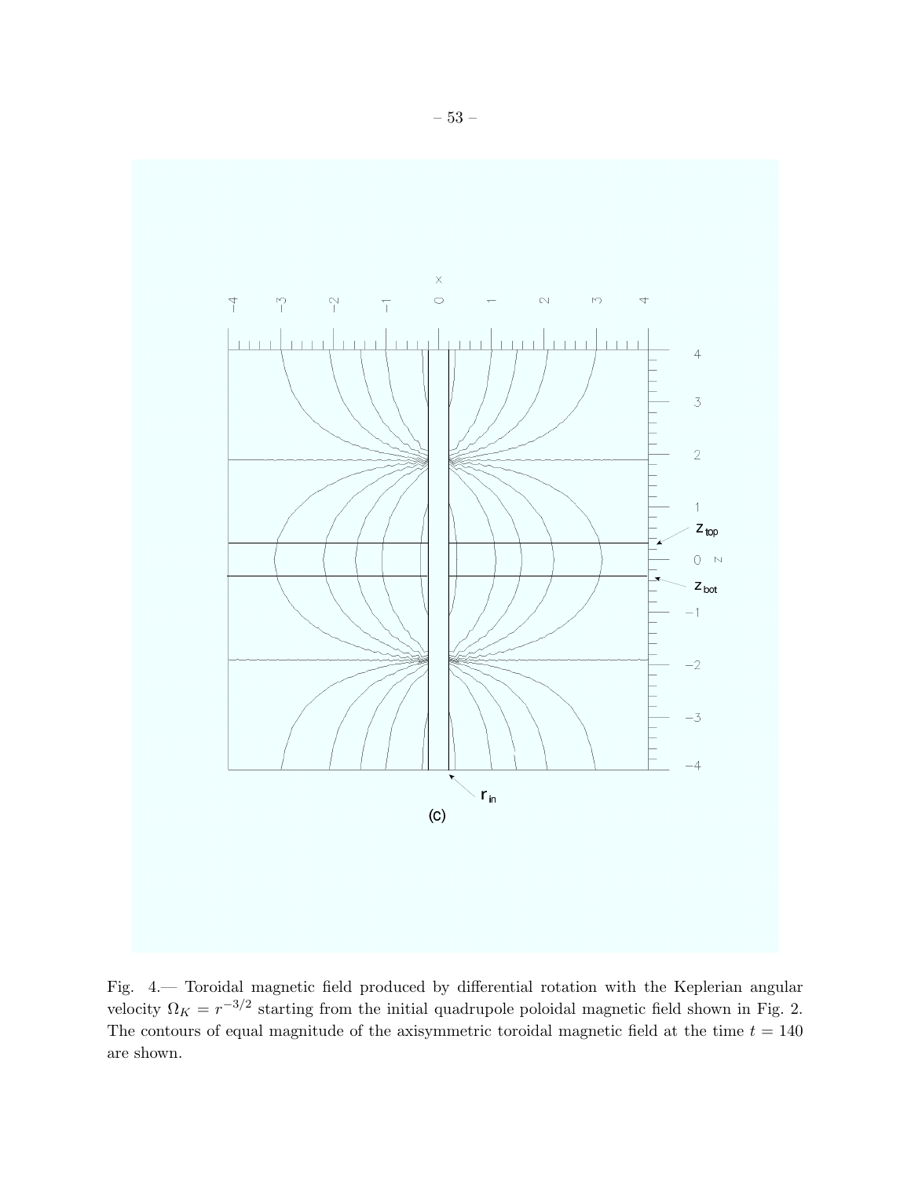Fig. 4.— Toroidal magnetic field produced by differential rotation with the Keplerian angular velocity $\Omega_K = r^{-3/2}$ starting from the initial quadrupole poloidal magnetic field shown in Fig. 2. The contours of equal magnitude of the axisymmetric toroidal magnetic field at the time $t = 140$ are shown.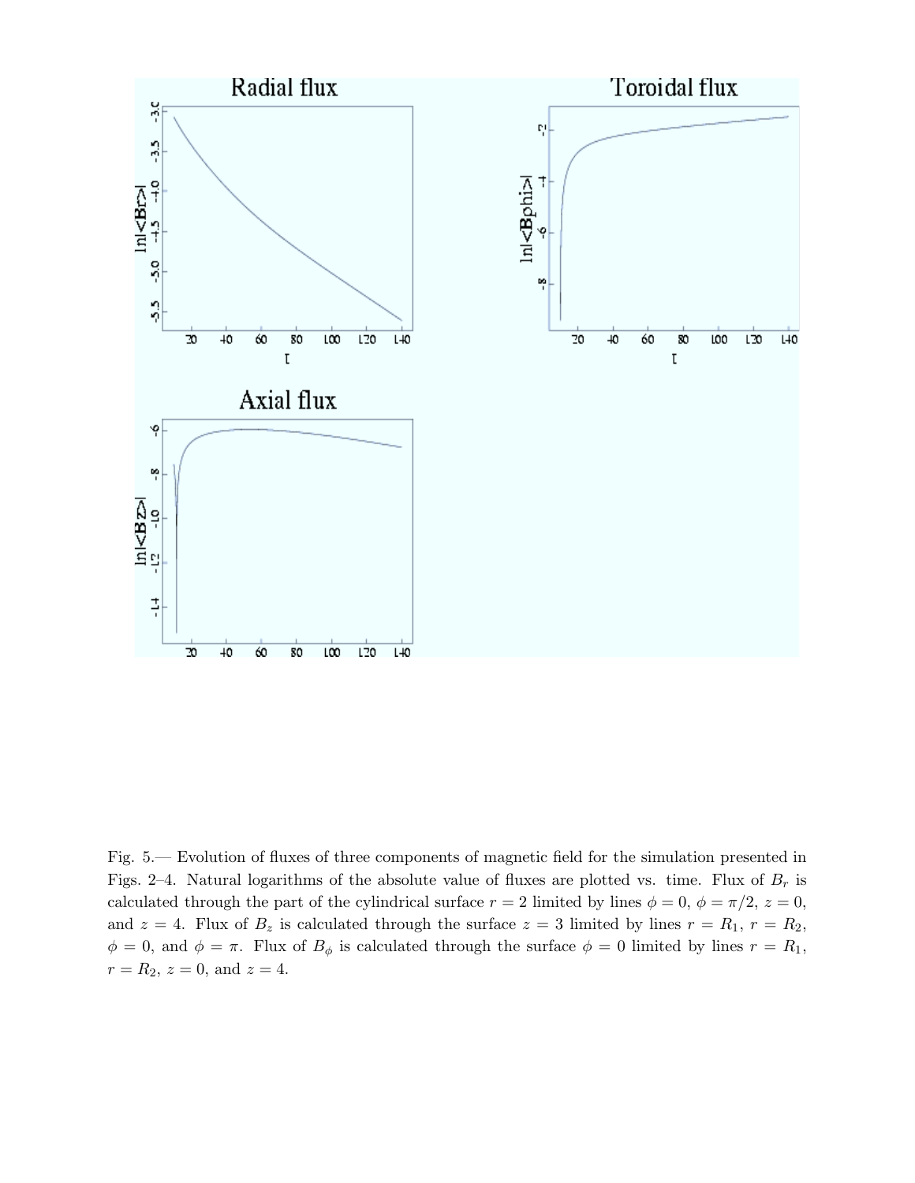Fig. 5.— Evolution of fluxes of three components of magnetic field for the simulation presented in Figs. 2–4. Natural logarithms of the absolute value of fluxes are plotted vs. time. Flux of $B_r$ is calculated through the part of the cylindrical surface $r = 2$ limited by lines $\phi = 0$, $\phi = \pi/2$, $z = 0$, and $z = 4$. Flux of $B_z$ is calculated through the surface $z = 3$ limited by lines $r = R_1$, $r = R_2$, $\phi = 0$, and $\phi = \pi$. Flux of $B_\phi$ is calculated through the surface $\phi = 0$ limited by lines $r = R_1$, $r = R_2$, $z = 0$, and $z = 4$.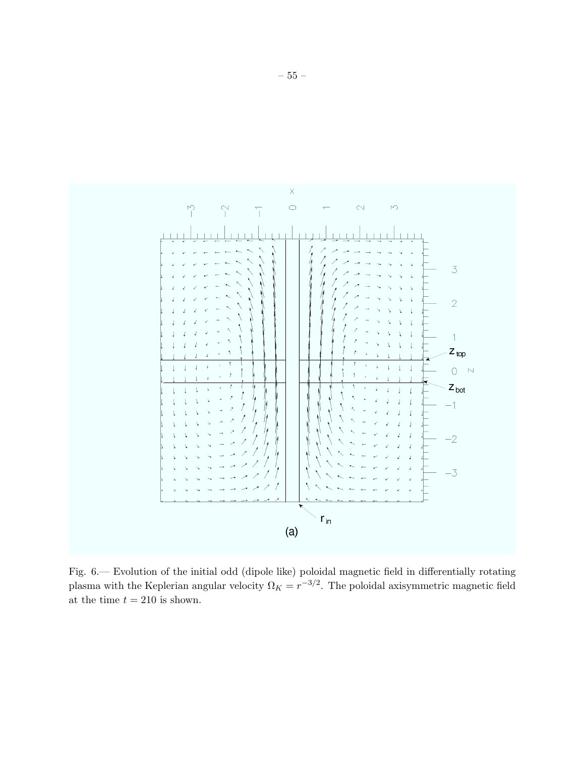Fig. 6.— Evolution of the initial odd (dipole like) poloidal magnetic field in differentially rotating plasma with the Keplerian angular velocity $\Omega_K = r^{-3/2}$. The poloidal axisymmetric magnetic field at the time $t = 210$ is shown.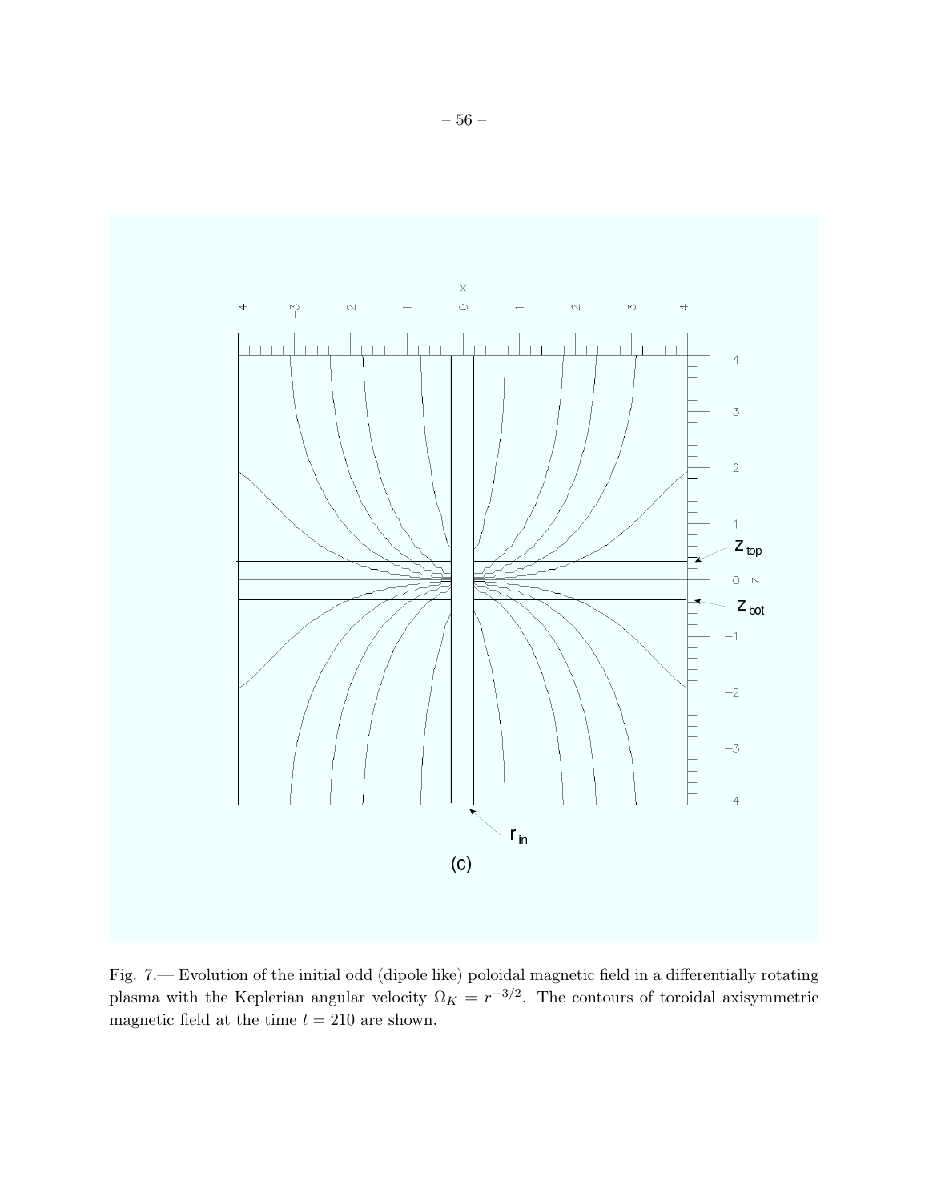Fig. 7.— Evolution of the initial odd (dipole like) poloidal magnetic field in a differentially rotating plasma with the Keplerian angular velocity $\Omega_K = r^{-3/2}$. The contours of toroidal axisymmetric magnetic field at the time $t = 210$ are shown.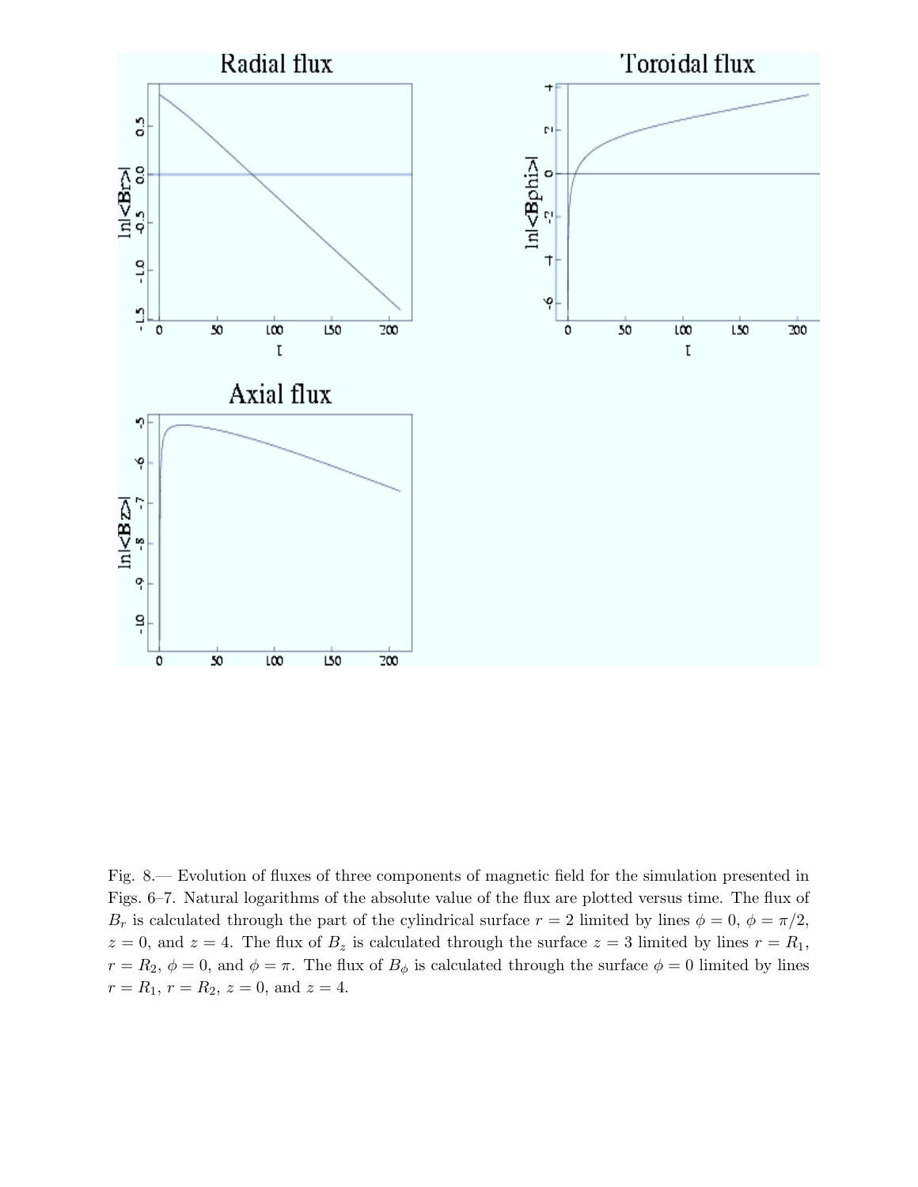Fig. 8.— Evolution of fluxes of three components of magnetic field for the simulation presented in Figs. 6–7. Natural logarithms of the absolute value of the flux are plotted versus time. The flux of $B_r$ is calculated through the part of the cylindrical surface $r = 2$ limited by lines $\phi = 0$, $\phi = \pi/2$, $z = 0$, and $z = 4$. The flux of $B_z$ is calculated through the surface $z = 3$ limited by lines $r = R_1$, $r = R_2$, $\phi = 0$, and $\phi = \pi$. The flux of $B_\phi$ is calculated through the surface $\phi = 0$ limited by lines $r = R_1$, $r = R_2$, $z = 0$, and $z = 4$.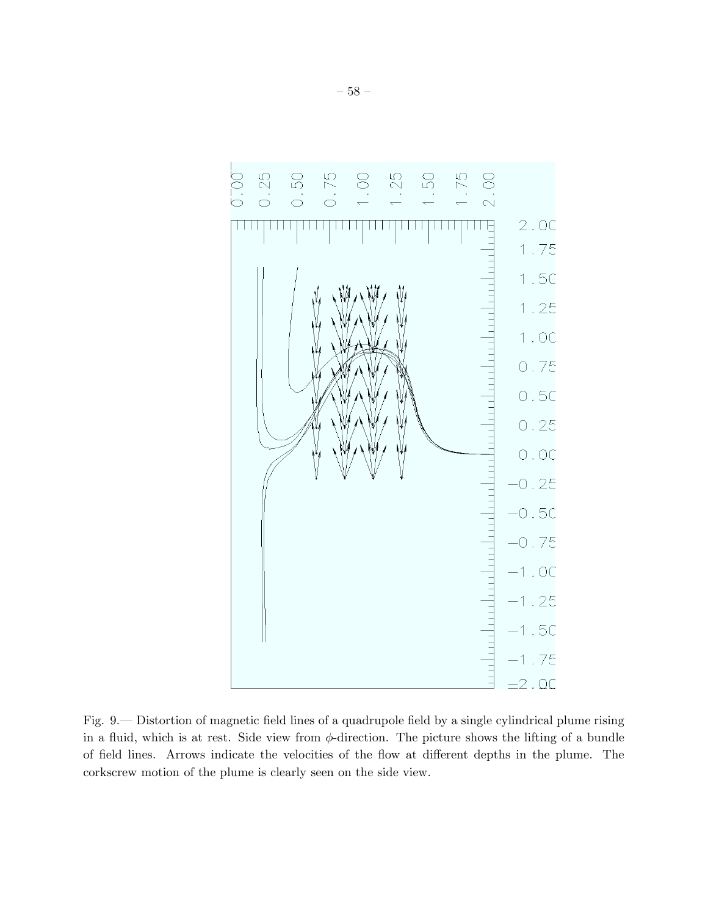Fig. 9.— Distortion of magnetic field lines of a quadrupole field by a single cylindrical plume rising in a fluid, which is at rest. Side view from $\phi$-direction. The picture shows the lifting of a bundle of field lines. Arrows indicate the velocities of the flow at different depths in the plume. The corkscrew motion of the plume is clearly seen on the side view.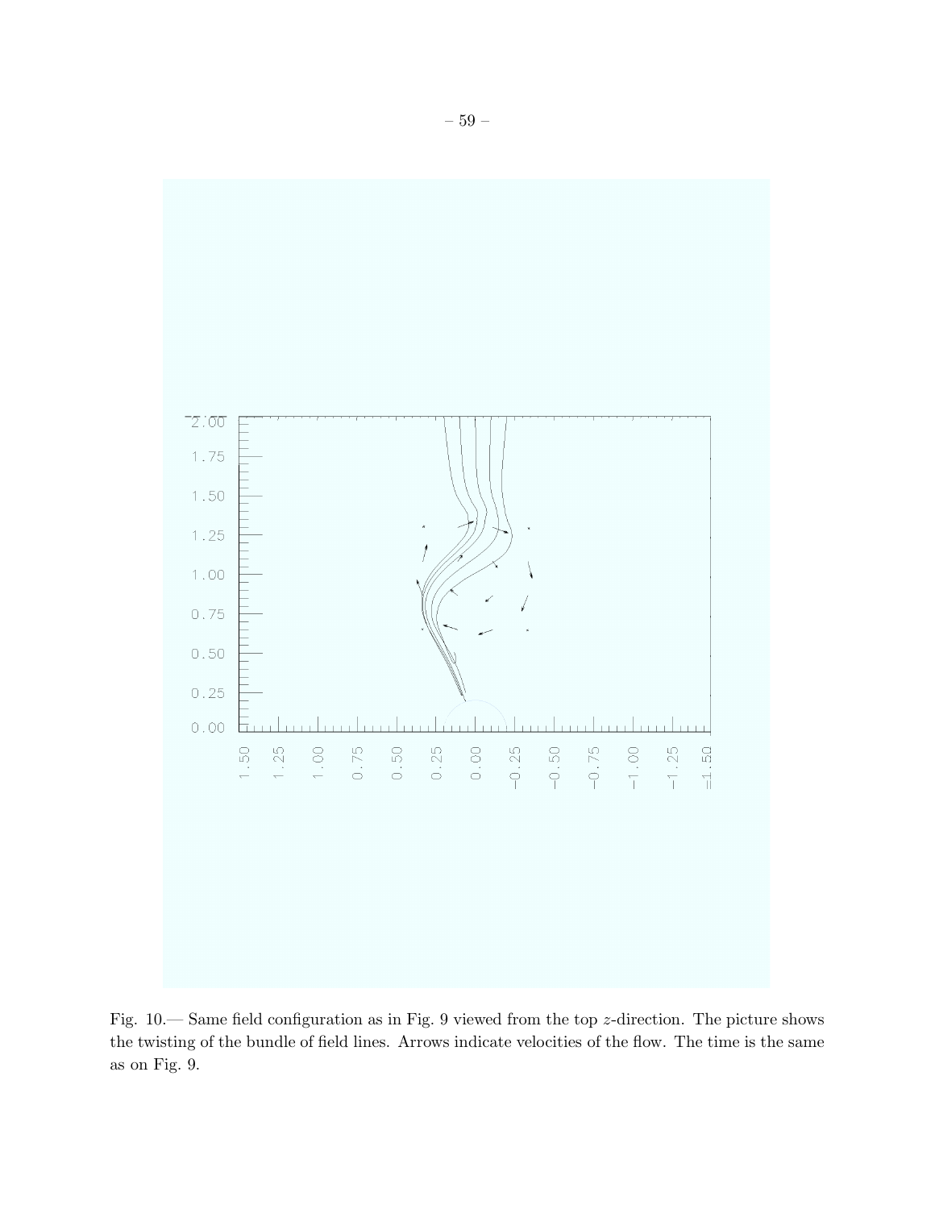Fig. 10.— Same field configuration as in Fig. 9 viewed from the top $z$-direction. The picture shows the twisting of the bundle of field lines. Arrows indicate velocities of the flow. The time is the same as on Fig. 9.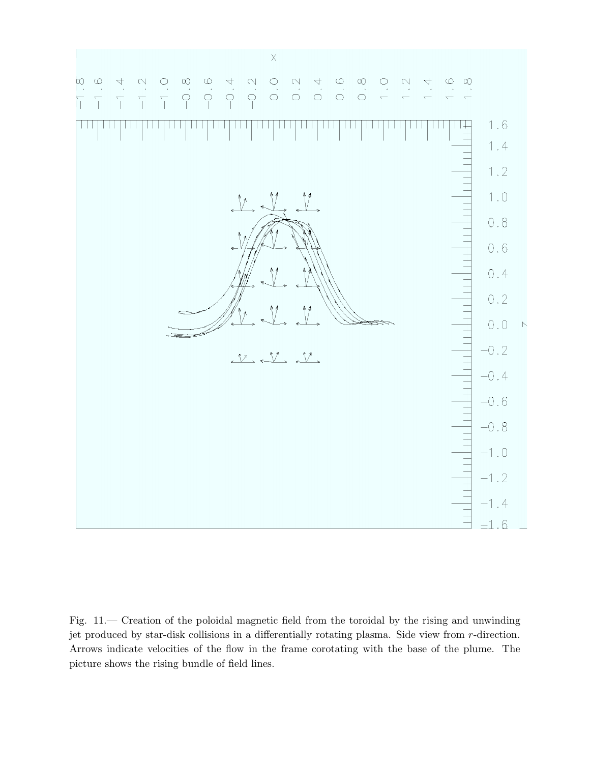Fig. 11.— Creation of the poloidal magnetic field from the toroidal by the rising and unwinding jet produced by star-disk collisions in a differentially rotating plasma. Side view from $r$-direction. Arrows indicate velocities of the flow in the frame corotating with the base of the plume. The picture shows the rising bundle of field lines.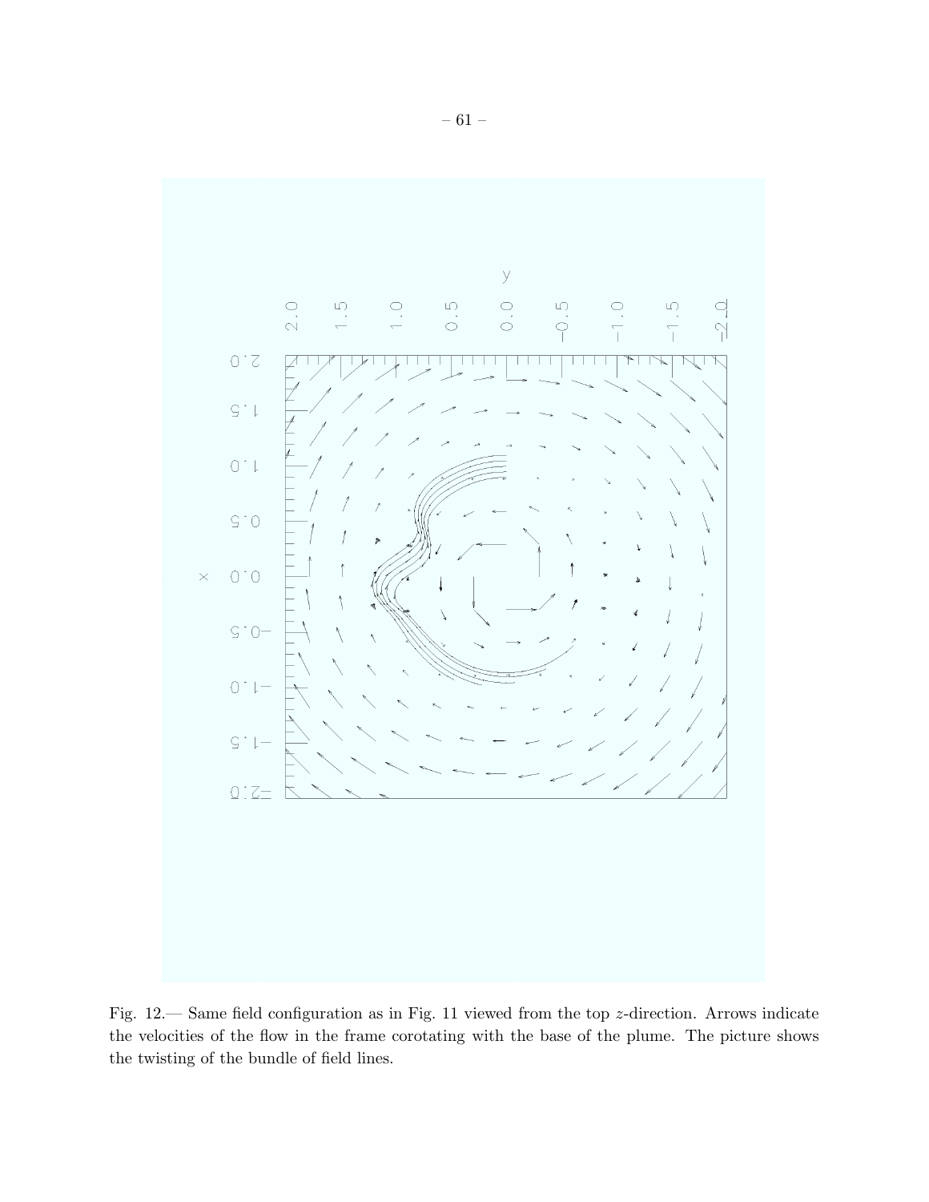Fig. 12.— Same field configuration as in Fig. 11 viewed from the top $z$-direction. Arrows indicate the velocities of the flow in the frame corotating with the base of the plume. The picture shows the twisting of the bundle of field lines.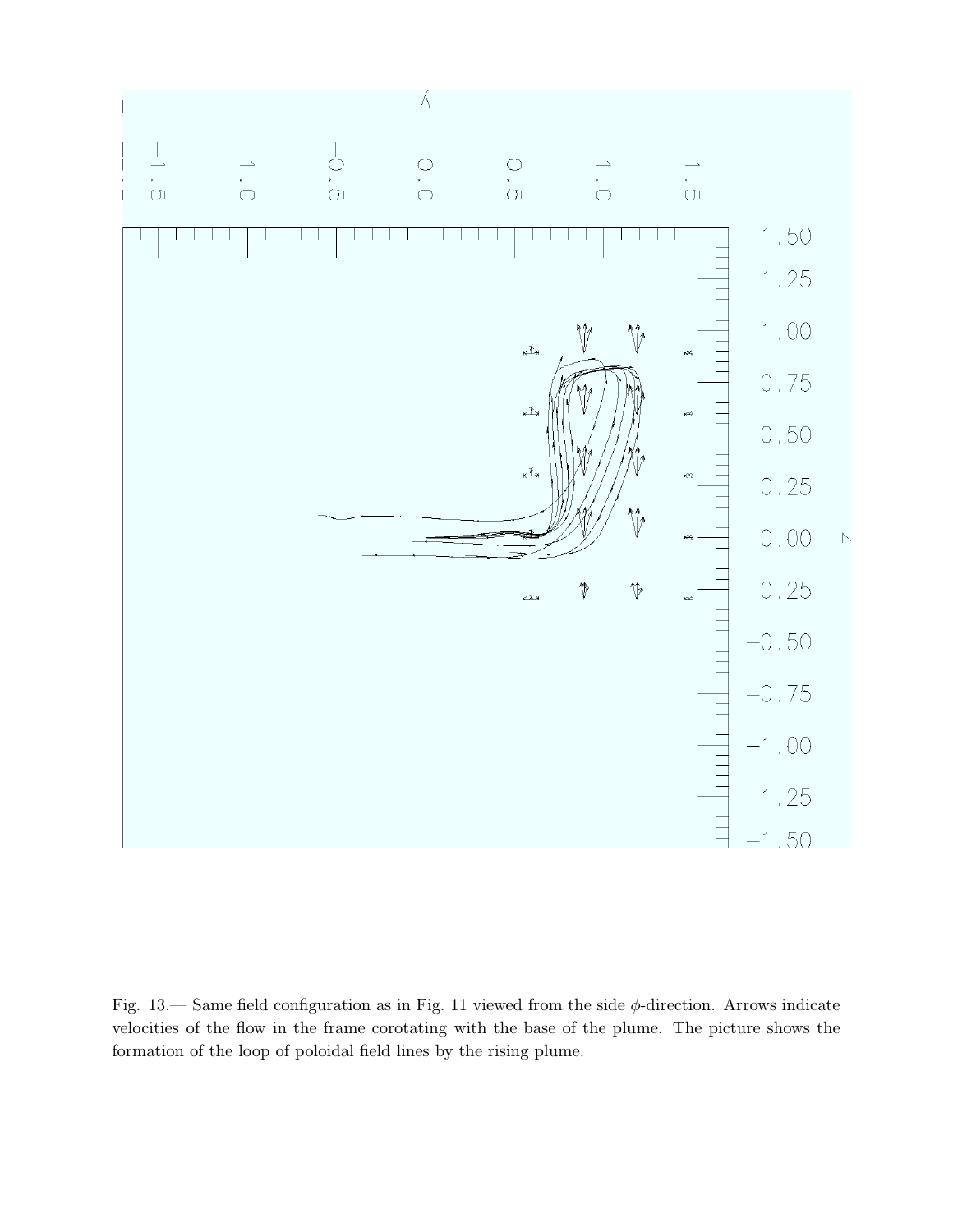Fig. 13.— Same field configuration as in Fig. 11 viewed from the side $\phi$-direction. Arrows indicate velocities of the flow in the frame corotating with the base of the plume. The picture shows the formation of the loop of poloidal field lines by the rising plume.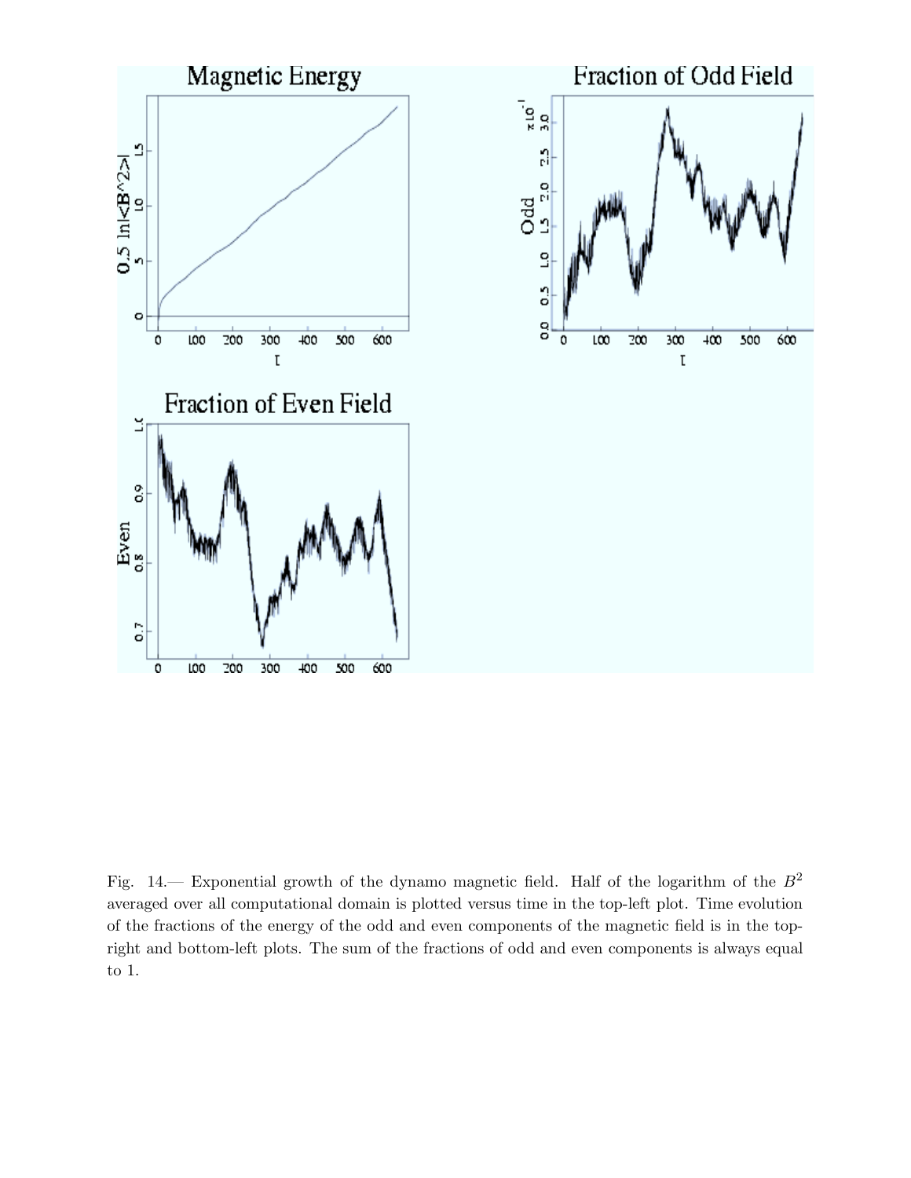Fig. 14.— Exponential growth of the dynamo magnetic field. Half of the logarithm of the $B^2$ averaged over all computational domain is plotted versus time in the top-left plot. Time evolution of the fractions of the energy of the odd and even components of the magnetic field is in the top-right and bottom-left plots. The sum of the fractions of odd and even components is always equal to 1.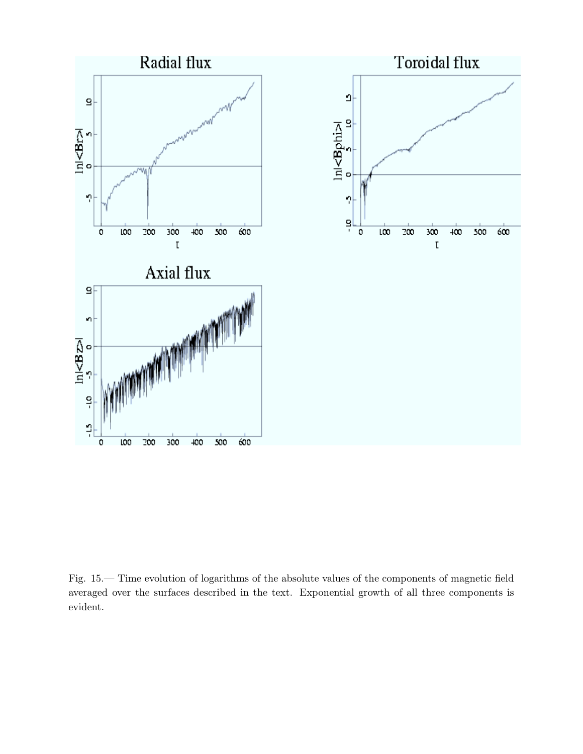Fig. 15.— Time evolution of logarithms of the absolute values of the components of magnetic field averaged over the surfaces described in the text. Exponential growth of all three components is evident.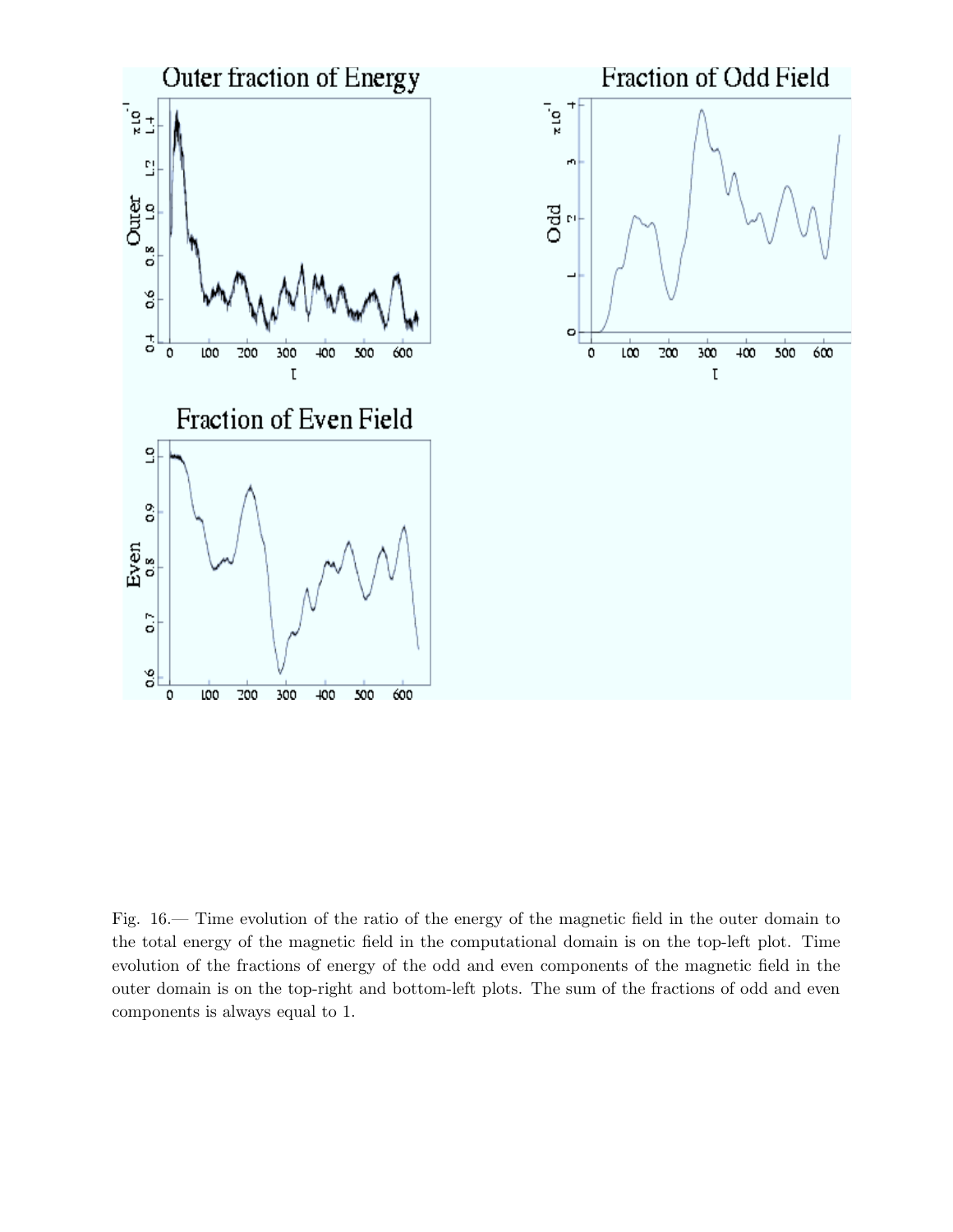Fig. 16.— Time evolution of the ratio of the energy of the magnetic field in the outer domain to the total energy of the magnetic field in the computational domain is on the top-left plot. Time evolution of the fractions of energy of the odd and even components of the magnetic field in the outer domain is on the top-right and bottom-left plots. The sum of the fractions of odd and even components is always equal to 1.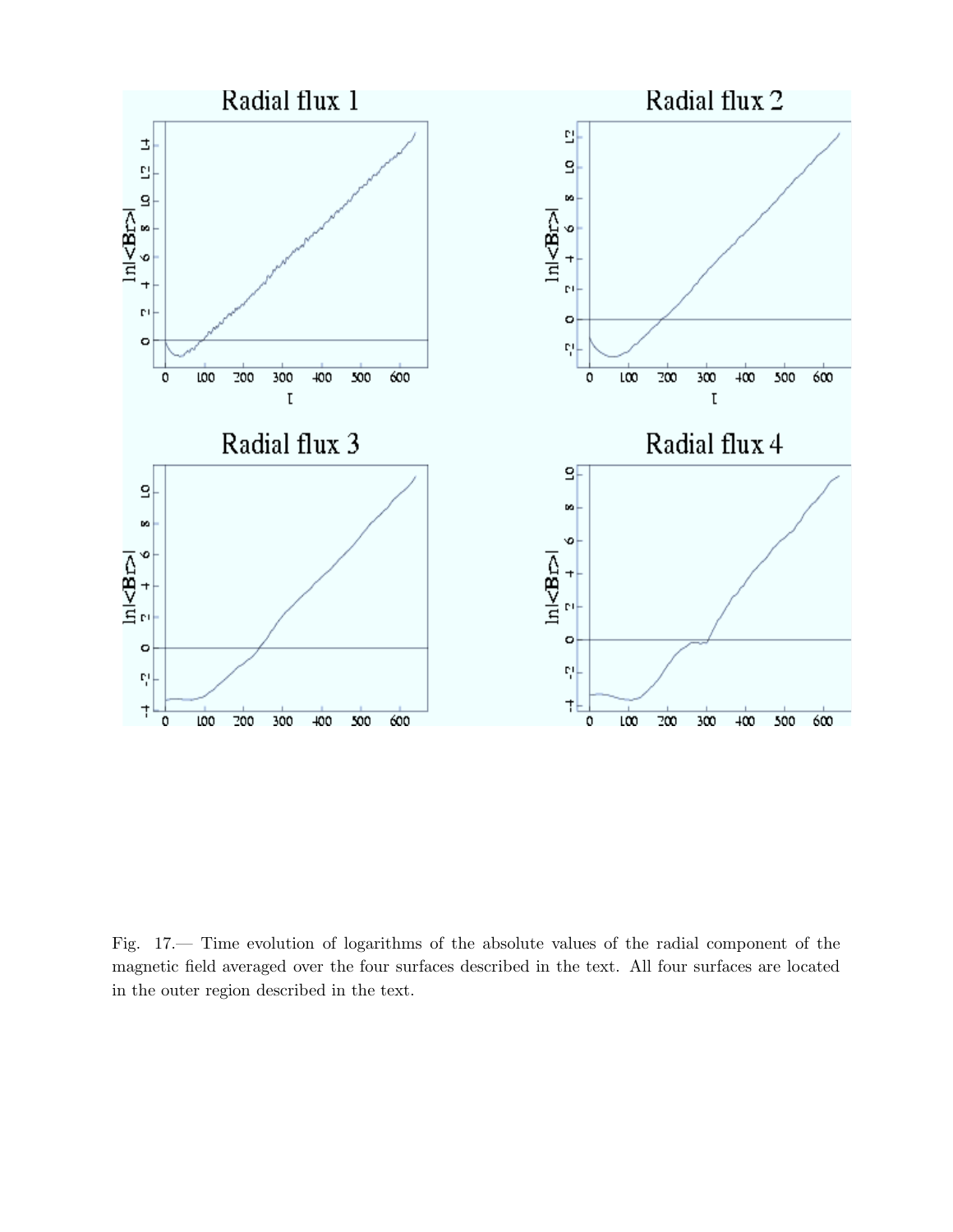Fig. 17.— Time evolution of logarithms of the absolute values of the radial component of the magnetic field averaged over the four surfaces described in the text. All four surfaces are located in the outer region described in the text.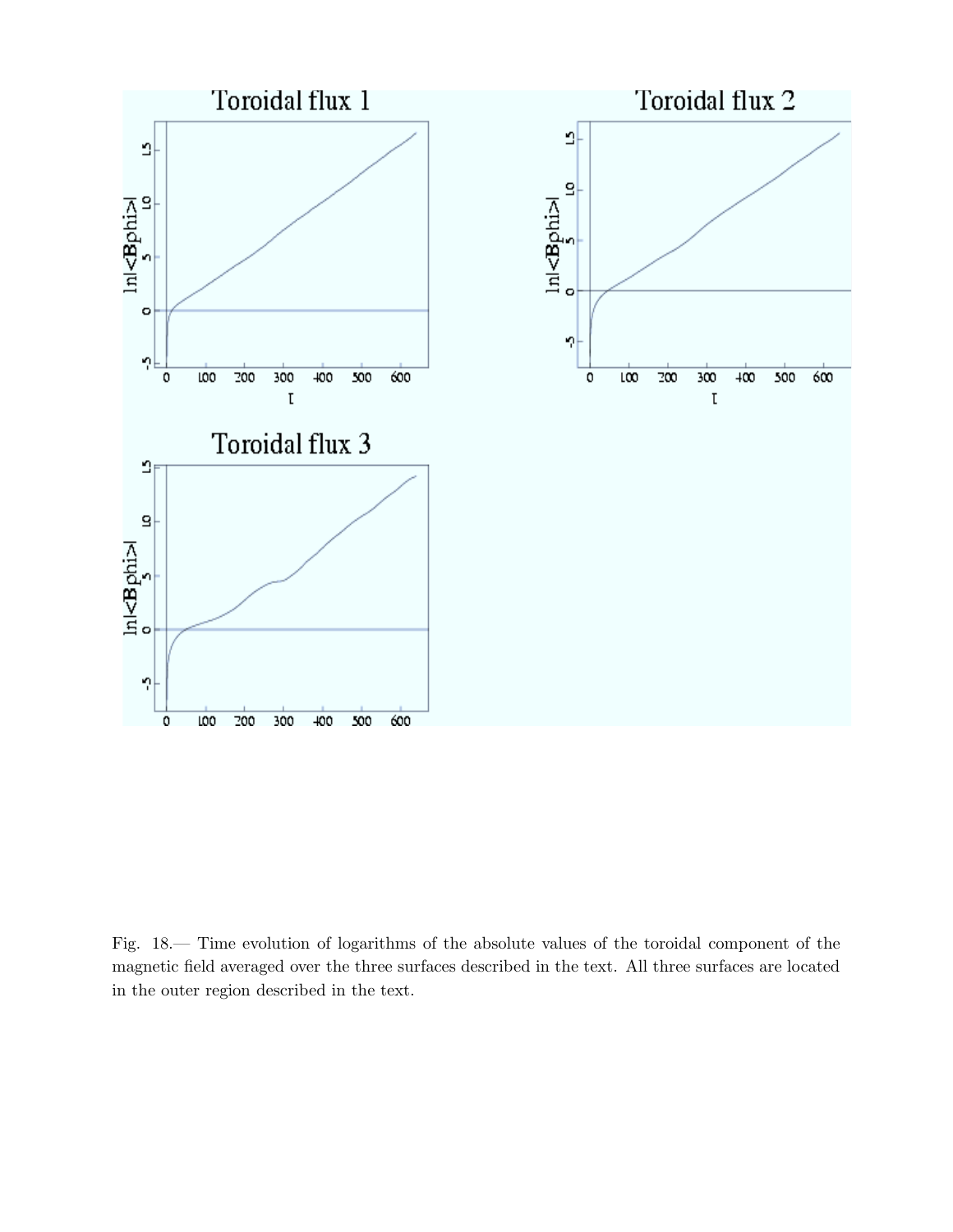Fig. 18.— Time evolution of logarithms of the absolute values of the toroidal component of the magnetic field averaged over the three surfaces described in the text. All three surfaces are located in the outer region described in the text.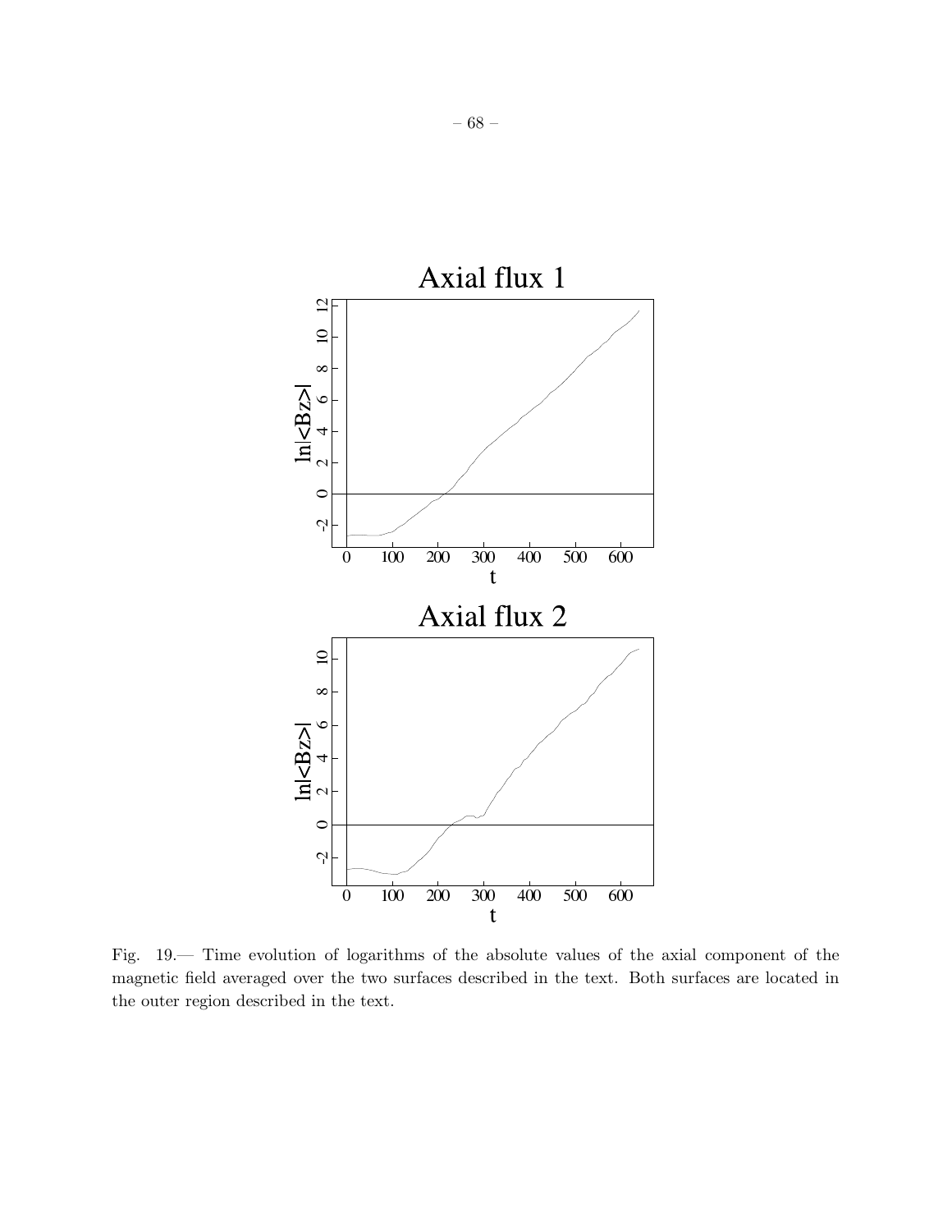Fig. 19.— Time evolution of logarithms of the absolute values of the axial component of the magnetic field averaged over the two surfaces described in the text. Both surfaces are located in the outer region described in the text.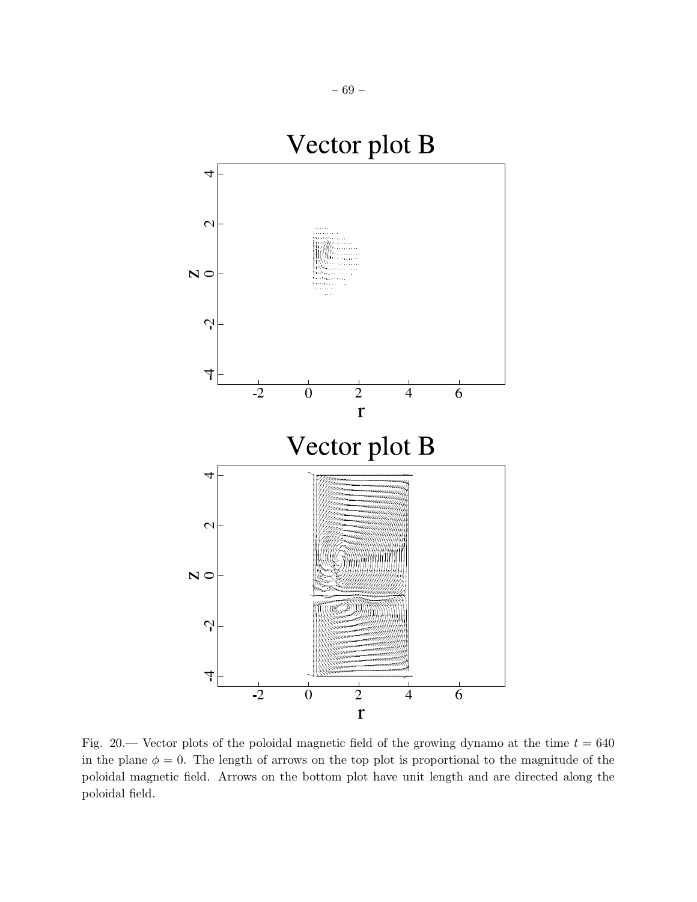Fig. 20.— Vector plots of the poloidal magnetic field of the growing dynamo at the time $t = 640$ in the plane $\phi = 0$. The length of arrows on the top plot is proportional to the magnitude of the poloidal magnetic field. Arrows on the bottom plot have unit length and are directed along the poloidal field.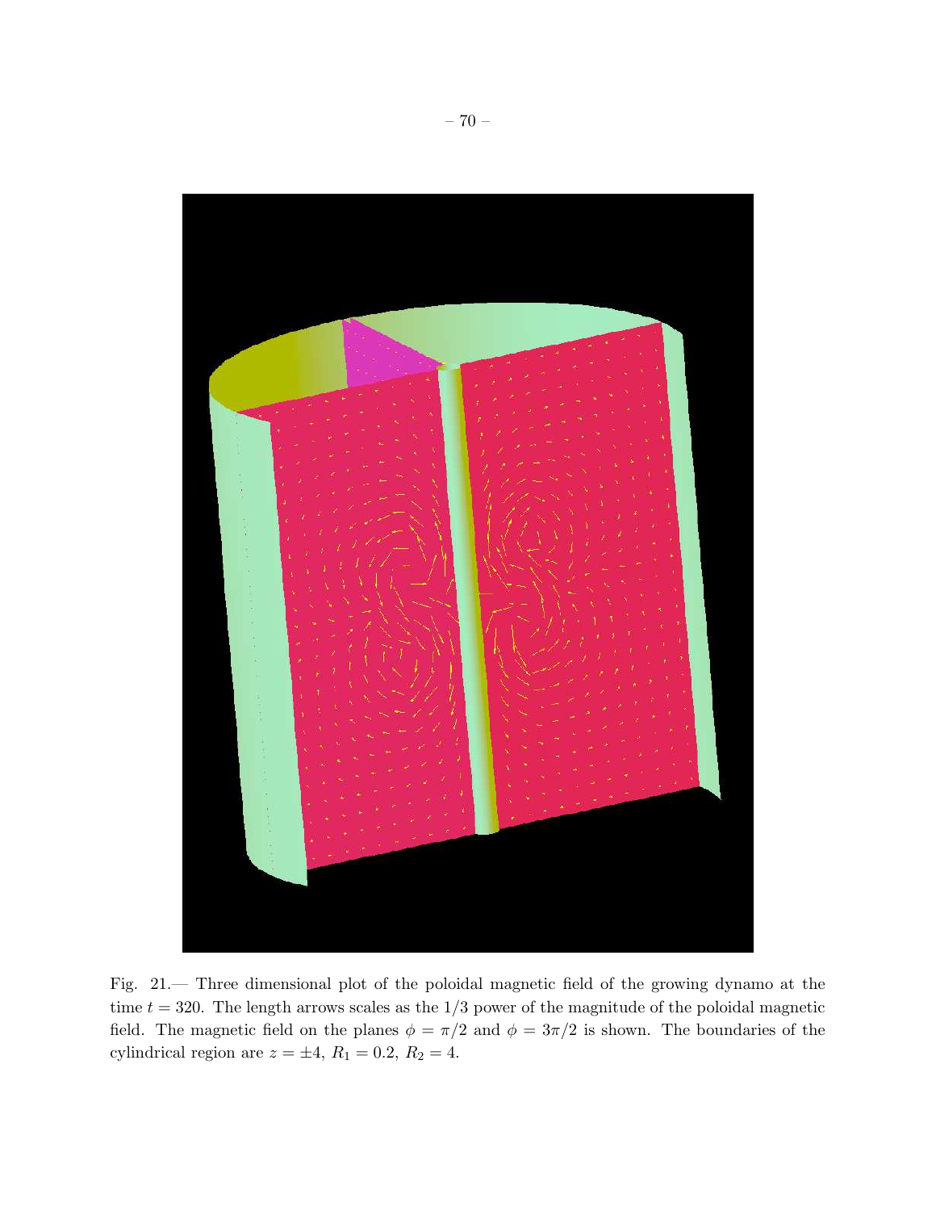Fig. 21.— Three dimensional plot of the poloidal magnetic field of the growing dynamo at the time $t = 320$. The length arrows scales as the $1/3$ power of the magnitude of the poloidal magnetic field. The magnetic field on the planes $\phi = \pi/2$ and $\phi = 3\pi/2$ is shown. The boundaries of the cylindrical region are $z = \pm 4$, $R_1 = 0.2$, $R_2 = 4$.